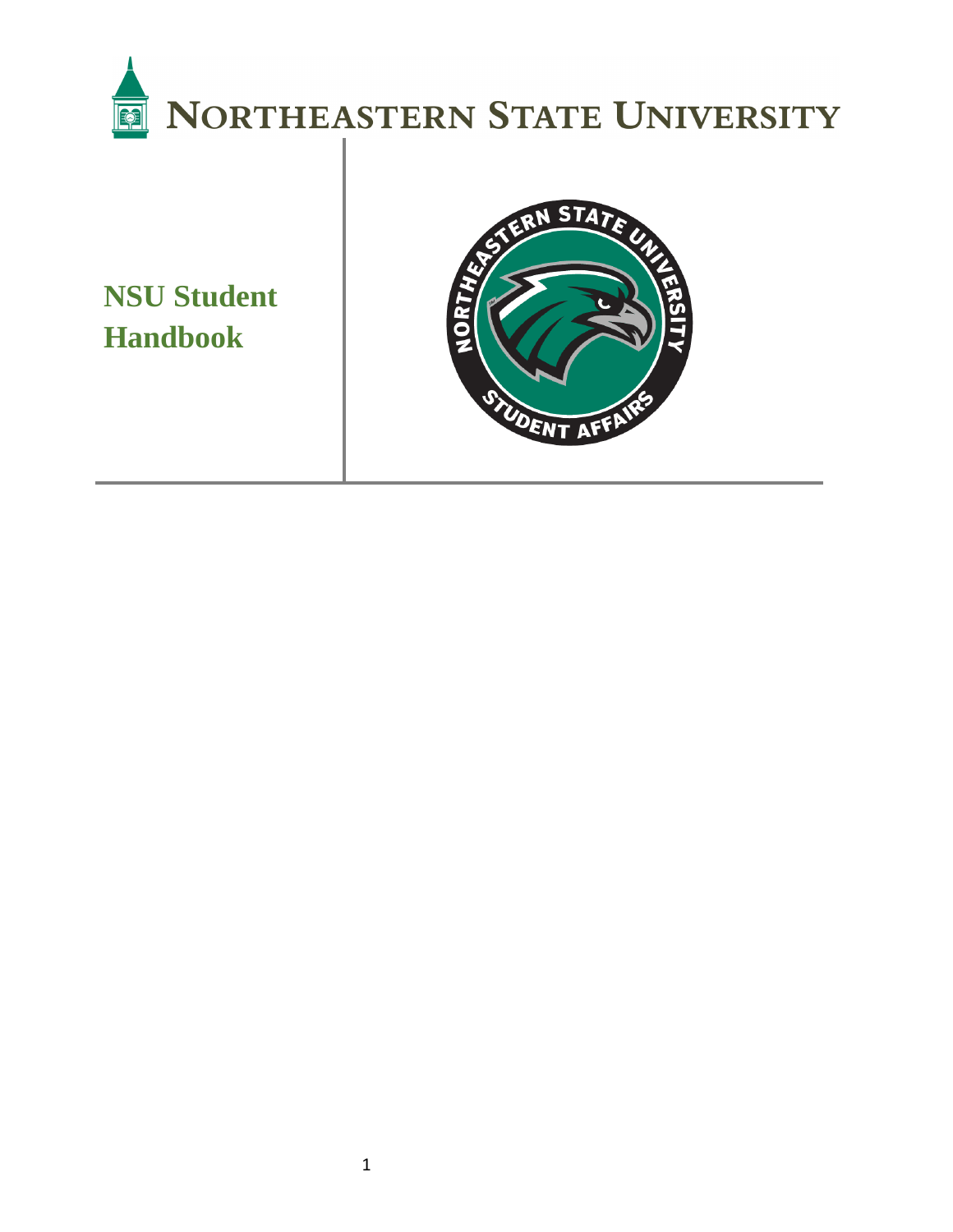# Northeastern State University

## NSU Student Handbook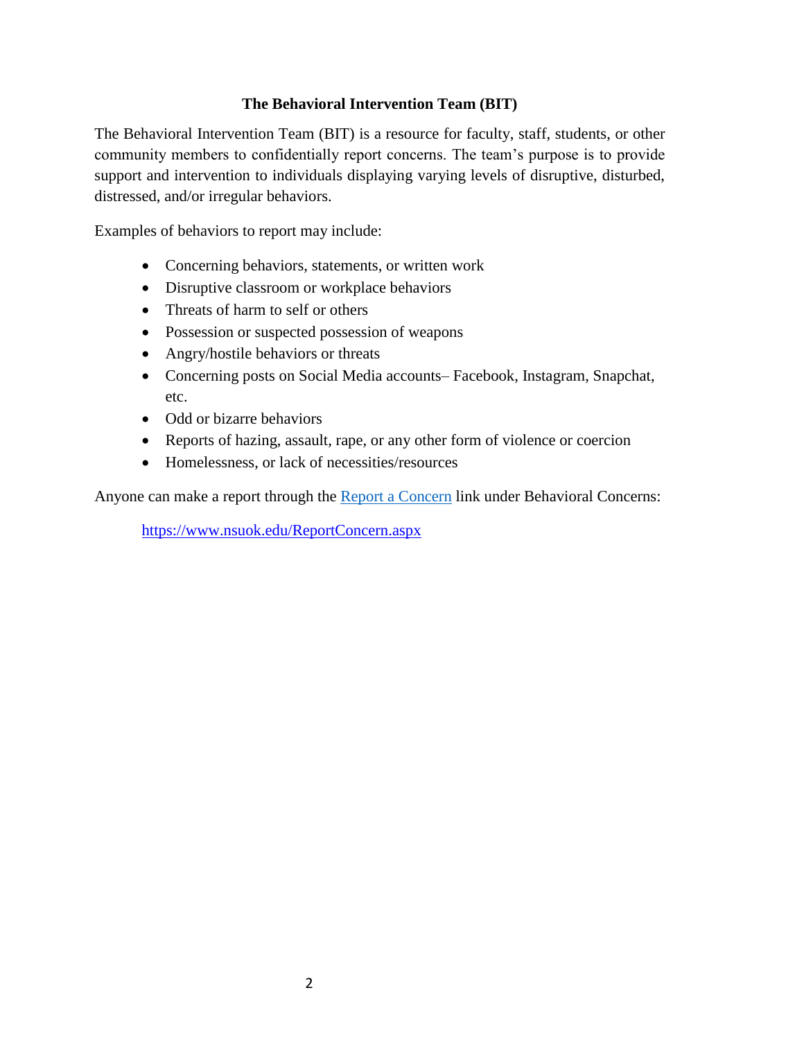## The Behavioral Intervention Team (BIT)

The Behavioral Intervention Team (BIT) is a resource for faculty, staff, students, or other community members to confidentially report concerns. The team's purpose is to provide support and intervention to individuals displaying varying levels of disruptive, disturbed, distressed, and/or irregular behaviors.

Examples of behaviors to report may include:

- Concerning behaviors, statements, or written work
- Disruptive classroom or workplace behaviors
- Threats of harm to self or others
- Possession or suspected possession of weapons
- Angry/hostile behaviors or threats
- Concerning posts on Social Media accounts– Facebook, Instagram, Snapchat, etc.
- Odd or bizarre behaviors
- Reports of hazing, assault, rape, or any other form of violence or coercion
- Homelessness, or lack of necessities/resources

Anyone can make a report through the [Report a Concern](https://www.nsuok.edu/ReportConcern.aspx) link under Behavioral Concerns:

https://www.nsuok.edu/ReportConcern.aspx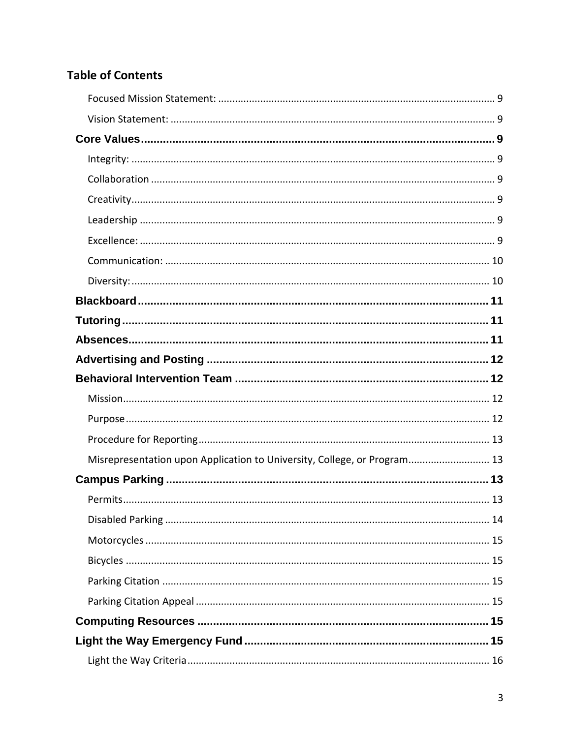## Table of Contents

- Focused Mission Statement: 9
- Vision Statement: 9

**Core Values** 9

- Integrity: 9
- Collaboration 9
- Creativity 9
- Leadership 9
- Excellence: 9
- Communication: 10
- Diversity: 10

**Blackboard** 11

**Tutoring** 11

**Absences** 11

**Advertising and Posting** 12

**Behavioral Intervention Team** 12

- Mission 12
- Purpose 12
- Procedure for Reporting 13
- Misrepresentation upon Application to University, College, or Program 13

**Campus Parking** 13

- Permits 13
- Disabled Parking 14
- Motorcycles 15
- Bicycles 15
- Parking Citation 15
- Parking Citation Appeal 15

**Computing Resources** 15

**Light the Way Emergency Fund** 15

- Light the Way Criteria 16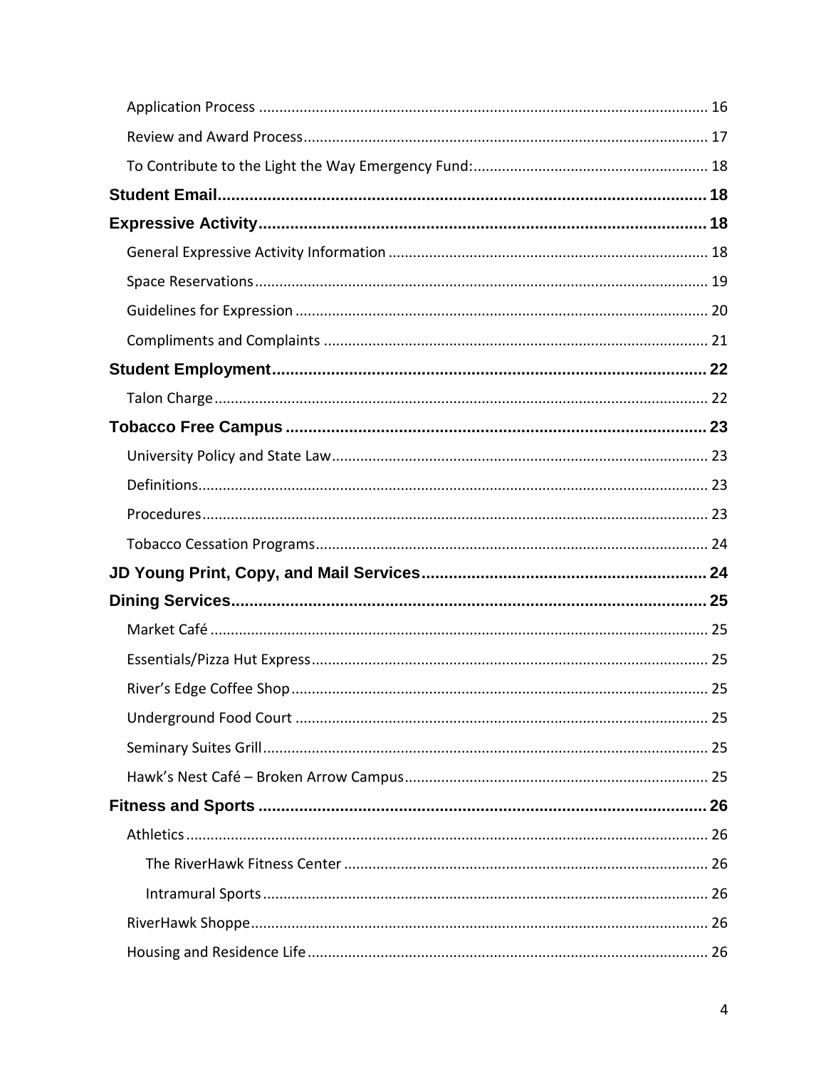Application Process ........................................................................................................ 16

Review and Award Process............................................................................................. 17

To Contribute to the Light the Way Emergency Fund:................................................... 18

**Student Email** ................................................................................................................ 18

**Expressive Activity** ........................................................................................................ 18

General Expressive Activity Information ......................................................................... 18

Space Reservations.......................................................................................................... 19

Guidelines for Expression ................................................................................................ 20

Compliments and Complaints ......................................................................................... 21

**Student Employment** ..................................................................................................... 22

Talon Charge.................................................................................................................... 22

**Tobacco Free Campus** ................................................................................................... 23

University Policy and State Law....................................................................................... 23

Definitions........................................................................................................................ 23

Procedures....................................................................................................................... 23

Tobacco Cessation Programs........................................................................................... 24

**JD Young Print, Copy, and Mail Services** ...................................................................... 24

**Dining Services** .............................................................................................................. 25

Market Café ..................................................................................................................... 25

Essentials/Pizza Hut Express........................................................................................... 25

River's Edge Coffee Shop................................................................................................. 25

Underground Food Court ................................................................................................ 25

Seminary Suites Grill........................................................................................................ 25

Hawk's Nest Café – Broken Arrow Campus..................................................................... 25

**Fitness and Sports** ......................................................................................................... 26

Athletics........................................................................................................................... 26

The RiverHawk Fitness Center ................................................................................... 26

Intramural Sports........................................................................................................ 26

RiverHawk Shoppe........................................................................................................... 26

Housing and Residence Life............................................................................................. 26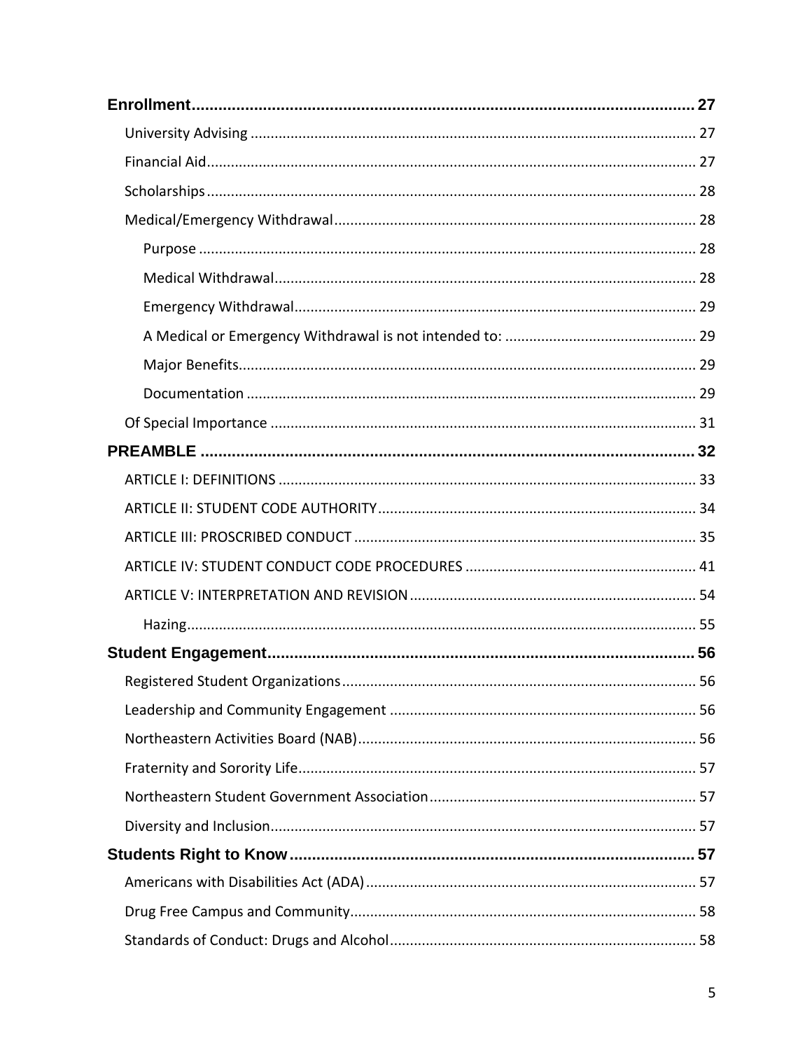**Enrollment** ..................................................................................................... 27

University Advising ..................................................................................................... 27

Financial Aid ..................................................................................................... 27

Scholarships ..................................................................................................... 28

Medical/Emergency Withdrawal ..................................................................................................... 28

Purpose ..................................................................................................... 28

Medical Withdrawal ..................................................................................................... 28

Emergency Withdrawal ..................................................................................................... 29

A Medical or Emergency Withdrawal is not intended to: ..................................................................................................... 29

Major Benefits ..................................................................................................... 29

Documentation ..................................................................................................... 29

Of Special Importance ..................................................................................................... 31

**PREAMBLE** ..................................................................................................... 32

ARTICLE I: DEFINITIONS ..................................................................................................... 33

ARTICLE II: STUDENT CODE AUTHORITY ..................................................................................................... 34

ARTICLE III: PROSCRIBED CONDUCT ..................................................................................................... 35

ARTICLE IV: STUDENT CONDUCT CODE PROCEDURES ..................................................................................................... 41

ARTICLE V: INTERPRETATION AND REVISION ..................................................................................................... 54

Hazing ..................................................................................................... 55

**Student Engagement** ..................................................................................................... 56

Registered Student Organizations ..................................................................................................... 56

Leadership and Community Engagement ..................................................................................................... 56

Northeastern Activities Board (NAB) ..................................................................................................... 56

Fraternity and Sorority Life ..................................................................................................... 57

Northeastern Student Government Association ..................................................................................................... 57

Diversity and Inclusion ..................................................................................................... 57

**Students Right to Know** ..................................................................................................... 57

Americans with Disabilities Act (ADA) ..................................................................................................... 57

Drug Free Campus and Community ..................................................................................................... 58

Standards of Conduct: Drugs and Alcohol ..................................................................................................... 58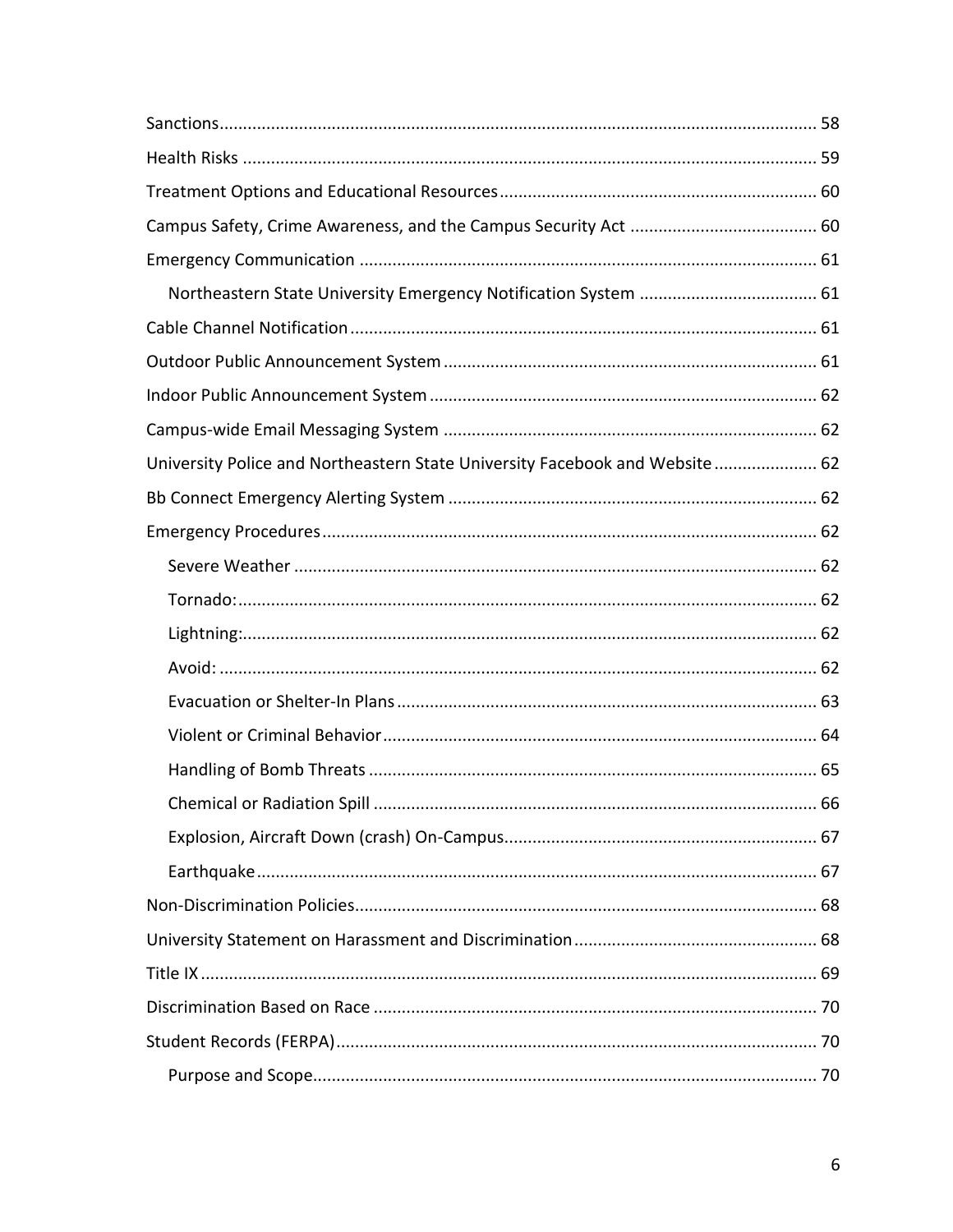Sanctions ........................................................................................................................ 58

Health Risks ..................................................................................................................... 59

Treatment Options and Educational Resources .............................................................. 60

Campus Safety, Crime Awareness, and the Campus Security Act .................................. 60

Emergency Communication ............................................................................................ 61

  Northeastern State University Emergency Notification System ................................ 61

Cable Channel Notification .............................................................................................. 61

Outdoor Public Announcement System ........................................................................... 61

Indoor Public Announcement System .............................................................................. 62

Campus-wide Email Messaging System .......................................................................... 62

University Police and Northeastern State University Facebook and Website ................. 62

Bb Connect Emergency Alerting System ......................................................................... 62

Emergency Procedures .................................................................................................... 62

  Severe Weather .......................................................................................................... 62

  Tornado: ..................................................................................................................... 62

  Lightning: .................................................................................................................... 62

  Avoid: ......................................................................................................................... 62

  Evacuation or Shelter-In Plans ................................................................................... 63

  Violent or Criminal Behavior ...................................................................................... 64

  Handling of Bomb Threats .......................................................................................... 65

  Chemical or Radiation Spill ........................................................................................ 66

  Explosion, Aircraft Down (crash) On-Campus ............................................................. 67

  Earthquake ................................................................................................................. 67

Non-Discrimination Policies ............................................................................................. 68

University Statement on Harassment and Discrimination .............................................. 68

Title IX ............................................................................................................................. 69

Discrimination Based on Race ......................................................................................... 70

Student Records (FERPA) ................................................................................................. 70

  Purpose and Scope ...................................................................................................... 70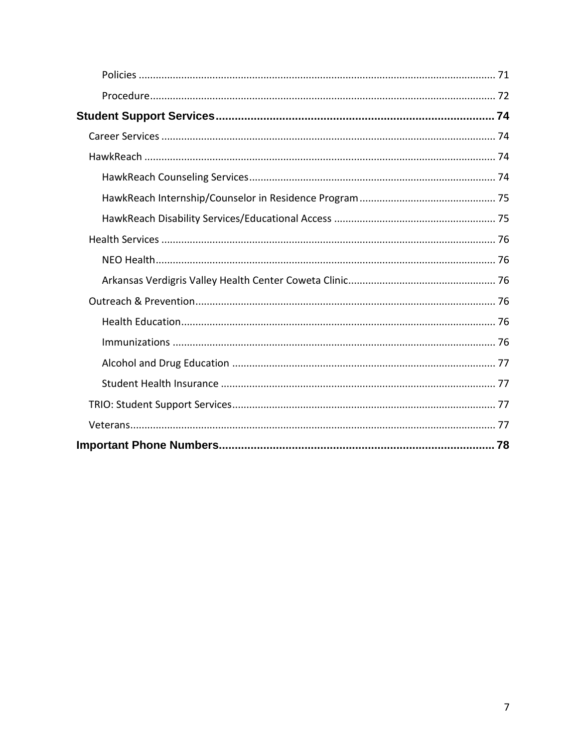Policies ........................................................................................................................... 71

Procedure ......................................................................................................................... 72

**Student Support Services** ........................................................................................ **74**

Career Services ................................................................................................................. 74

HawkReach ....................................................................................................................... 74

HawkReach Counseling Services ...................................................................................... 74

HawkReach Internship/Counselor in Residence Program ................................................ 75

HawkReach Disability Services/Educational Access ......................................................... 75

Health Services ................................................................................................................. 76

NEO Health ....................................................................................................................... 76

Arkansas Verdigris Valley Health Center Coweta Clinic .................................................... 76

Outreach & Prevention ..................................................................................................... 76

Health Education .............................................................................................................. 76

Immunizations .................................................................................................................. 76

Alcohol and Drug Education ............................................................................................. 77

Student Health Insurance ................................................................................................. 77

TRIO: Student Support Services ........................................................................................ 77

Veterans ............................................................................................................................ 77

**Important Phone Numbers** ...................................................................................... **78**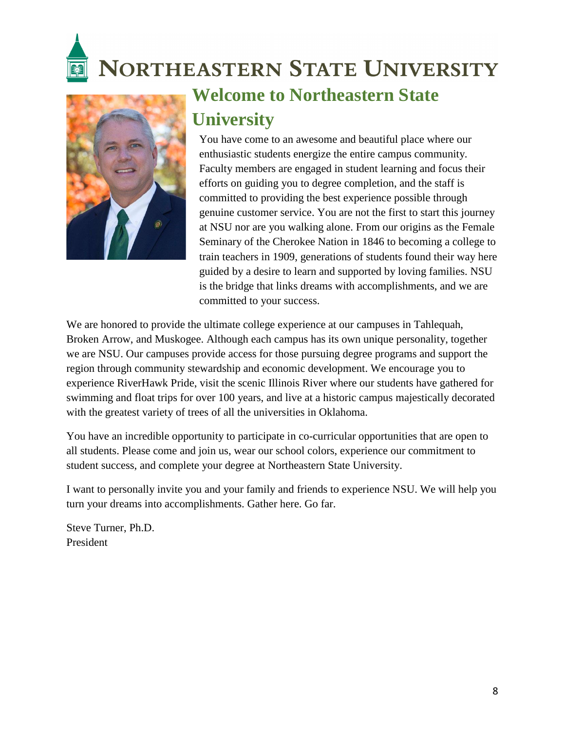# NORTHEASTERN STATE UNIVERSITY

## Welcome to Northeastern State University

You have come to an awesome and beautiful place where our enthusiastic students energize the entire campus community. Faculty members are engaged in student learning and focus their efforts on guiding you to degree completion, and the staff is committed to providing the best experience possible through genuine customer service. You are not the first to start this journey at NSU nor are you walking alone. From our origins as the Female Seminary of the Cherokee Nation in 1846 to becoming a college to train teachers in 1909, generations of students found their way here guided by a desire to learn and supported by loving families. NSU is the bridge that links dreams with accomplishments, and we are committed to your success.

We are honored to provide the ultimate college experience at our campuses in Tahlequah, Broken Arrow, and Muskogee. Although each campus has its own unique personality, together we are NSU. Our campuses provide access for those pursuing degree programs and support the region through community stewardship and economic development. We encourage you to experience RiverHawk Pride, visit the scenic Illinois River where our students have gathered for swimming and float trips for over 100 years, and live at a historic campus majestically decorated with the greatest variety of trees of all the universities in Oklahoma.

You have an incredible opportunity to participate in co-curricular opportunities that are open to all students. Please come and join us, wear our school colors, experience our commitment to student success, and complete your degree at Northeastern State University.

I want to personally invite you and your family and friends to experience NSU. We will help you turn your dreams into accomplishments. Gather here. Go far.

Steve Turner, Ph.D.
President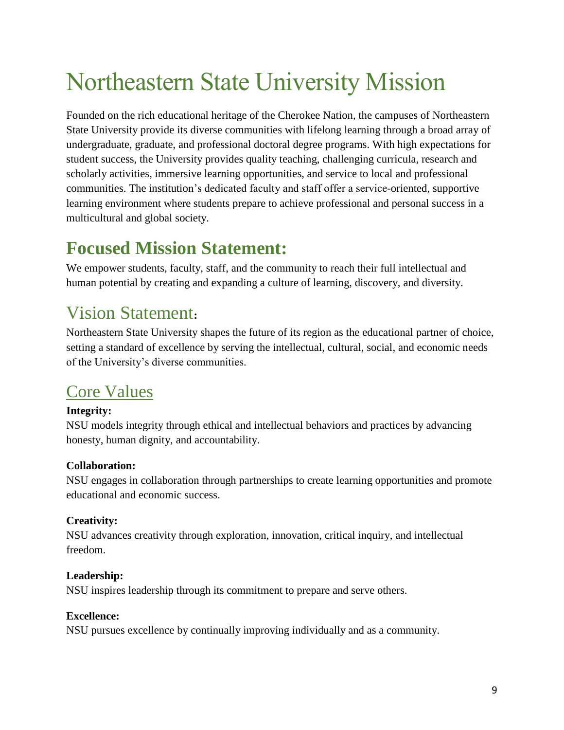# Northeastern State University Mission

Founded on the rich educational heritage of the Cherokee Nation, the campuses of Northeastern State University provide its diverse communities with lifelong learning through a broad array of undergraduate, graduate, and professional doctoral degree programs. With high expectations for student success, the University provides quality teaching, challenging curricula, research and scholarly activities, immersive learning opportunities, and service to local and professional communities. The institution's dedicated faculty and staff offer a service-oriented, supportive learning environment where students prepare to achieve professional and personal success in a multicultural and global society.

## Focused Mission Statement:

We empower students, faculty, staff, and the community to reach their full intellectual and human potential by creating and expanding a culture of learning, discovery, and diversity.

## Vision Statement:

Northeastern State University shapes the future of its region as the educational partner of choice, setting a standard of excellence by serving the intellectual, cultural, social, and economic needs of the University's diverse communities.

## Core Values

**Integrity:**
NSU models integrity through ethical and intellectual behaviors and practices by advancing honesty, human dignity, and accountability.

**Collaboration:**
NSU engages in collaboration through partnerships to create learning opportunities and promote educational and economic success.

**Creativity:**
NSU advances creativity through exploration, innovation, critical inquiry, and intellectual freedom.

**Leadership:**
NSU inspires leadership through its commitment to prepare and serve others.

**Excellence:**
NSU pursues excellence by continually improving individually and as a community.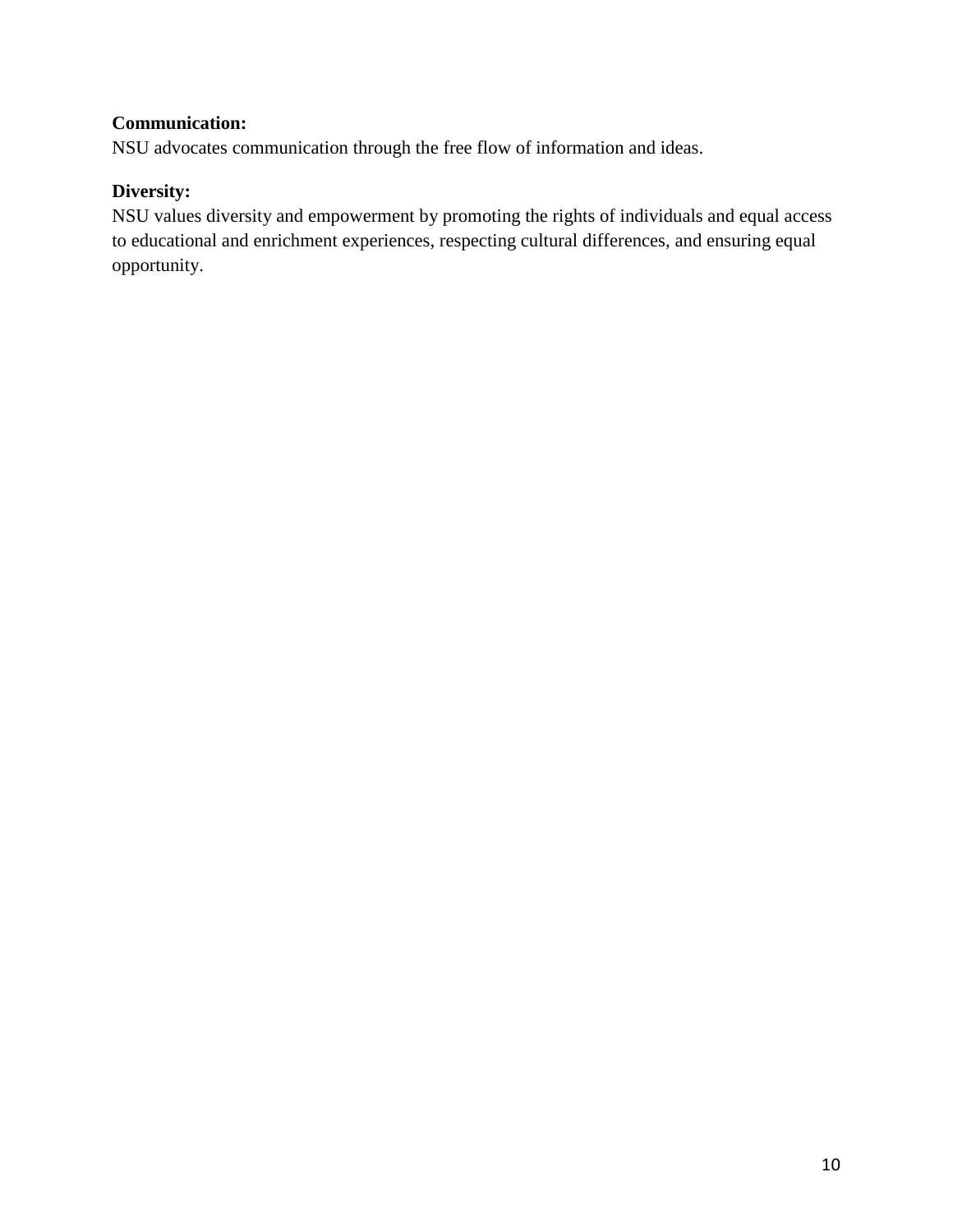**Communication:**
NSU advocates communication through the free flow of information and ideas.

**Diversity:**
NSU values diversity and empowerment by promoting the rights of individuals and equal access to educational and enrichment experiences, respecting cultural differences, and ensuring equal opportunity.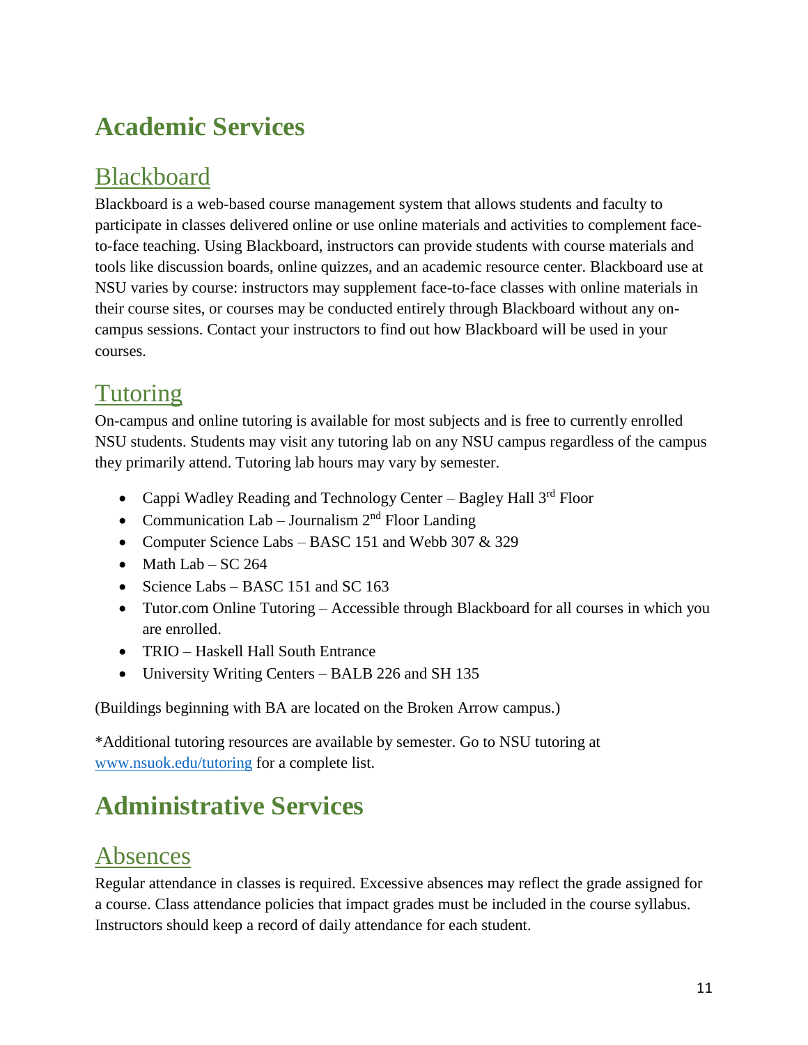# Academic Services

## Blackboard

Blackboard is a web-based course management system that allows students and faculty to participate in classes delivered online or use online materials and activities to complement face-to-face teaching. Using Blackboard, instructors can provide students with course materials and tools like discussion boards, online quizzes, and an academic resource center. Blackboard use at NSU varies by course: instructors may supplement face-to-face classes with online materials in their course sites, or courses may be conducted entirely through Blackboard without any on-campus sessions. Contact your instructors to find out how Blackboard will be used in your courses.

## Tutoring

On-campus and online tutoring is available for most subjects and is free to currently enrolled NSU students. Students may visit any tutoring lab on any NSU campus regardless of the campus they primarily attend. Tutoring lab hours may vary by semester.

- Cappi Wadley Reading and Technology Center – Bagley Hall 3rd Floor
- Communication Lab – Journalism 2nd Floor Landing
- Computer Science Labs – BASC 151 and Webb 307 & 329
- Math Lab – SC 264
- Science Labs – BASC 151 and SC 163
- Tutor.com Online Tutoring – Accessible through Blackboard for all courses in which you are enrolled.
- TRIO – Haskell Hall South Entrance
- University Writing Centers – BALB 226 and SH 135

(Buildings beginning with BA are located on the Broken Arrow campus.)

*Additional tutoring resources are available by semester. Go to NSU tutoring at www.nsuok.edu/tutoring for a complete list.

# Administrative Services

## Absences

Regular attendance in classes is required. Excessive absences may reflect the grade assigned for a course. Class attendance policies that impact grades must be included in the course syllabus. Instructors should keep a record of daily attendance for each student.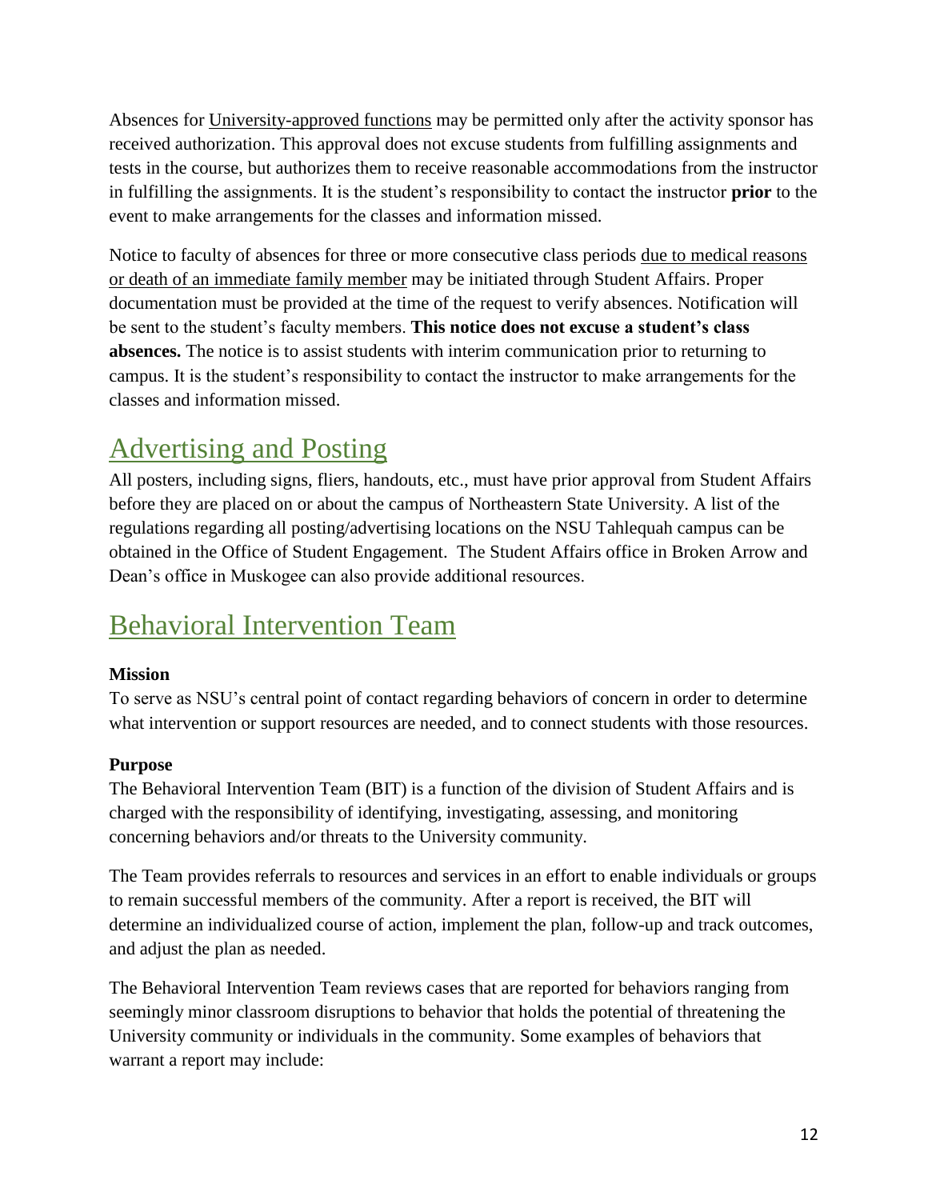Absences for University-approved functions may be permitted only after the activity sponsor has received authorization. This approval does not excuse students from fulfilling assignments and tests in the course, but authorizes them to receive reasonable accommodations from the instructor in fulfilling the assignments. It is the student's responsibility to contact the instructor **prior** to the event to make arrangements for the classes and information missed.

Notice to faculty of absences for three or more consecutive class periods due to medical reasons or death of an immediate family member may be initiated through Student Affairs. Proper documentation must be provided at the time of the request to verify absences. Notification will be sent to the student's faculty members. **This notice does not excuse a student's class absences.** The notice is to assist students with interim communication prior to returning to campus. It is the student's responsibility to contact the instructor to make arrangements for the classes and information missed.

# Advertising and Posting

All posters, including signs, fliers, handouts, etc., must have prior approval from Student Affairs before they are placed on or about the campus of Northeastern State University. A list of the regulations regarding all posting/advertising locations on the NSU Tahlequah campus can be obtained in the Office of Student Engagement. The Student Affairs office in Broken Arrow and Dean's office in Muskogee can also provide additional resources.

# Behavioral Intervention Team

**Mission**

To serve as NSU's central point of contact regarding behaviors of concern in order to determine what intervention or support resources are needed, and to connect students with those resources.

**Purpose**

The Behavioral Intervention Team (BIT) is a function of the division of Student Affairs and is charged with the responsibility of identifying, investigating, assessing, and monitoring concerning behaviors and/or threats to the University community.

The Team provides referrals to resources and services in an effort to enable individuals or groups to remain successful members of the community. After a report is received, the BIT will determine an individualized course of action, implement the plan, follow-up and track outcomes, and adjust the plan as needed.

The Behavioral Intervention Team reviews cases that are reported for behaviors ranging from seemingly minor classroom disruptions to behavior that holds the potential of threatening the University community or individuals in the community. Some examples of behaviors that warrant a report may include: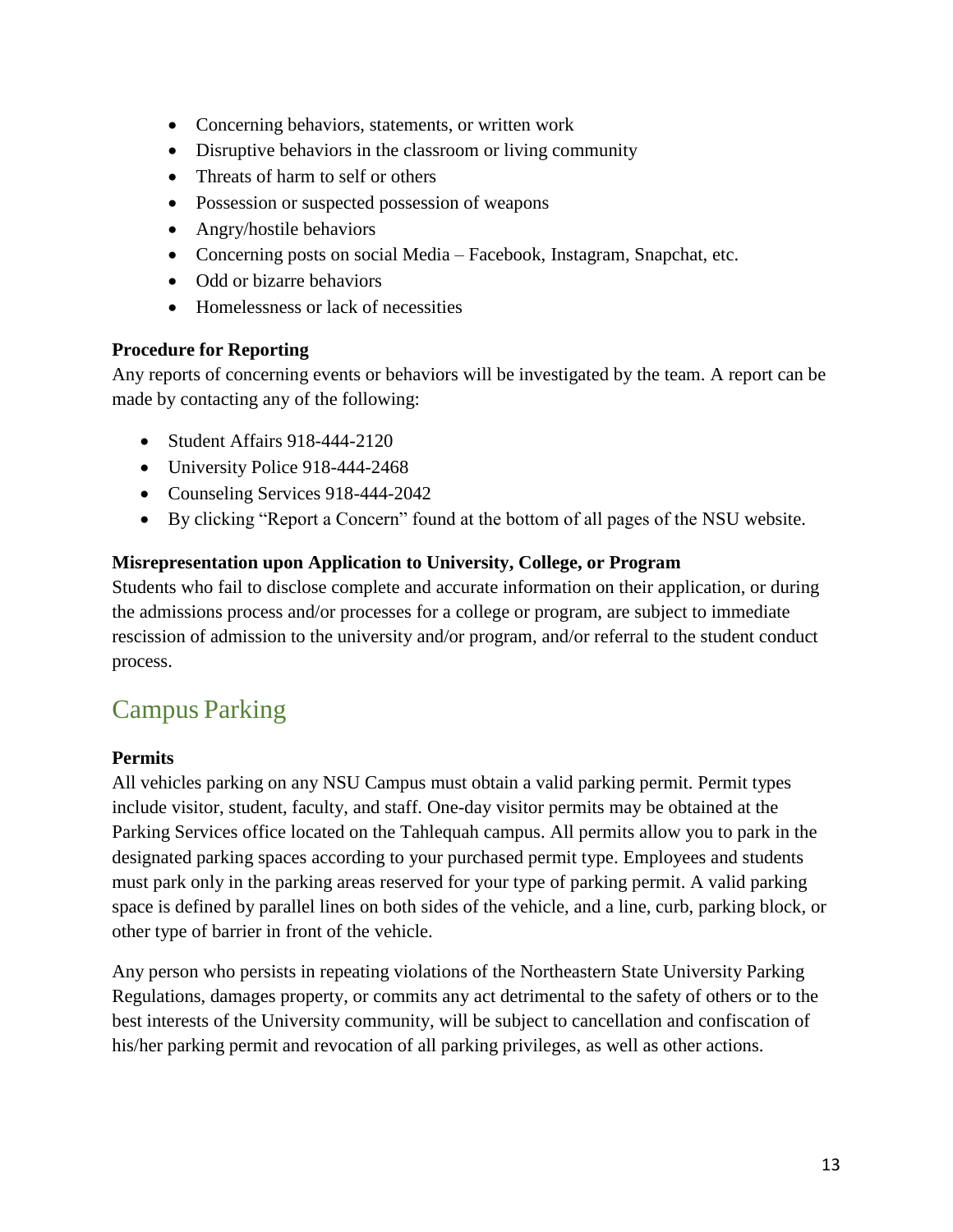- Concerning behaviors, statements, or written work
- Disruptive behaviors in the classroom or living community
- Threats of harm to self or others
- Possession or suspected possession of weapons
- Angry/hostile behaviors
- Concerning posts on social Media – Facebook, Instagram, Snapchat, etc.
- Odd or bizarre behaviors
- Homelessness or lack of necessities

**Procedure for Reporting**

Any reports of concerning events or behaviors will be investigated by the team. A report can be made by contacting any of the following:

- Student Affairs 918-444-2120
- University Police 918-444-2468
- Counseling Services 918-444-2042
- By clicking "Report a Concern" found at the bottom of all pages of the NSU website.

**Misrepresentation upon Application to University, College, or Program**

Students who fail to disclose complete and accurate information on their application, or during the admissions process and/or processes for a college or program, are subject to immediate rescission of admission to the university and/or program, and/or referral to the student conduct process.

## Campus Parking

**Permits**

All vehicles parking on any NSU Campus must obtain a valid parking permit. Permit types include visitor, student, faculty, and staff. One-day visitor permits may be obtained at the Parking Services office located on the Tahlequah campus. All permits allow you to park in the designated parking spaces according to your purchased permit type. Employees and students must park only in the parking areas reserved for your type of parking permit. A valid parking space is defined by parallel lines on both sides of the vehicle, and a line, curb, parking block, or other type of barrier in front of the vehicle.

Any person who persists in repeating violations of the Northeastern State University Parking Regulations, damages property, or commits any act detrimental to the safety of others or to the best interests of the University community, will be subject to cancellation and confiscation of his/her parking permit and revocation of all parking privileges, as well as other actions.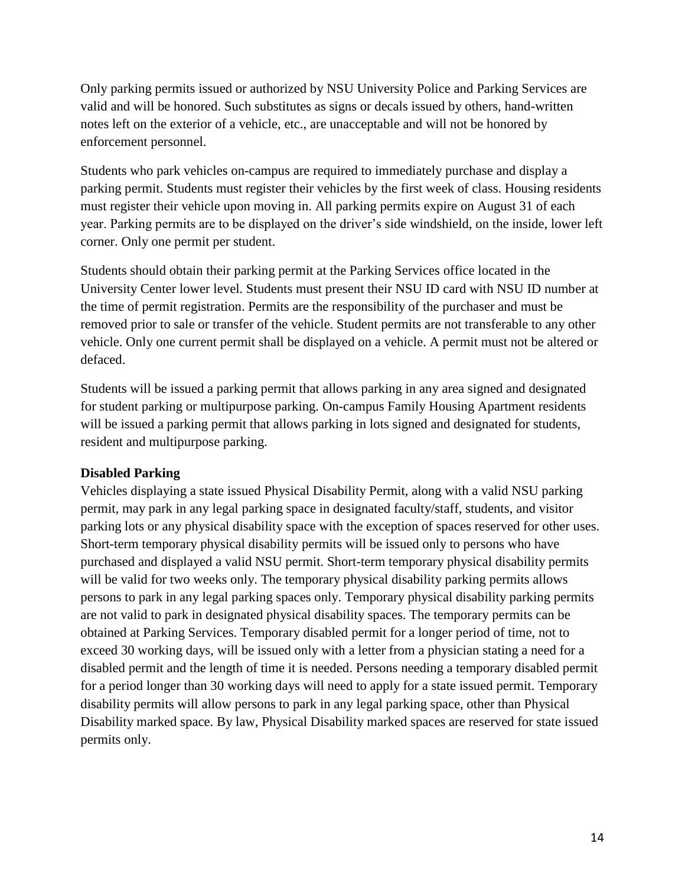Only parking permits issued or authorized by NSU University Police and Parking Services are valid and will be honored. Such substitutes as signs or decals issued by others, hand-written notes left on the exterior of a vehicle, etc., are unacceptable and will not be honored by enforcement personnel.

Students who park vehicles on-campus are required to immediately purchase and display a parking permit. Students must register their vehicles by the first week of class. Housing residents must register their vehicle upon moving in. All parking permits expire on August 31 of each year. Parking permits are to be displayed on the driver's side windshield, on the inside, lower left corner. Only one permit per student.

Students should obtain their parking permit at the Parking Services office located in the University Center lower level. Students must present their NSU ID card with NSU ID number at the time of permit registration. Permits are the responsibility of the purchaser and must be removed prior to sale or transfer of the vehicle. Student permits are not transferable to any other vehicle. Only one current permit shall be displayed on a vehicle. A permit must not be altered or defaced.

Students will be issued a parking permit that allows parking in any area signed and designated for student parking or multipurpose parking. On-campus Family Housing Apartment residents will be issued a parking permit that allows parking in lots signed and designated for students, resident and multipurpose parking.

**Disabled Parking**

Vehicles displaying a state issued Physical Disability Permit, along with a valid NSU parking permit, may park in any legal parking space in designated faculty/staff, students, and visitor parking lots or any physical disability space with the exception of spaces reserved for other uses. Short-term temporary physical disability permits will be issued only to persons who have purchased and displayed a valid NSU permit. Short-term temporary physical disability permits will be valid for two weeks only. The temporary physical disability parking permits allows persons to park in any legal parking spaces only. Temporary physical disability parking permits are not valid to park in designated physical disability spaces. The temporary permits can be obtained at Parking Services. Temporary disabled permit for a longer period of time, not to exceed 30 working days, will be issued only with a letter from a physician stating a need for a disabled permit and the length of time it is needed. Persons needing a temporary disabled permit for a period longer than 30 working days will need to apply for a state issued permit. Temporary disability permits will allow persons to park in any legal parking space, other than Physical Disability marked space. By law, Physical Disability marked spaces are reserved for state issued permits only.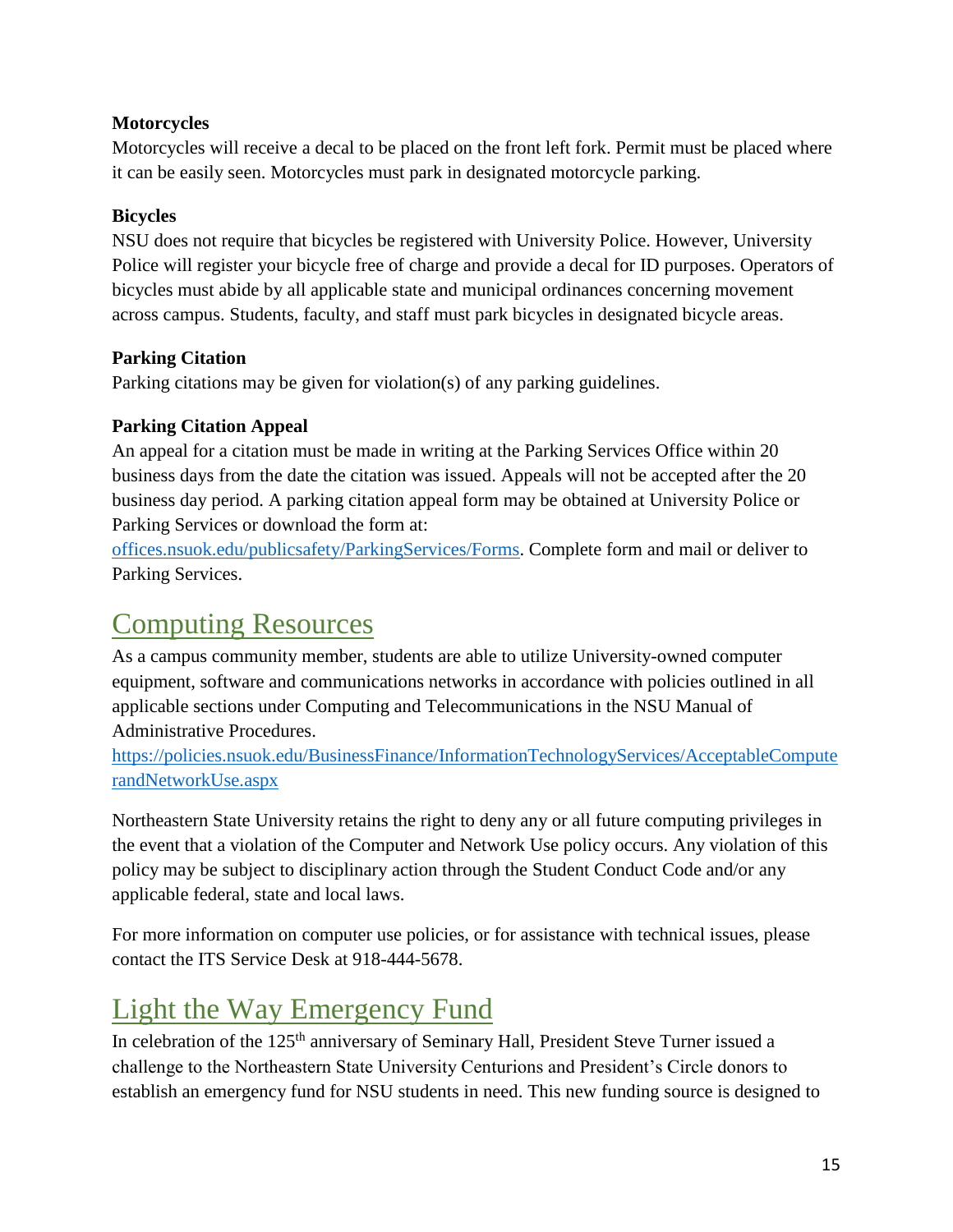### Motorcycles

Motorcycles will receive a decal to be placed on the front left fork. Permit must be placed where it can be easily seen. Motorcycles must park in designated motorcycle parking.

### Bicycles

NSU does not require that bicycles be registered with University Police. However, University Police will register your bicycle free of charge and provide a decal for ID purposes. Operators of bicycles must abide by all applicable state and municipal ordinances concerning movement across campus. Students, faculty, and staff must park bicycles in designated bicycle areas.

### Parking Citation

Parking citations may be given for violation(s) of any parking guidelines.

### Parking Citation Appeal

An appeal for a citation must be made in writing at the Parking Services Office within 20 business days from the date the citation was issued. Appeals will not be accepted after the 20 business day period. A parking citation appeal form may be obtained at University Police or Parking Services or download the form at: offices.nsuok.edu/publicsafety/ParkingServices/Forms. Complete form and mail or deliver to Parking Services.

## Computing Resources

As a campus community member, students are able to utilize University-owned computer equipment, software and communications networks in accordance with policies outlined in all applicable sections under Computing and Telecommunications in the NSU Manual of Administrative Procedures. https://policies.nsuok.edu/BusinessFinance/InformationTechnologyServices/AcceptableComputerandNetworkUse.aspx

Northeastern State University retains the right to deny any or all future computing privileges in the event that a violation of the Computer and Network Use policy occurs. Any violation of this policy may be subject to disciplinary action through the Student Conduct Code and/or any applicable federal, state and local laws.

For more information on computer use policies, or for assistance with technical issues, please contact the ITS Service Desk at 918-444-5678.

## Light the Way Emergency Fund

In celebration of the 125th anniversary of Seminary Hall, President Steve Turner issued a challenge to the Northeastern State University Centurions and President's Circle donors to establish an emergency fund for NSU students in need. This new funding source is designed to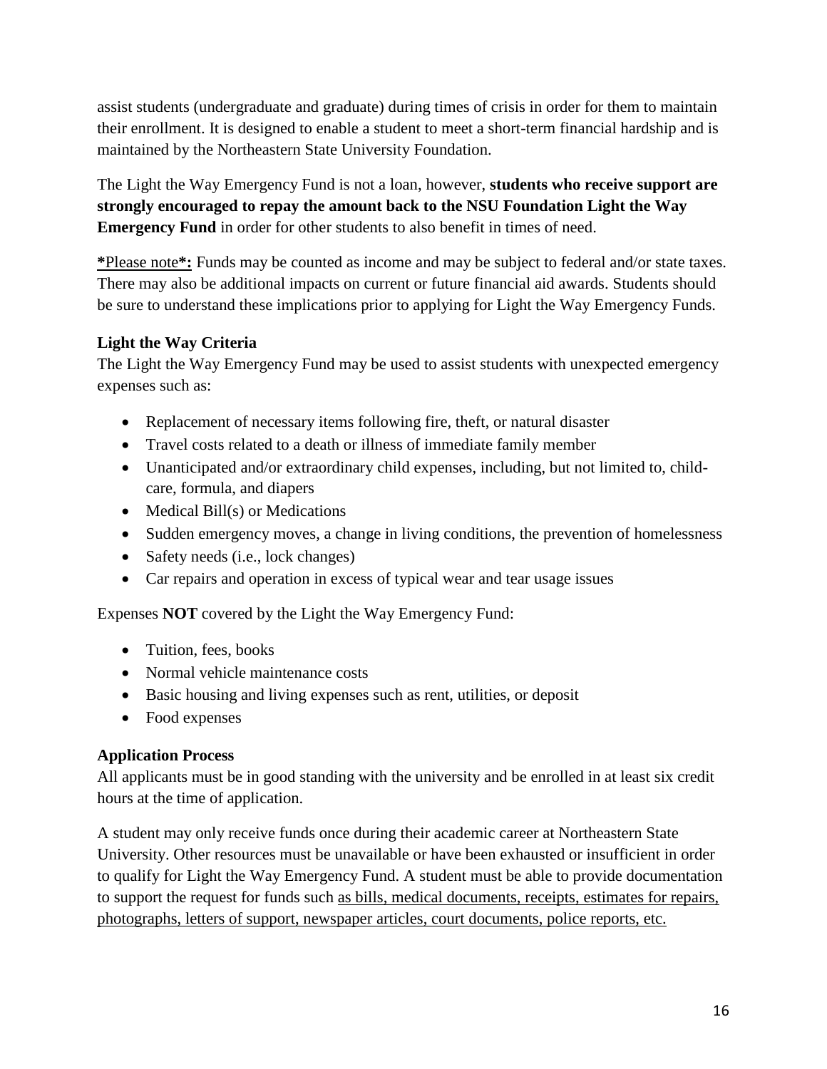assist students (undergraduate and graduate) during times of crisis in order for them to maintain their enrollment. It is designed to enable a student to meet a short-term financial hardship and is maintained by the Northeastern State University Foundation.

The Light the Way Emergency Fund is not a loan, however, **students who receive support are strongly encouraged to repay the amount back to the NSU Foundation Light the Way Emergency Fund** in order for other students to also benefit in times of need.

***Please note*:** Funds may be counted as income and may be subject to federal and/or state taxes. There may also be additional impacts on current or future financial aid awards. Students should be sure to understand these implications prior to applying for Light the Way Emergency Funds.

### Light the Way Criteria

The Light the Way Emergency Fund may be used to assist students with unexpected emergency expenses such as:

- Replacement of necessary items following fire, theft, or natural disaster
- Travel costs related to a death or illness of immediate family member
- Unanticipated and/or extraordinary child expenses, including, but not limited to, child-care, formula, and diapers
- Medical Bill(s) or Medications
- Sudden emergency moves, a change in living conditions, the prevention of homelessness
- Safety needs (i.e., lock changes)
- Car repairs and operation in excess of typical wear and tear usage issues

Expenses **NOT** covered by the Light the Way Emergency Fund:

- Tuition, fees, books
- Normal vehicle maintenance costs
- Basic housing and living expenses such as rent, utilities, or deposit
- Food expenses

### Application Process

All applicants must be in good standing with the university and be enrolled in at least six credit hours at the time of application.

A student may only receive funds once during their academic career at Northeastern State University. Other resources must be unavailable or have been exhausted or insufficient in order to qualify for Light the Way Emergency Fund. A student must be able to provide documentation to support the request for funds such as bills, medical documents, receipts, estimates for repairs, photographs, letters of support, newspaper articles, court documents, police reports, etc.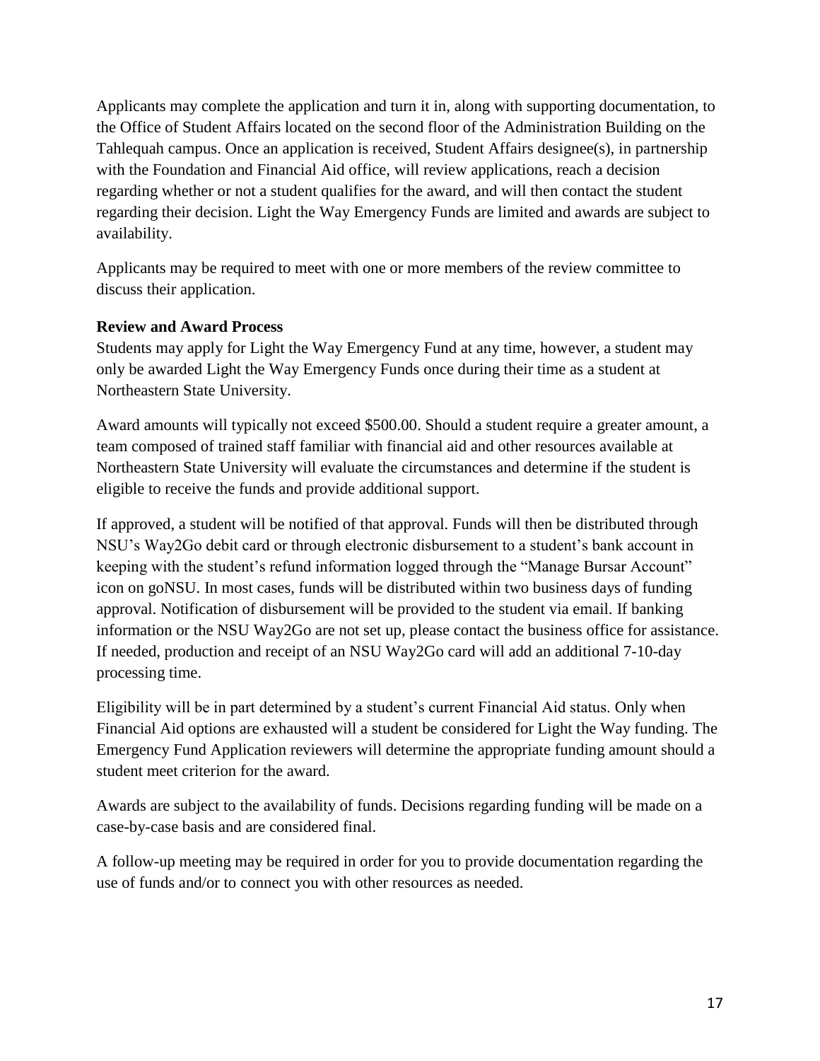Applicants may complete the application and turn it in, along with supporting documentation, to the Office of Student Affairs located on the second floor of the Administration Building on the Tahlequah campus. Once an application is received, Student Affairs designee(s), in partnership with the Foundation and Financial Aid office, will review applications, reach a decision regarding whether or not a student qualifies for the award, and will then contact the student regarding their decision. Light the Way Emergency Funds are limited and awards are subject to availability.

Applicants may be required to meet with one or more members of the review committee to discuss their application.

**Review and Award Process**

Students may apply for Light the Way Emergency Fund at any time, however, a student may only be awarded Light the Way Emergency Funds once during their time as a student at Northeastern State University.

Award amounts will typically not exceed $500.00. Should a student require a greater amount, a team composed of trained staff familiar with financial aid and other resources available at Northeastern State University will evaluate the circumstances and determine if the student is eligible to receive the funds and provide additional support.

If approved, a student will be notified of that approval. Funds will then be distributed through NSU's Way2Go debit card or through electronic disbursement to a student's bank account in keeping with the student's refund information logged through the "Manage Bursar Account" icon on goNSU. In most cases, funds will be distributed within two business days of funding approval. Notification of disbursement will be provided to the student via email. If banking information or the NSU Way2Go are not set up, please contact the business office for assistance. If needed, production and receipt of an NSU Way2Go card will add an additional 7-10-day processing time.

Eligibility will be in part determined by a student's current Financial Aid status. Only when Financial Aid options are exhausted will a student be considered for Light the Way funding. The Emergency Fund Application reviewers will determine the appropriate funding amount should a student meet criterion for the award.

Awards are subject to the availability of funds. Decisions regarding funding will be made on a case-by-case basis and are considered final.

A follow-up meeting may be required in order for you to provide documentation regarding the use of funds and/or to connect you with other resources as needed.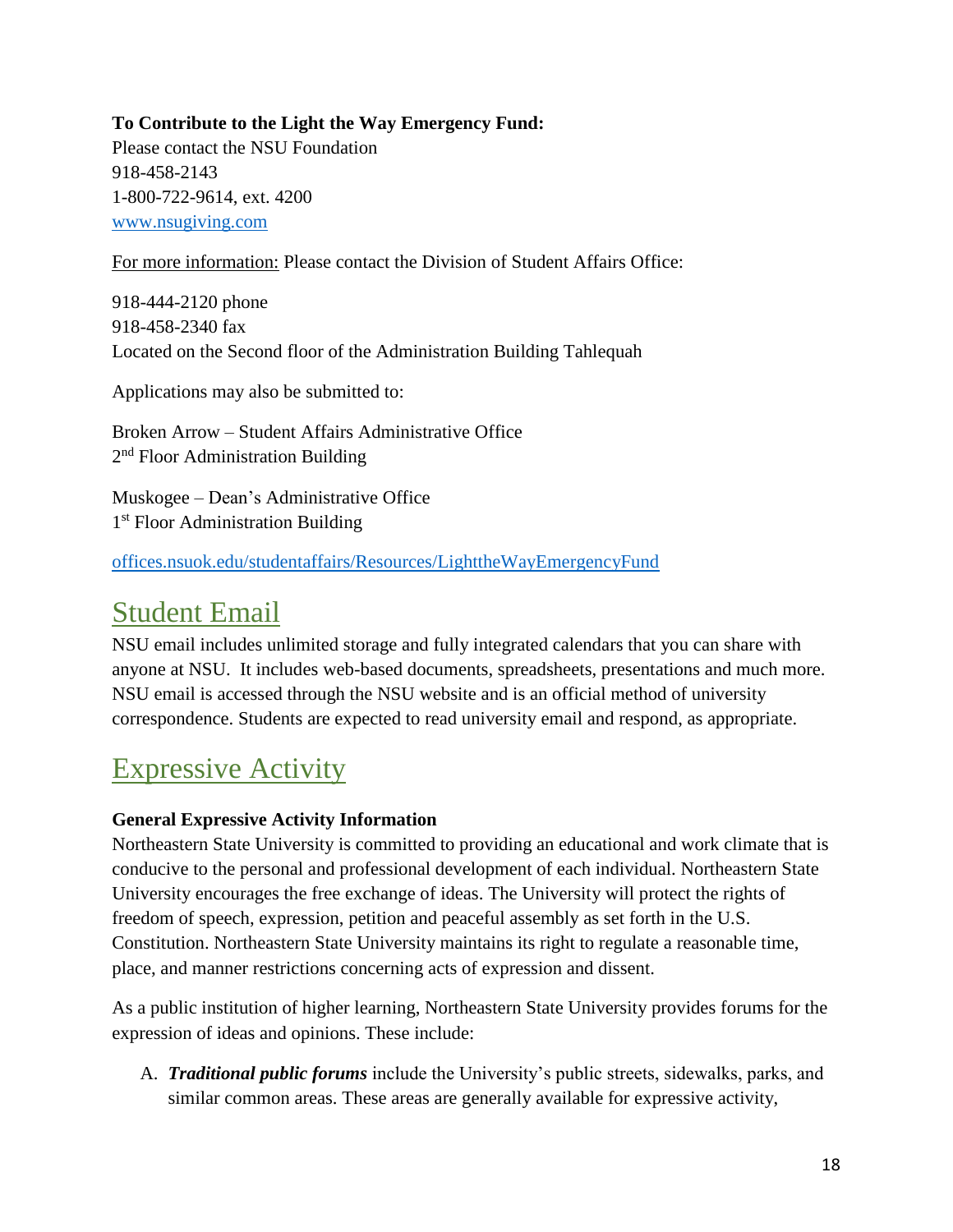**To Contribute to the Light the Way Emergency Fund:**
Please contact the NSU Foundation
918-458-2143
1-800-722-9614, ext. 4200
www.nsugiving.com

For more information: Please contact the Division of Student Affairs Office:

918-444-2120 phone
918-458-2340 fax
Located on the Second floor of the Administration Building Tahlequah

Applications may also be submitted to:

Broken Arrow – Student Affairs Administrative Office
2nd Floor Administration Building

Muskogee – Dean's Administrative Office
1st Floor Administration Building

offices.nsuok.edu/studentaffairs/Resources/LighttheWayEmergencyFund

## Student Email

NSU email includes unlimited storage and fully integrated calendars that you can share with anyone at NSU. It includes web-based documents, spreadsheets, presentations and much more. NSU email is accessed through the NSU website and is an official method of university correspondence. Students are expected to read university email and respond, as appropriate.

## Expressive Activity

**General Expressive Activity Information**

Northeastern State University is committed to providing an educational and work climate that is conducive to the personal and professional development of each individual. Northeastern State University encourages the free exchange of ideas. The University will protect the rights of freedom of speech, expression, petition and peaceful assembly as set forth in the U.S. Constitution. Northeastern State University maintains its right to regulate a reasonable time, place, and manner restrictions concerning acts of expression and dissent.

As a public institution of higher learning, Northeastern State University provides forums for the expression of ideas and opinions. These include:

A. ***Traditional public forums*** include the University's public streets, sidewalks, parks, and similar common areas. These areas are generally available for expressive activity,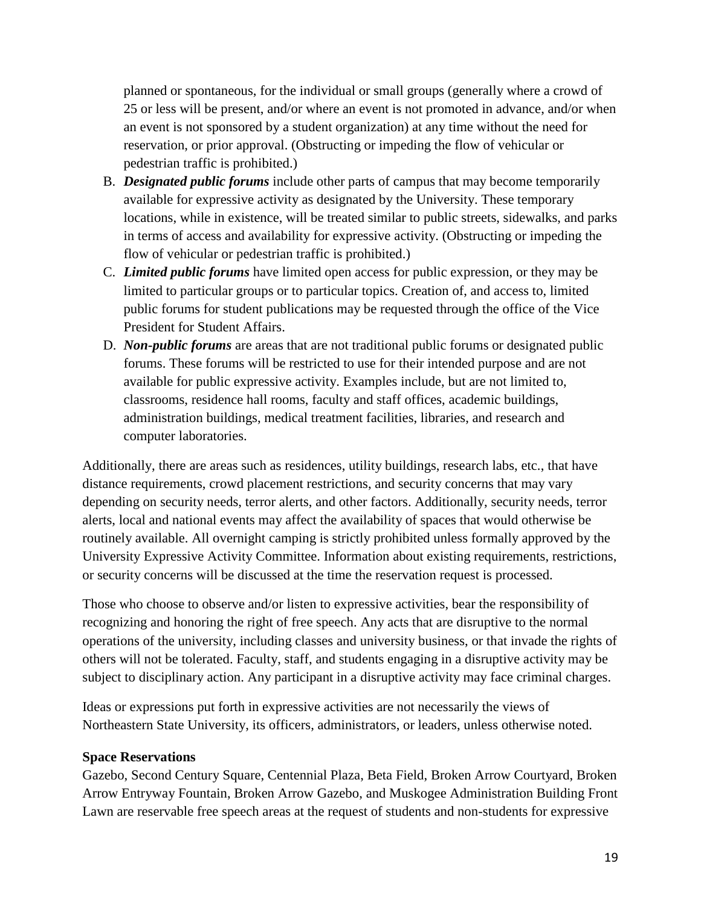planned or spontaneous, for the individual or small groups (generally where a crowd of 25 or less will be present, and/or where an event is not promoted in advance, and/or when an event is not sponsored by a student organization) at any time without the need for reservation, or prior approval. (Obstructing or impeding the flow of vehicular or pedestrian traffic is prohibited.)

B. ***Designated public forums*** include other parts of campus that may become temporarily available for expressive activity as designated by the University. These temporary locations, while in existence, will be treated similar to public streets, sidewalks, and parks in terms of access and availability for expressive activity. (Obstructing or impeding the flow of vehicular or pedestrian traffic is prohibited.)
C. ***Limited public forums*** have limited open access for public expression, or they may be limited to particular groups or to particular topics. Creation of, and access to, limited public forums for student publications may be requested through the office of the Vice President for Student Affairs.
D. ***Non-public forums*** are areas that are not traditional public forums or designated public forums. These forums will be restricted to use for their intended purpose and are not available for public expressive activity. Examples include, but are not limited to, classrooms, residence hall rooms, faculty and staff offices, academic buildings, administration buildings, medical treatment facilities, libraries, and research and computer laboratories.

Additionally, there are areas such as residences, utility buildings, research labs, etc., that have distance requirements, crowd placement restrictions, and security concerns that may vary depending on security needs, terror alerts, and other factors. Additionally, security needs, terror alerts, local and national events may affect the availability of spaces that would otherwise be routinely available. All overnight camping is strictly prohibited unless formally approved by the University Expressive Activity Committee. Information about existing requirements, restrictions, or security concerns will be discussed at the time the reservation request is processed.

Those who choose to observe and/or listen to expressive activities, bear the responsibility of recognizing and honoring the right of free speech. Any acts that are disruptive to the normal operations of the university, including classes and university business, or that invade the rights of others will not be tolerated. Faculty, staff, and students engaging in a disruptive activity may be subject to disciplinary action. Any participant in a disruptive activity may face criminal charges.

Ideas or expressions put forth in expressive activities are not necessarily the views of Northeastern State University, its officers, administrators, or leaders, unless otherwise noted.

**Space Reservations**

Gazebo, Second Century Square, Centennial Plaza, Beta Field, Broken Arrow Courtyard, Broken Arrow Entryway Fountain, Broken Arrow Gazebo, and Muskogee Administration Building Front Lawn are reservable free speech areas at the request of students and non-students for expressive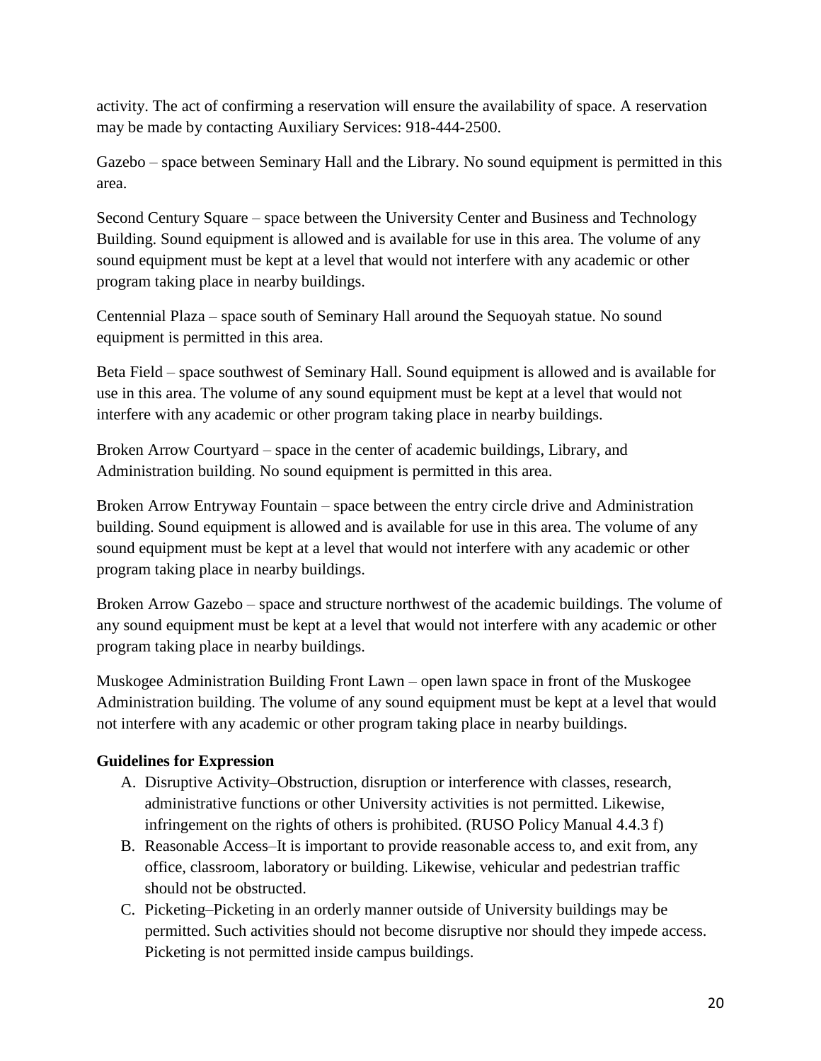activity. The act of confirming a reservation will ensure the availability of space. A reservation may be made by contacting Auxiliary Services: 918-444-2500.

Gazebo – space between Seminary Hall and the Library. No sound equipment is permitted in this area.

Second Century Square – space between the University Center and Business and Technology Building. Sound equipment is allowed and is available for use in this area. The volume of any sound equipment must be kept at a level that would not interfere with any academic or other program taking place in nearby buildings.

Centennial Plaza – space south of Seminary Hall around the Sequoyah statue. No sound equipment is permitted in this area.

Beta Field – space southwest of Seminary Hall. Sound equipment is allowed and is available for use in this area. The volume of any sound equipment must be kept at a level that would not interfere with any academic or other program taking place in nearby buildings.

Broken Arrow Courtyard – space in the center of academic buildings, Library, and Administration building. No sound equipment is permitted in this area.

Broken Arrow Entryway Fountain – space between the entry circle drive and Administration building. Sound equipment is allowed and is available for use in this area. The volume of any sound equipment must be kept at a level that would not interfere with any academic or other program taking place in nearby buildings.

Broken Arrow Gazebo – space and structure northwest of the academic buildings. The volume of any sound equipment must be kept at a level that would not interfere with any academic or other program taking place in nearby buildings.

Muskogee Administration Building Front Lawn – open lawn space in front of the Muskogee Administration building. The volume of any sound equipment must be kept at a level that would not interfere with any academic or other program taking place in nearby buildings.

**Guidelines for Expression**

A. Disruptive Activity–Obstruction, disruption or interference with classes, research, administrative functions or other University activities is not permitted. Likewise, infringement on the rights of others is prohibited. (RUSO Policy Manual 4.4.3 f)
B. Reasonable Access–It is important to provide reasonable access to, and exit from, any office, classroom, laboratory or building. Likewise, vehicular and pedestrian traffic should not be obstructed.
C. Picketing–Picketing in an orderly manner outside of University buildings may be permitted. Such activities should not become disruptive nor should they impede access. Picketing is not permitted inside campus buildings.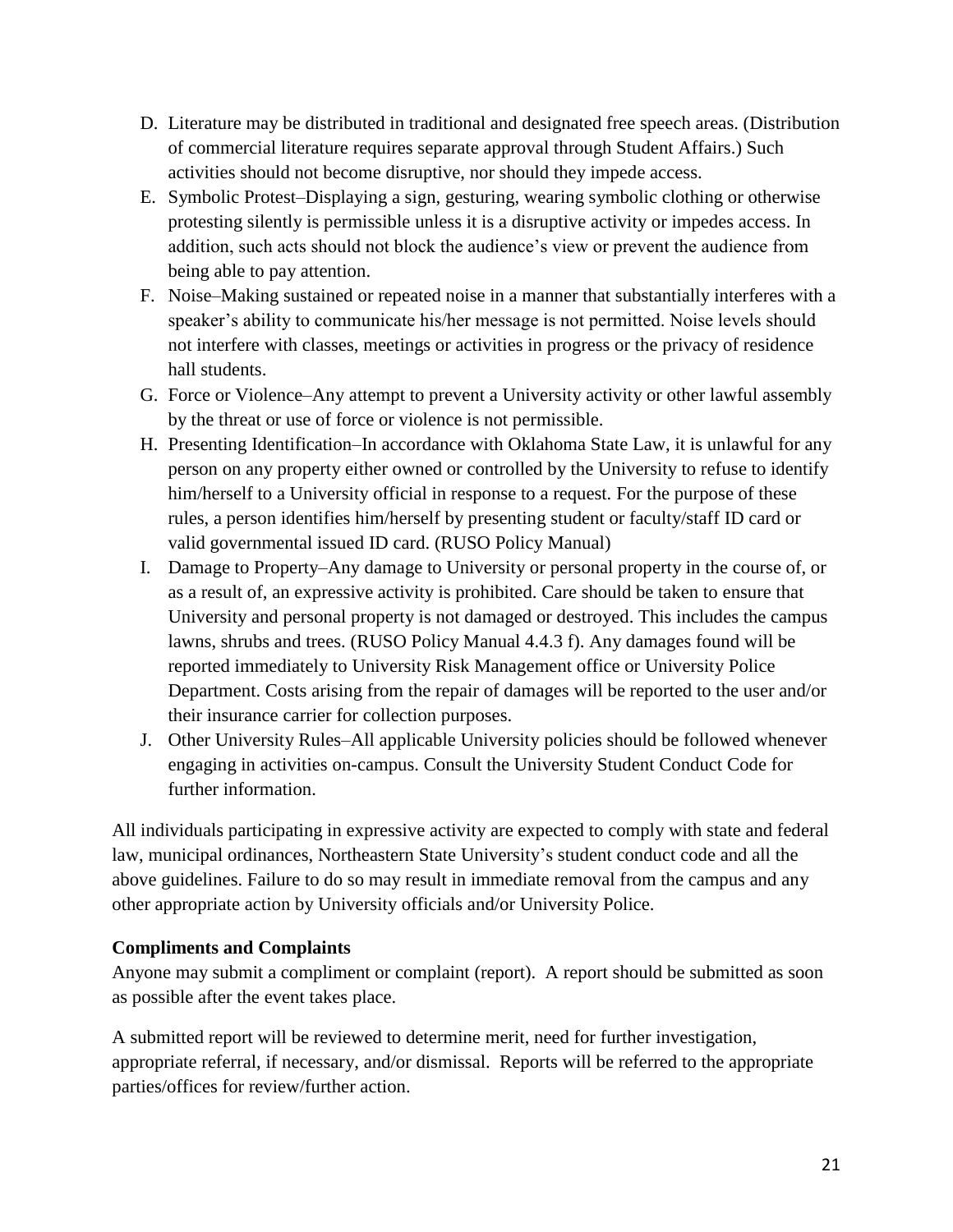D. Literature may be distributed in traditional and designated free speech areas. (Distribution of commercial literature requires separate approval through Student Affairs.) Such activities should not become disruptive, nor should they impede access.
E. Symbolic Protest–Displaying a sign, gesturing, wearing symbolic clothing or otherwise protesting silently is permissible unless it is a disruptive activity or impedes access. In addition, such acts should not block the audience's view or prevent the audience from being able to pay attention.
F. Noise–Making sustained or repeated noise in a manner that substantially interferes with a speaker's ability to communicate his/her message is not permitted. Noise levels should not interfere with classes, meetings or activities in progress or the privacy of residence hall students.
G. Force or Violence–Any attempt to prevent a University activity or other lawful assembly by the threat or use of force or violence is not permissible.
H. Presenting Identification–In accordance with Oklahoma State Law, it is unlawful for any person on any property either owned or controlled by the University to refuse to identify him/herself to a University official in response to a request. For the purpose of these rules, a person identifies him/herself by presenting student or faculty/staff ID card or valid governmental issued ID card. (RUSO Policy Manual)
I. Damage to Property–Any damage to University or personal property in the course of, or as a result of, an expressive activity is prohibited. Care should be taken to ensure that University and personal property is not damaged or destroyed. This includes the campus lawns, shrubs and trees. (RUSO Policy Manual 4.4.3 f). Any damages found will be reported immediately to University Risk Management office or University Police Department. Costs arising from the repair of damages will be reported to the user and/or their insurance carrier for collection purposes.
J. Other University Rules–All applicable University policies should be followed whenever engaging in activities on-campus. Consult the University Student Conduct Code for further information.

All individuals participating in expressive activity are expected to comply with state and federal law, municipal ordinances, Northeastern State University's student conduct code and all the above guidelines. Failure to do so may result in immediate removal from the campus and any other appropriate action by University officials and/or University Police.

**Compliments and Complaints**

Anyone may submit a compliment or complaint (report). A report should be submitted as soon as possible after the event takes place.

A submitted report will be reviewed to determine merit, need for further investigation, appropriate referral, if necessary, and/or dismissal. Reports will be referred to the appropriate parties/offices for review/further action.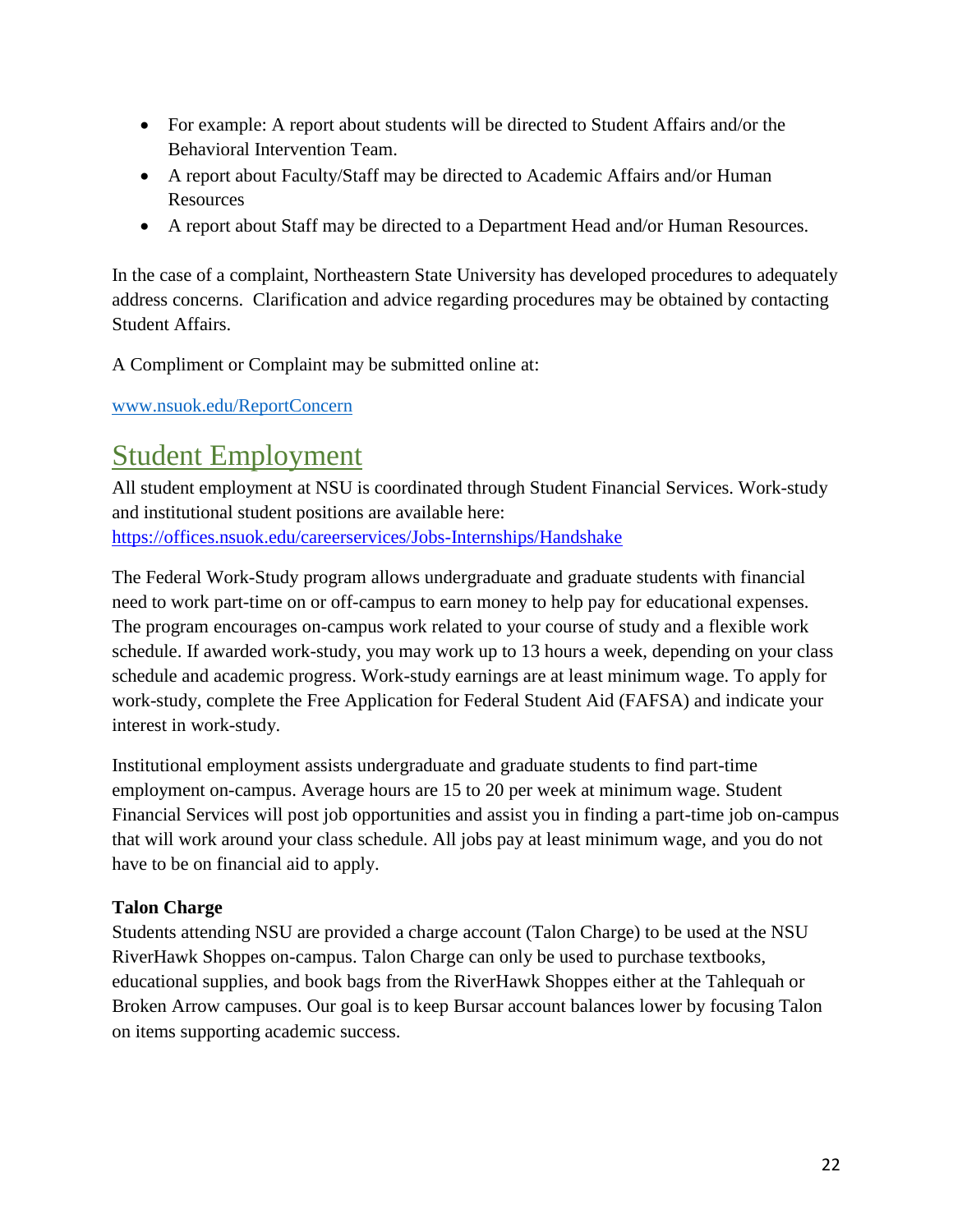- For example: A report about students will be directed to Student Affairs and/or the Behavioral Intervention Team.
- A report about Faculty/Staff may be directed to Academic Affairs and/or Human Resources
- A report about Staff may be directed to a Department Head and/or Human Resources.

In the case of a complaint, Northeastern State University has developed procedures to adequately address concerns. Clarification and advice regarding procedures may be obtained by contacting Student Affairs.

A Compliment or Complaint may be submitted online at:

[www.nsuok.edu/ReportConcern](www.nsuok.edu/ReportConcern)

## Student Employment

All student employment at NSU is coordinated through Student Financial Services. Work-study and institutional student positions are available here: [https://offices.nsuok.edu/careerservices/Jobs-Internships/Handshake](https://offices.nsuok.edu/careerservices/Jobs-Internships/Handshake)

The Federal Work-Study program allows undergraduate and graduate students with financial need to work part-time on or off-campus to earn money to help pay for educational expenses. The program encourages on-campus work related to your course of study and a flexible work schedule. If awarded work-study, you may work up to 13 hours a week, depending on your class schedule and academic progress. Work-study earnings are at least minimum wage. To apply for work-study, complete the Free Application for Federal Student Aid (FAFSA) and indicate your interest in work-study.

Institutional employment assists undergraduate and graduate students to find part-time employment on-campus. Average hours are 15 to 20 per week at minimum wage. Student Financial Services will post job opportunities and assist you in finding a part-time job on-campus that will work around your class schedule. All jobs pay at least minimum wage, and you do not have to be on financial aid to apply.

**Talon Charge**

Students attending NSU are provided a charge account (Talon Charge) to be used at the NSU RiverHawk Shoppes on-campus. Talon Charge can only be used to purchase textbooks, educational supplies, and book bags from the RiverHawk Shoppes either at the Tahlequah or Broken Arrow campuses. Our goal is to keep Bursar account balances lower by focusing Talon on items supporting academic success.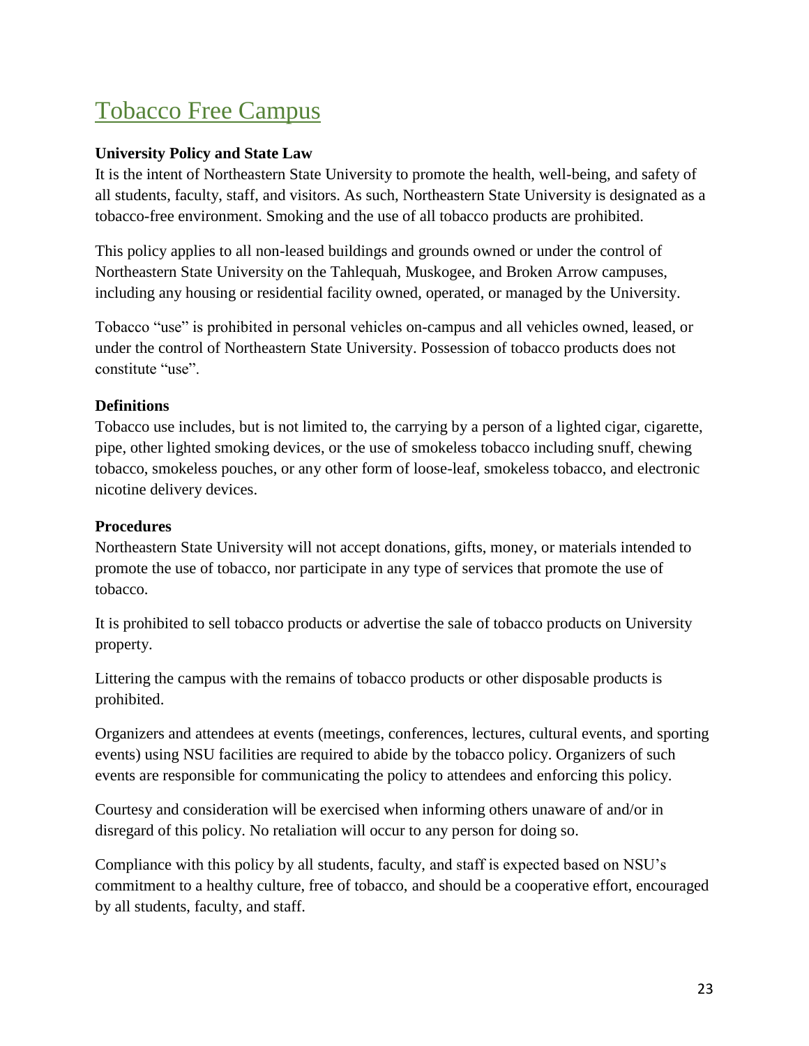# Tobacco Free Campus

**University Policy and State Law**

It is the intent of Northeastern State University to promote the health, well-being, and safety of all students, faculty, staff, and visitors. As such, Northeastern State University is designated as a tobacco-free environment. Smoking and the use of all tobacco products are prohibited.

This policy applies to all non-leased buildings and grounds owned or under the control of Northeastern State University on the Tahlequah, Muskogee, and Broken Arrow campuses, including any housing or residential facility owned, operated, or managed by the University.

Tobacco "use" is prohibited in personal vehicles on-campus and all vehicles owned, leased, or under the control of Northeastern State University. Possession of tobacco products does not constitute "use".

**Definitions**

Tobacco use includes, but is not limited to, the carrying by a person of a lighted cigar, cigarette, pipe, other lighted smoking devices, or the use of smokeless tobacco including snuff, chewing tobacco, smokeless pouches, or any other form of loose-leaf, smokeless tobacco, and electronic nicotine delivery devices.

**Procedures**

Northeastern State University will not accept donations, gifts, money, or materials intended to promote the use of tobacco, nor participate in any type of services that promote the use of tobacco.

It is prohibited to sell tobacco products or advertise the sale of tobacco products on University property.

Littering the campus with the remains of tobacco products or other disposable products is prohibited.

Organizers and attendees at events (meetings, conferences, lectures, cultural events, and sporting events) using NSU facilities are required to abide by the tobacco policy. Organizers of such events are responsible for communicating the policy to attendees and enforcing this policy.

Courtesy and consideration will be exercised when informing others unaware of and/or in disregard of this policy. No retaliation will occur to any person for doing so.

Compliance with this policy by all students, faculty, and staff is expected based on NSU's commitment to a healthy culture, free of tobacco, and should be a cooperative effort, encouraged by all students, faculty, and staff.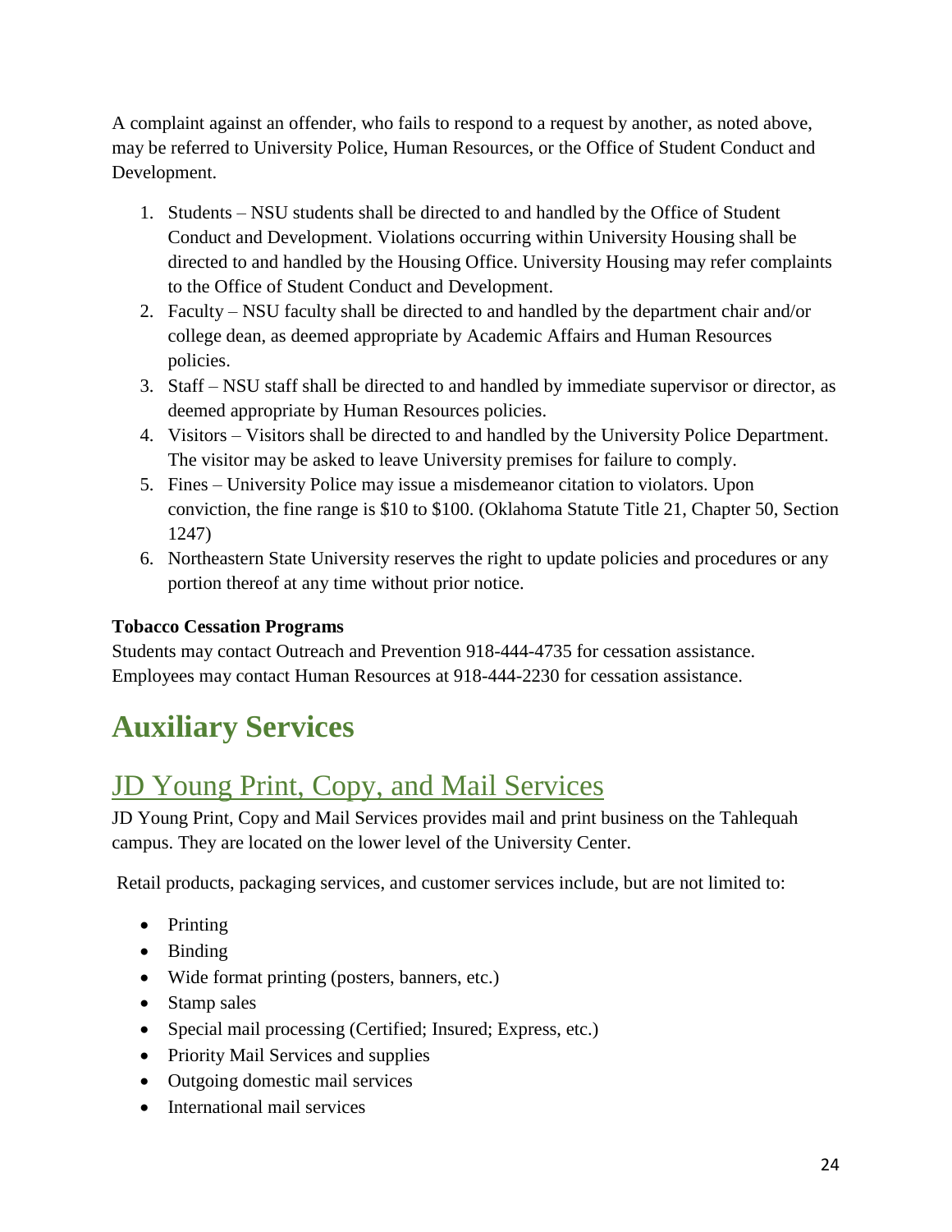A complaint against an offender, who fails to respond to a request by another, as noted above, may be referred to University Police, Human Resources, or the Office of Student Conduct and Development.

1. Students – NSU students shall be directed to and handled by the Office of Student Conduct and Development. Violations occurring within University Housing shall be directed to and handled by the Housing Office. University Housing may refer complaints to the Office of Student Conduct and Development.
2. Faculty – NSU faculty shall be directed to and handled by the department chair and/or college dean, as deemed appropriate by Academic Affairs and Human Resources policies.
3. Staff – NSU staff shall be directed to and handled by immediate supervisor or director, as deemed appropriate by Human Resources policies.
4. Visitors – Visitors shall be directed to and handled by the University Police Department. The visitor may be asked to leave University premises for failure to comply.
5. Fines – University Police may issue a misdemeanor citation to violators. Upon conviction, the fine range is $10 to $100. (Oklahoma Statute Title 21, Chapter 50, Section 1247)
6. Northeastern State University reserves the right to update policies and procedures or any portion thereof at any time without prior notice.

**Tobacco Cessation Programs**

Students may contact Outreach and Prevention 918-444-4735 for cessation assistance.
Employees may contact Human Resources at 918-444-2230 for cessation assistance.

# Auxiliary Services

## JD Young Print, Copy, and Mail Services

JD Young Print, Copy and Mail Services provides mail and print business on the Tahlequah campus. They are located on the lower level of the University Center.

Retail products, packaging services, and customer services include, but are not limited to:

- Printing
- Binding
- Wide format printing (posters, banners, etc.)
- Stamp sales
- Special mail processing (Certified; Insured; Express, etc.)
- Priority Mail Services and supplies
- Outgoing domestic mail services
- International mail services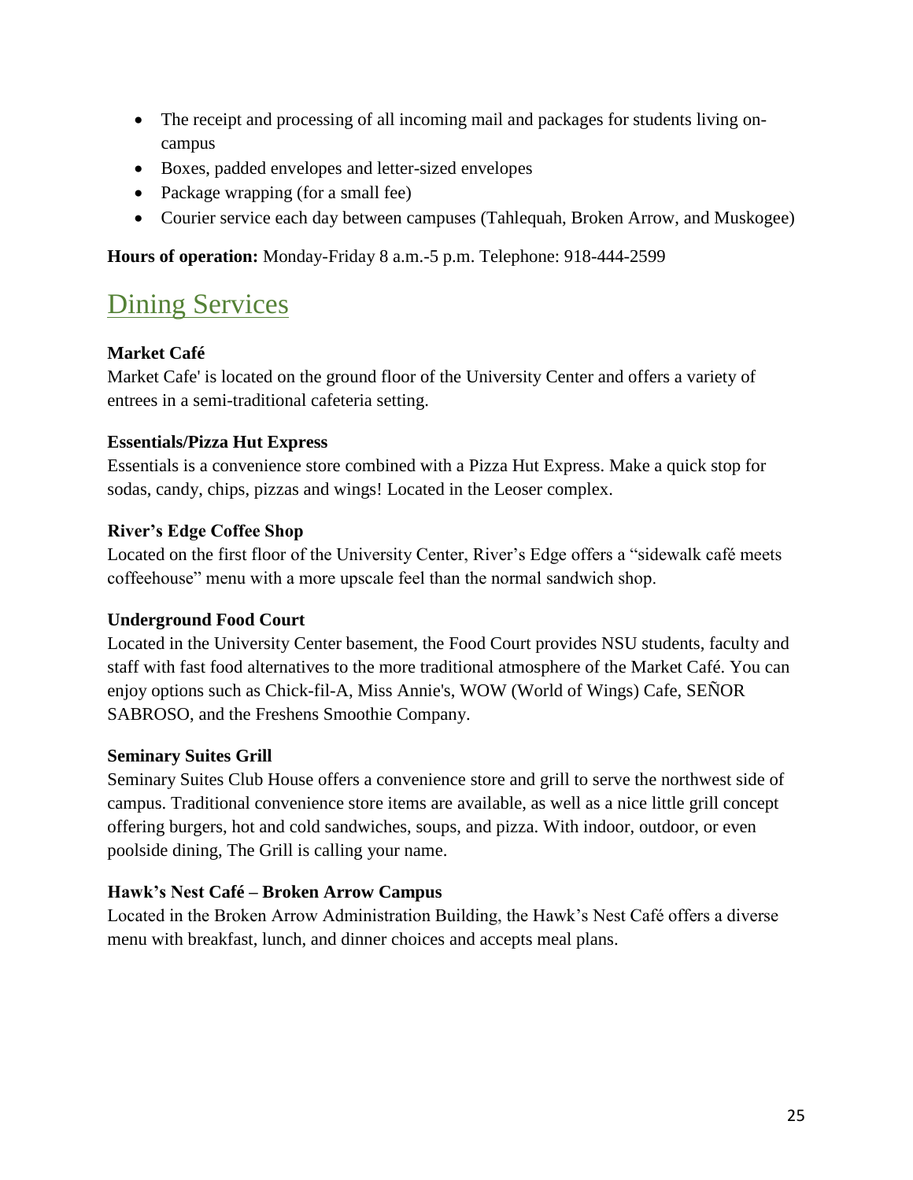- The receipt and processing of all incoming mail and packages for students living on-campus
- Boxes, padded envelopes and letter-sized envelopes
- Package wrapping (for a small fee)
- Courier service each day between campuses (Tahlequah, Broken Arrow, and Muskogee)

**Hours of operation:** Monday-Friday 8 a.m.-5 p.m. Telephone: 918-444-2599

## Dining Services

**Market Café**
Market Cafe' is located on the ground floor of the University Center and offers a variety of entrees in a semi-traditional cafeteria setting.

**Essentials/Pizza Hut Express**
Essentials is a convenience store combined with a Pizza Hut Express. Make a quick stop for sodas, candy, chips, pizzas and wings! Located in the Leoser complex.

**River's Edge Coffee Shop**
Located on the first floor of the University Center, River's Edge offers a "sidewalk café meets coffeehouse" menu with a more upscale feel than the normal sandwich shop.

**Underground Food Court**
Located in the University Center basement, the Food Court provides NSU students, faculty and staff with fast food alternatives to the more traditional atmosphere of the Market Café. You can enjoy options such as Chick-fil-A, Miss Annie's, WOW (World of Wings) Cafe, SEÑOR SABROSO, and the Freshens Smoothie Company.

**Seminary Suites Grill**
Seminary Suites Club House offers a convenience store and grill to serve the northwest side of campus. Traditional convenience store items are available, as well as a nice little grill concept offering burgers, hot and cold sandwiches, soups, and pizza. With indoor, outdoor, or even poolside dining, The Grill is calling your name.

**Hawk's Nest Café – Broken Arrow Campus**
Located in the Broken Arrow Administration Building, the Hawk's Nest Café offers a diverse menu with breakfast, lunch, and dinner choices and accepts meal plans.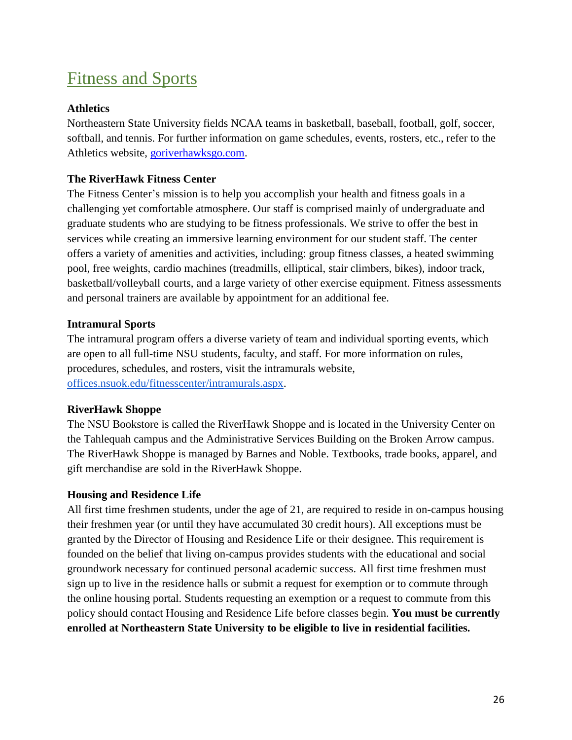# Fitness and Sports

### Athletics

Northeastern State University fields NCAA teams in basketball, baseball, football, golf, soccer, softball, and tennis. For further information on game schedules, events, rosters, etc., refer to the Athletics website, [goriverhawksgo.com](goriverhawksgo.com).

### The RiverHawk Fitness Center

The Fitness Center's mission is to help you accomplish your health and fitness goals in a challenging yet comfortable atmosphere. Our staff is comprised mainly of undergraduate and graduate students who are studying to be fitness professionals. We strive to offer the best in services while creating an immersive learning environment for our student staff. The center offers a variety of amenities and activities, including: group fitness classes, a heated swimming pool, free weights, cardio machines (treadmills, elliptical, stair climbers, bikes), indoor track, basketball/volleyball courts, and a large variety of other exercise equipment. Fitness assessments and personal trainers are available by appointment for an additional fee.

### Intramural Sports

The intramural program offers a diverse variety of team and individual sporting events, which are open to all full-time NSU students, faculty, and staff. For more information on rules, procedures, schedules, and rosters, visit the intramurals website, [offices.nsuok.edu/fitnesscenter/intramurals.aspx](offices.nsuok.edu/fitnesscenter/intramurals.aspx).

### RiverHawk Shoppe

The NSU Bookstore is called the RiverHawk Shoppe and is located in the University Center on the Tahlequah campus and the Administrative Services Building on the Broken Arrow campus. The RiverHawk Shoppe is managed by Barnes and Noble. Textbooks, trade books, apparel, and gift merchandise are sold in the RiverHawk Shoppe.

### Housing and Residence Life

All first time freshmen students, under the age of 21, are required to reside in on-campus housing their freshmen year (or until they have accumulated 30 credit hours). All exceptions must be granted by the Director of Housing and Residence Life or their designee. This requirement is founded on the belief that living on-campus provides students with the educational and social groundwork necessary for continued personal academic success. All first time freshmen must sign up to live in the residence halls or submit a request for exemption or to commute through the online housing portal. Students requesting an exemption or a request to commute from this policy should contact Housing and Residence Life before classes begin. **You must be currently enrolled at Northeastern State University to be eligible to live in residential facilities.**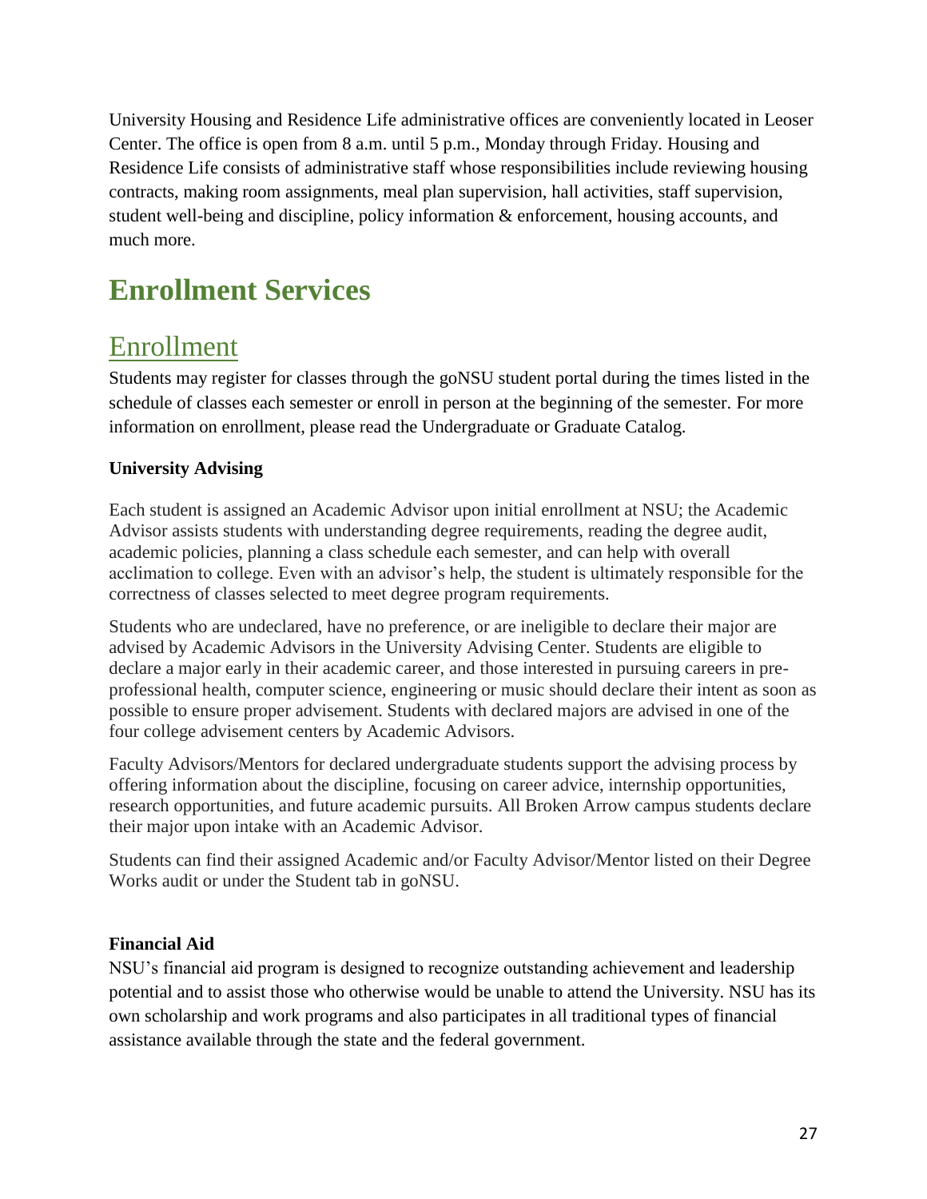University Housing and Residence Life administrative offices are conveniently located in Leoser Center. The office is open from 8 a.m. until 5 p.m., Monday through Friday. Housing and Residence Life consists of administrative staff whose responsibilities include reviewing housing contracts, making room assignments, meal plan supervision, hall activities, staff supervision, student well-being and discipline, policy information & enforcement, housing accounts, and much more.

# Enrollment Services

## Enrollment

Students may register for classes through the goNSU student portal during the times listed in the schedule of classes each semester or enroll in person at the beginning of the semester. For more information on enrollment, please read the Undergraduate or Graduate Catalog.

**University Advising**

Each student is assigned an Academic Advisor upon initial enrollment at NSU; the Academic Advisor assists students with understanding degree requirements, reading the degree audit, academic policies, planning a class schedule each semester, and can help with overall acclimation to college. Even with an advisor's help, the student is ultimately responsible for the correctness of classes selected to meet degree program requirements.

Students who are undeclared, have no preference, or are ineligible to declare their major are advised by Academic Advisors in the University Advising Center. Students are eligible to declare a major early in their academic career, and those interested in pursuing careers in pre-professional health, computer science, engineering or music should declare their intent as soon as possible to ensure proper advisement. Students with declared majors are advised in one of the four college advisement centers by Academic Advisors.

Faculty Advisors/Mentors for declared undergraduate students support the advising process by offering information about the discipline, focusing on career advice, internship opportunities, research opportunities, and future academic pursuits. All Broken Arrow campus students declare their major upon intake with an Academic Advisor.

Students can find their assigned Academic and/or Faculty Advisor/Mentor listed on their Degree Works audit or under the Student tab in goNSU.

**Financial Aid**

NSU's financial aid program is designed to recognize outstanding achievement and leadership potential and to assist those who otherwise would be unable to attend the University. NSU has its own scholarship and work programs and also participates in all traditional types of financial assistance available through the state and the federal government.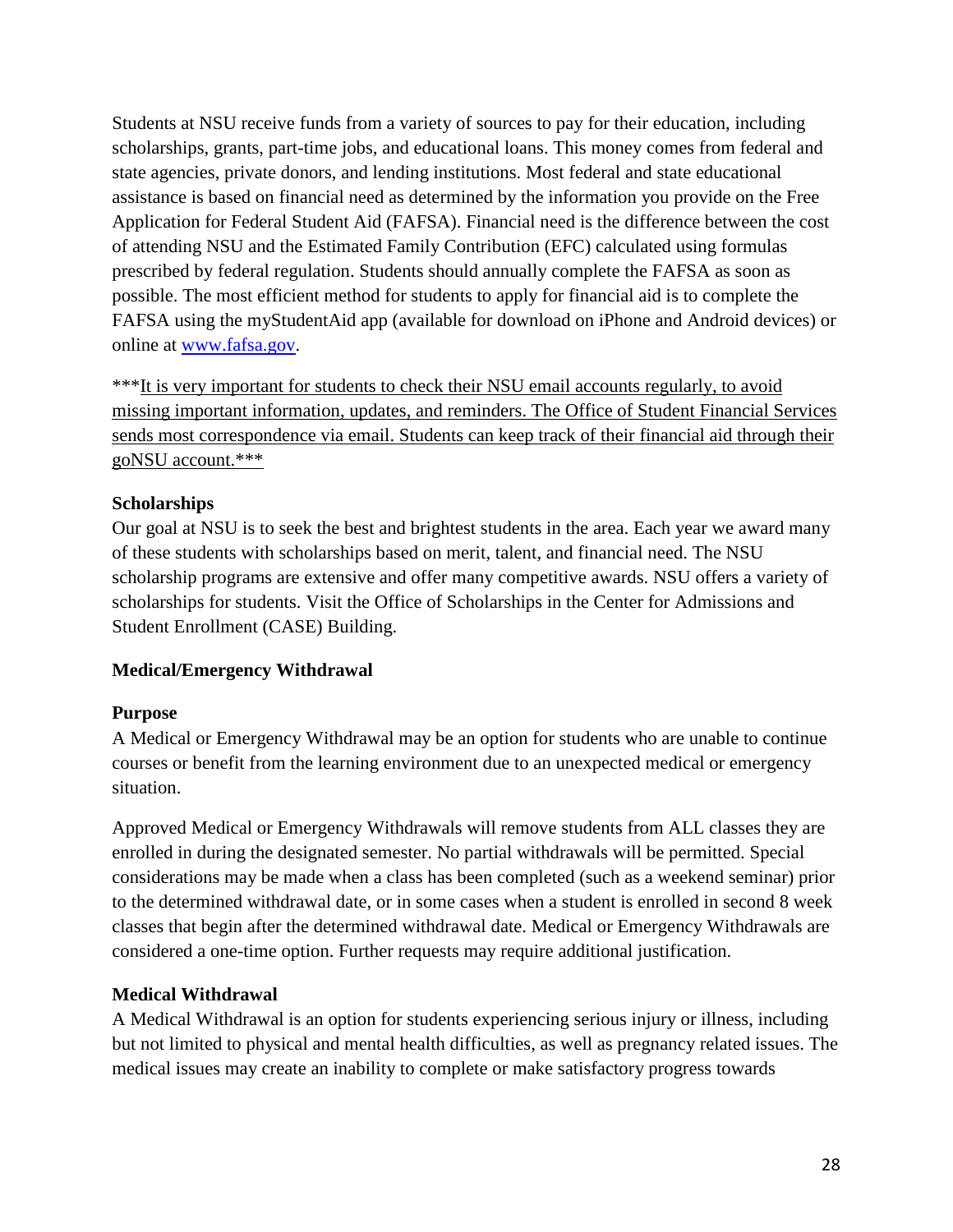Students at NSU receive funds from a variety of sources to pay for their education, including scholarships, grants, part-time jobs, and educational loans. This money comes from federal and state agencies, private donors, and lending institutions. Most federal and state educational assistance is based on financial need as determined by the information you provide on the Free Application for Federal Student Aid (FAFSA). Financial need is the difference between the cost of attending NSU and the Estimated Family Contribution (EFC) calculated using formulas prescribed by federal regulation. Students should annually complete the FAFSA as soon as possible. The most efficient method for students to apply for financial aid is to complete the FAFSA using the myStudentAid app (available for download on iPhone and Android devices) or online at [www.fafsa.gov](http://www.fafsa.gov).

***It is very important for students to check their NSU email accounts regularly, to avoid missing important information, updates, and reminders. The Office of Student Financial Services sends most correspondence via email. Students can keep track of their financial aid through their goNSU account.***

**Scholarships**

Our goal at NSU is to seek the best and brightest students in the area. Each year we award many of these students with scholarships based on merit, talent, and financial need. The NSU scholarship programs are extensive and offer many competitive awards. NSU offers a variety of scholarships for students. Visit the Office of Scholarships in the Center for Admissions and Student Enrollment (CASE) Building.

**Medical/Emergency Withdrawal**

**Purpose**

A Medical or Emergency Withdrawal may be an option for students who are unable to continue courses or benefit from the learning environment due to an unexpected medical or emergency situation.

Approved Medical or Emergency Withdrawals will remove students from ALL classes they are enrolled in during the designated semester. No partial withdrawals will be permitted. Special considerations may be made when a class has been completed (such as a weekend seminar) prior to the determined withdrawal date, or in some cases when a student is enrolled in second 8 week classes that begin after the determined withdrawal date. Medical or Emergency Withdrawals are considered a one-time option. Further requests may require additional justification.

**Medical Withdrawal**

A Medical Withdrawal is an option for students experiencing serious injury or illness, including but not limited to physical and mental health difficulties, as well as pregnancy related issues. The medical issues may create an inability to complete or make satisfactory progress towards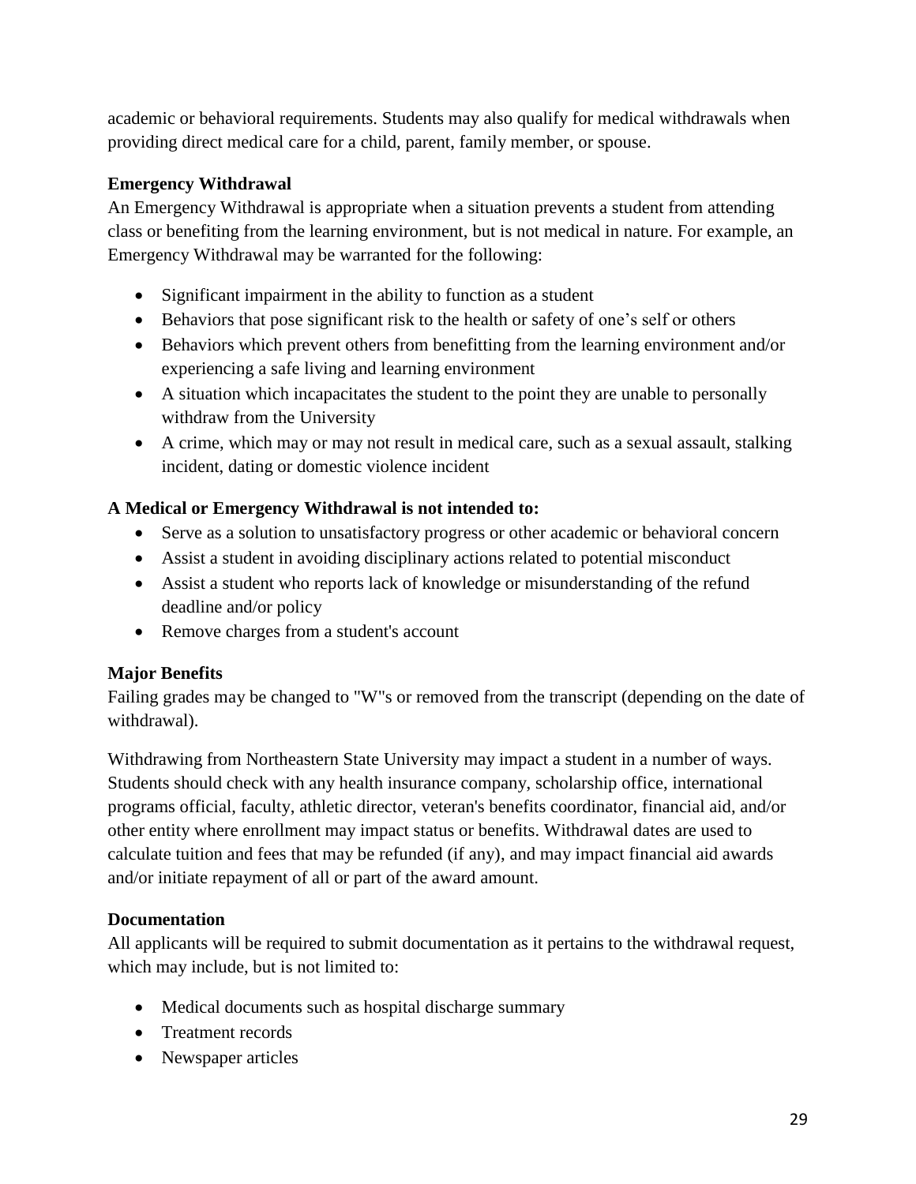academic or behavioral requirements. Students may also qualify for medical withdrawals when providing direct medical care for a child, parent, family member, or spouse.

**Emergency Withdrawal**

An Emergency Withdrawal is appropriate when a situation prevents a student from attending class or benefiting from the learning environment, but is not medical in nature. For example, an Emergency Withdrawal may be warranted for the following:

- Significant impairment in the ability to function as a student
- Behaviors that pose significant risk to the health or safety of one's self or others
- Behaviors which prevent others from benefitting from the learning environment and/or experiencing a safe living and learning environment
- A situation which incapacitates the student to the point they are unable to personally withdraw from the University
- A crime, which may or may not result in medical care, such as a sexual assault, stalking incident, dating or domestic violence incident

**A Medical or Emergency Withdrawal is not intended to:**

- Serve as a solution to unsatisfactory progress or other academic or behavioral concern
- Assist a student in avoiding disciplinary actions related to potential misconduct
- Assist a student who reports lack of knowledge or misunderstanding of the refund deadline and/or policy
- Remove charges from a student's account

**Major Benefits**

Failing grades may be changed to "W"s or removed from the transcript (depending on the date of withdrawal).

Withdrawing from Northeastern State University may impact a student in a number of ways. Students should check with any health insurance company, scholarship office, international programs official, faculty, athletic director, veteran's benefits coordinator, financial aid, and/or other entity where enrollment may impact status or benefits. Withdrawal dates are used to calculate tuition and fees that may be refunded (if any), and may impact financial aid awards and/or initiate repayment of all or part of the award amount.

**Documentation**

All applicants will be required to submit documentation as it pertains to the withdrawal request, which may include, but is not limited to:

- Medical documents such as hospital discharge summary
- Treatment records
- Newspaper articles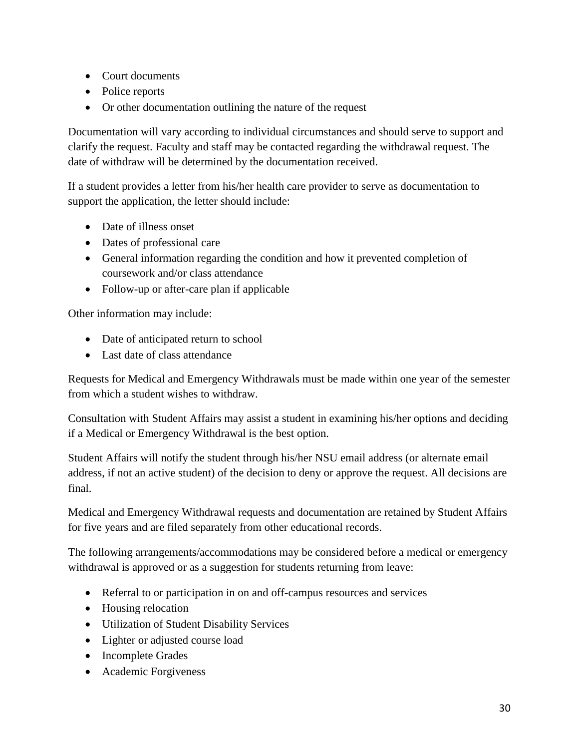- Court documents
- Police reports
- Or other documentation outlining the nature of the request

Documentation will vary according to individual circumstances and should serve to support and clarify the request. Faculty and staff may be contacted regarding the withdrawal request. The date of withdraw will be determined by the documentation received.

If a student provides a letter from his/her health care provider to serve as documentation to support the application, the letter should include:

- Date of illness onset
- Dates of professional care
- General information regarding the condition and how it prevented completion of coursework and/or class attendance
- Follow-up or after-care plan if applicable

Other information may include:

- Date of anticipated return to school
- Last date of class attendance

Requests for Medical and Emergency Withdrawals must be made within one year of the semester from which a student wishes to withdraw.

Consultation with Student Affairs may assist a student in examining his/her options and deciding if a Medical or Emergency Withdrawal is the best option.

Student Affairs will notify the student through his/her NSU email address (or alternate email address, if not an active student) of the decision to deny or approve the request. All decisions are final.

Medical and Emergency Withdrawal requests and documentation are retained by Student Affairs for five years and are filed separately from other educational records.

The following arrangements/accommodations may be considered before a medical or emergency withdrawal is approved or as a suggestion for students returning from leave:

- Referral to or participation in on and off-campus resources and services
- Housing relocation
- Utilization of Student Disability Services
- Lighter or adjusted course load
- Incomplete Grades
- Academic Forgiveness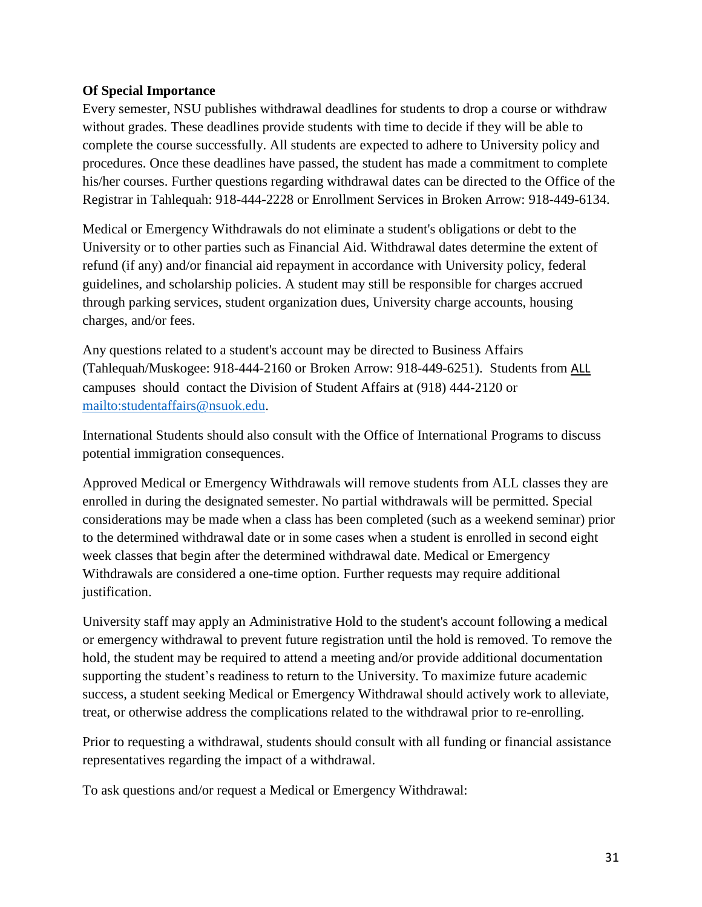**Of Special Importance**

Every semester, NSU publishes withdrawal deadlines for students to drop a course or withdraw without grades. These deadlines provide students with time to decide if they will be able to complete the course successfully. All students are expected to adhere to University policy and procedures. Once these deadlines have passed, the student has made a commitment to complete his/her courses. Further questions regarding withdrawal dates can be directed to the Office of the Registrar in Tahlequah: 918-444-2228 or Enrollment Services in Broken Arrow: 918-449-6134.

Medical or Emergency Withdrawals do not eliminate a student's obligations or debt to the University or to other parties such as Financial Aid. Withdrawal dates determine the extent of refund (if any) and/or financial aid repayment in accordance with University policy, federal guidelines, and scholarship policies. A student may still be responsible for charges accrued through parking services, student organization dues, University charge accounts, housing charges, and/or fees.

Any questions related to a student's account may be directed to Business Affairs (Tahlequah/Muskogee: 918-444-2160 or Broken Arrow: 918-449-6251). Students from ALL campuses should contact the Division of Student Affairs at (918) 444-2120 or [mailto:studentaffairs@nsuok.edu](mailto:studentaffairs@nsuok.edu).

International Students should also consult with the Office of International Programs to discuss potential immigration consequences.

Approved Medical or Emergency Withdrawals will remove students from ALL classes they are enrolled in during the designated semester. No partial withdrawals will be permitted. Special considerations may be made when a class has been completed (such as a weekend seminar) prior to the determined withdrawal date or in some cases when a student is enrolled in second eight week classes that begin after the determined withdrawal date. Medical or Emergency Withdrawals are considered a one-time option. Further requests may require additional justification.

University staff may apply an Administrative Hold to the student's account following a medical or emergency withdrawal to prevent future registration until the hold is removed. To remove the hold, the student may be required to attend a meeting and/or provide additional documentation supporting the student's readiness to return to the University. To maximize future academic success, a student seeking Medical or Emergency Withdrawal should actively work to alleviate, treat, or otherwise address the complications related to the withdrawal prior to re-enrolling.

Prior to requesting a withdrawal, students should consult with all funding or financial assistance representatives regarding the impact of a withdrawal.

To ask questions and/or request a Medical or Emergency Withdrawal: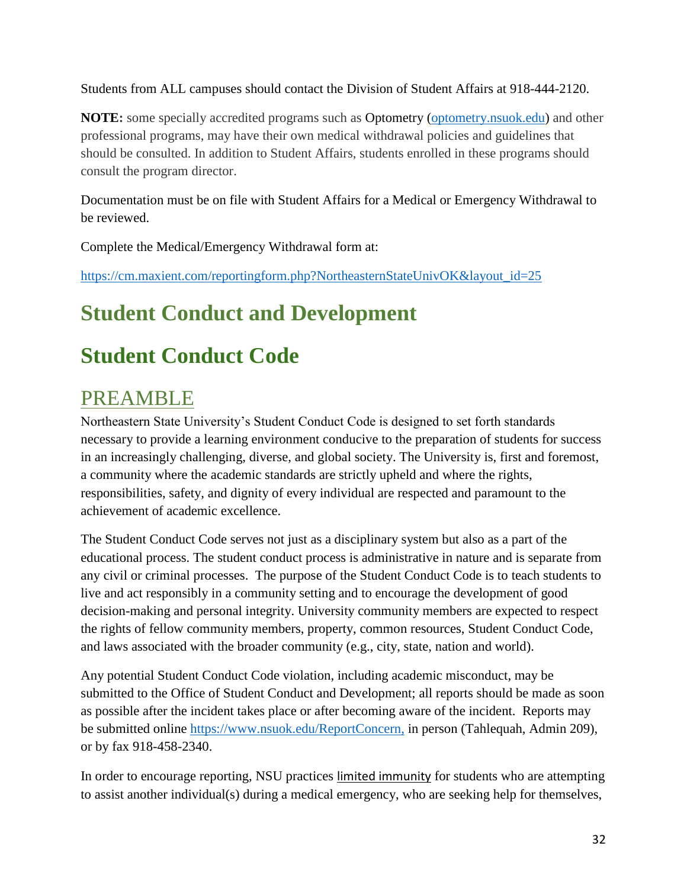Students from ALL campuses should contact the Division of Student Affairs at 918-444-2120.

**NOTE:** some specially accredited programs such as Optometry ([optometry.nsuok.edu](optometry.nsuok.edu)) and other professional programs, may have their own medical withdrawal policies and guidelines that should be consulted. In addition to Student Affairs, students enrolled in these programs should consult the program director.

Documentation must be on file with Student Affairs for a Medical or Emergency Withdrawal to be reviewed.

Complete the Medical/Emergency Withdrawal form at:

https://cm.maxient.com/reportingform.php?NortheasternStateUnivOK&layout_id=25

# Student Conduct and Development

# Student Conduct Code

## PREAMBLE

Northeastern State University's Student Conduct Code is designed to set forth standards necessary to provide a learning environment conducive to the preparation of students for success in an increasingly challenging, diverse, and global society. The University is, first and foremost, a community where the academic standards are strictly upheld and where the rights, responsibilities, safety, and dignity of every individual are respected and paramount to the achievement of academic excellence.

The Student Conduct Code serves not just as a disciplinary system but also as a part of the educational process. The student conduct process is administrative in nature and is separate from any civil or criminal processes. The purpose of the Student Conduct Code is to teach students to live and act responsibly in a community setting and to encourage the development of good decision-making and personal integrity. University community members are expected to respect the rights of fellow community members, property, common resources, Student Conduct Code, and laws associated with the broader community (e.g., city, state, nation and world).

Any potential Student Conduct Code violation, including academic misconduct, may be submitted to the Office of Student Conduct and Development; all reports should be made as soon as possible after the incident takes place or after becoming aware of the incident. Reports may be submitted online https://www.nsuok.edu/ReportConcern, in person (Tahlequah, Admin 209), or by fax 918-458-2340.

In order to encourage reporting, NSU practices limited immunity for students who are attempting to assist another individual(s) during a medical emergency, who are seeking help for themselves,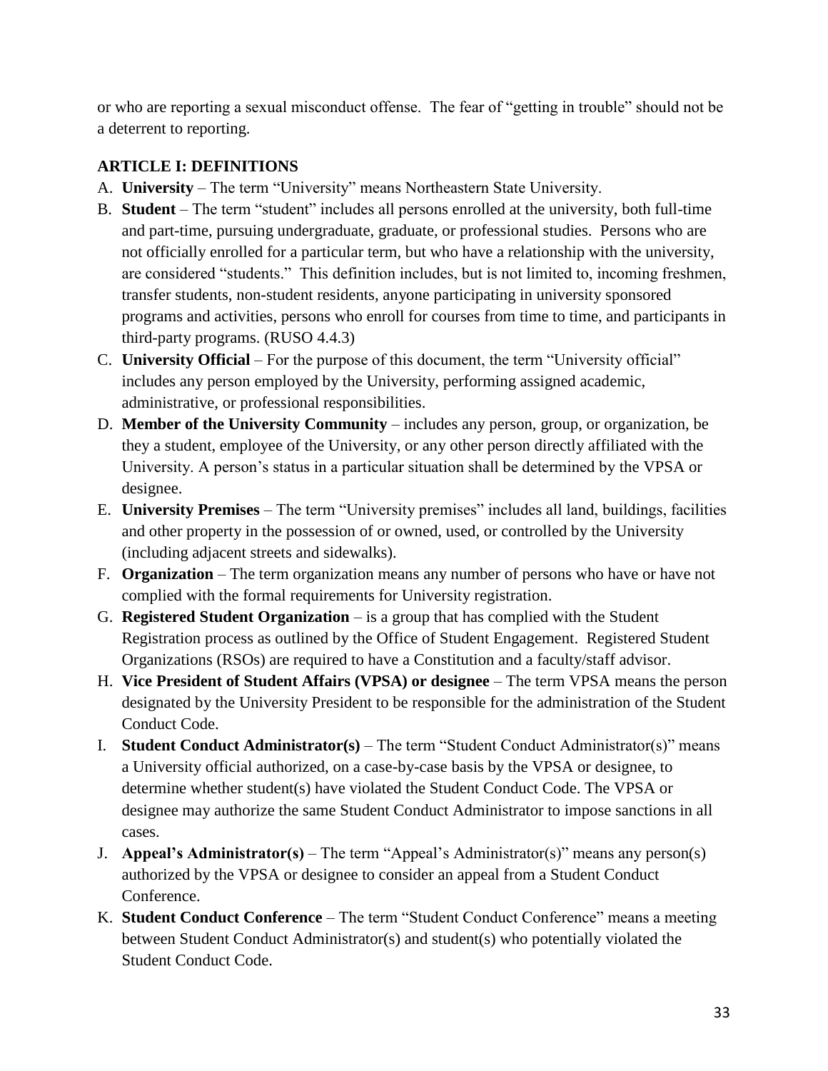or who are reporting a sexual misconduct offense. The fear of "getting in trouble" should not be a deterrent to reporting.

## ARTICLE I: DEFINITIONS

A. **University** – The term "University" means Northeastern State University.
B. **Student** – The term "student" includes all persons enrolled at the university, both full-time and part-time, pursuing undergraduate, graduate, or professional studies. Persons who are not officially enrolled for a particular term, but who have a relationship with the university, are considered "students." This definition includes, but is not limited to, incoming freshmen, transfer students, non-student residents, anyone participating in university sponsored programs and activities, persons who enroll for courses from time to time, and participants in third-party programs. (RUSO 4.4.3)
C. **University Official** – For the purpose of this document, the term "University official" includes any person employed by the University, performing assigned academic, administrative, or professional responsibilities.
D. **Member of the University Community** – includes any person, group, or organization, be they a student, employee of the University, or any other person directly affiliated with the University. A person's status in a particular situation shall be determined by the VPSA or designee.
E. **University Premises** – The term "University premises" includes all land, buildings, facilities and other property in the possession of or owned, used, or controlled by the University (including adjacent streets and sidewalks).
F. **Organization** – The term organization means any number of persons who have or have not complied with the formal requirements for University registration.
G. **Registered Student Organization** – is a group that has complied with the Student Registration process as outlined by the Office of Student Engagement. Registered Student Organizations (RSOs) are required to have a Constitution and a faculty/staff advisor.
H. **Vice President of Student Affairs (VPSA) or designee** – The term VPSA means the person designated by the University President to be responsible for the administration of the Student Conduct Code.
I. **Student Conduct Administrator(s)** – The term "Student Conduct Administrator(s)" means a University official authorized, on a case-by-case basis by the VPSA or designee, to determine whether student(s) have violated the Student Conduct Code. The VPSA or designee may authorize the same Student Conduct Administrator to impose sanctions in all cases.
J. **Appeal's Administrator(s)** – The term "Appeal's Administrator(s)" means any person(s) authorized by the VPSA or designee to consider an appeal from a Student Conduct Conference.
K. **Student Conduct Conference** – The term "Student Conduct Conference" means a meeting between Student Conduct Administrator(s) and student(s) who potentially violated the Student Conduct Code.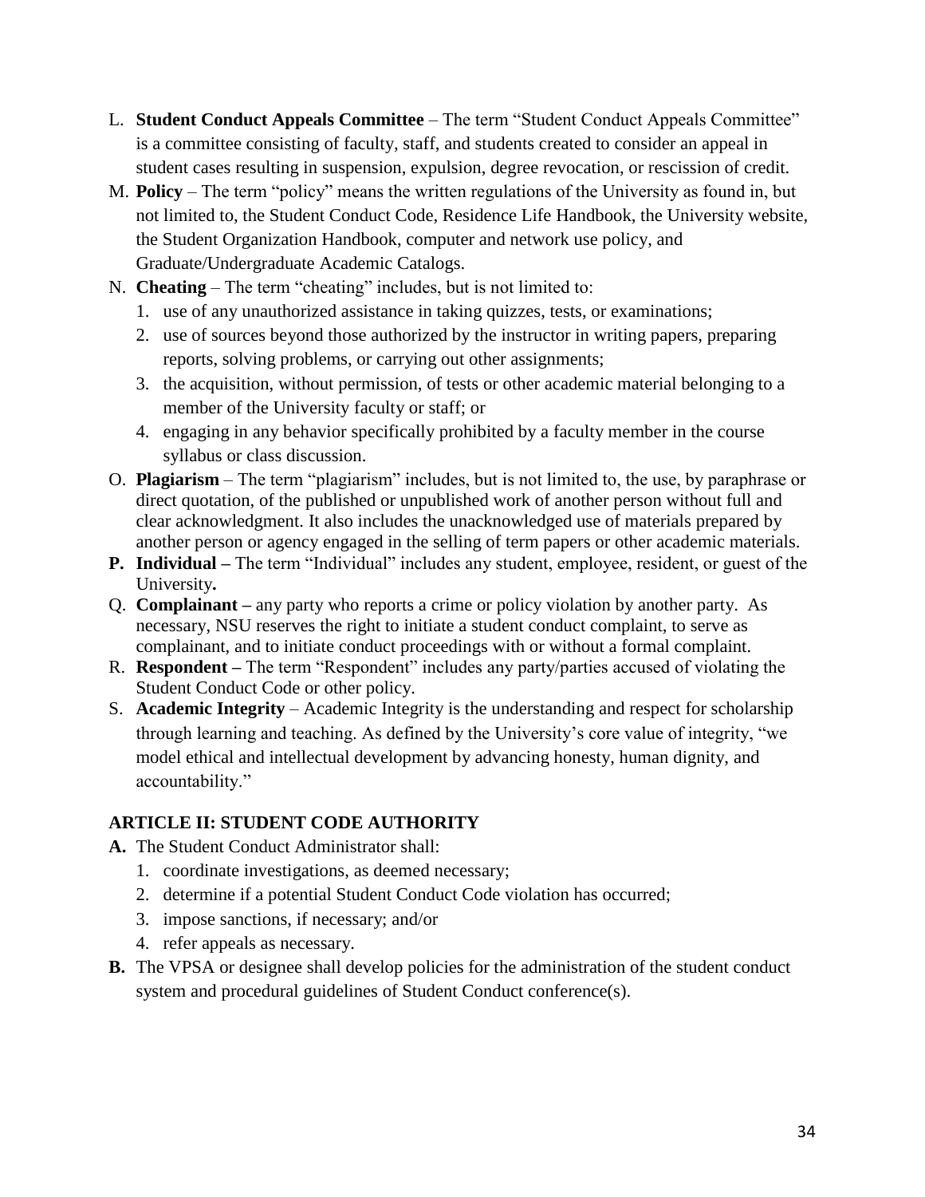L. **Student Conduct Appeals Committee** – The term "Student Conduct Appeals Committee" is a committee consisting of faculty, staff, and students created to consider an appeal in student cases resulting in suspension, expulsion, degree revocation, or rescission of credit.

M. **Policy** – The term "policy" means the written regulations of the University as found in, but not limited to, the Student Conduct Code, Residence Life Handbook, the University website, the Student Organization Handbook, computer and network use policy, and Graduate/Undergraduate Academic Catalogs.

N. **Cheating** – The term "cheating" includes, but is not limited to:
   1. use of any unauthorized assistance in taking quizzes, tests, or examinations;
   2. use of sources beyond those authorized by the instructor in writing papers, preparing reports, solving problems, or carrying out other assignments;
   3. the acquisition, without permission, of tests or other academic material belonging to a member of the University faculty or staff; or
   4. engaging in any behavior specifically prohibited by a faculty member in the course syllabus or class discussion.

O. **Plagiarism** – The term "plagiarism" includes, but is not limited to, the use, by paraphrase or direct quotation, of the published or unpublished work of another person without full and clear acknowledgment. It also includes the unacknowledged use of materials prepared by another person or agency engaged in the selling of term papers or other academic materials.

**P. Individual –** The term "Individual" includes any student, employee, resident, or guest of the University**.**

Q. **Complainant –** any party who reports a crime or policy violation by another party. As necessary, NSU reserves the right to initiate a student conduct complaint, to serve as complainant, and to initiate conduct proceedings with or without a formal complaint.

R. **Respondent –** The term "Respondent" includes any party/parties accused of violating the Student Conduct Code or other policy.

S. **Academic Integrity** – Academic Integrity is the understanding and respect for scholarship through learning and teaching. As defined by the University's core value of integrity, "we model ethical and intellectual development by advancing honesty, human dignity, and accountability."

## ARTICLE II: STUDENT CODE AUTHORITY

**A.** The Student Conduct Administrator shall:
   1. coordinate investigations, as deemed necessary;
   2. determine if a potential Student Conduct Code violation has occurred;
   3. impose sanctions, if necessary; and/or
   4. refer appeals as necessary.

**B.** The VPSA or designee shall develop policies for the administration of the student conduct system and procedural guidelines of Student Conduct conference(s).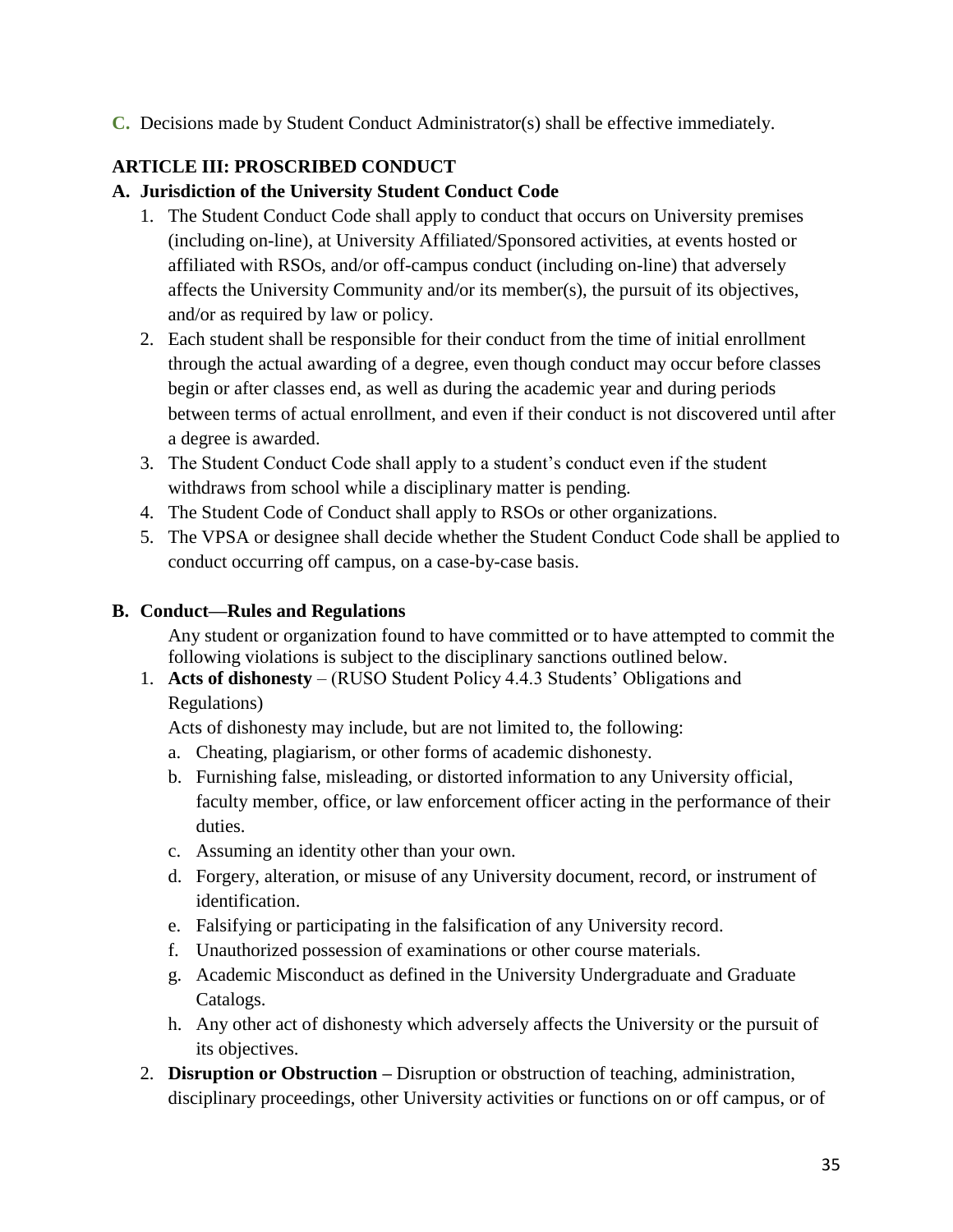**C.** Decisions made by Student Conduct Administrator(s) shall be effective immediately.

## ARTICLE III: PROSCRIBED CONDUCT

### A. Jurisdiction of the University Student Conduct Code

1. The Student Conduct Code shall apply to conduct that occurs on University premises (including on-line), at University Affiliated/Sponsored activities, at events hosted or affiliated with RSOs, and/or off-campus conduct (including on-line) that adversely affects the University Community and/or its member(s), the pursuit of its objectives, and/or as required by law or policy.
2. Each student shall be responsible for their conduct from the time of initial enrollment through the actual awarding of a degree, even though conduct may occur before classes begin or after classes end, as well as during the academic year and during periods between terms of actual enrollment, and even if their conduct is not discovered until after a degree is awarded.
3. The Student Conduct Code shall apply to a student's conduct even if the student withdraws from school while a disciplinary matter is pending.
4. The Student Code of Conduct shall apply to RSOs or other organizations.
5. The VPSA or designee shall decide whether the Student Conduct Code shall be applied to conduct occurring off campus, on a case-by-case basis.

### B. Conduct—Rules and Regulations

Any student or organization found to have committed or to have attempted to commit the following violations is subject to the disciplinary sanctions outlined below.

1. **Acts of dishonesty** – (RUSO Student Policy 4.4.3 Students' Obligations and Regulations)

   Acts of dishonesty may include, but are not limited to, the following:

   a. Cheating, plagiarism, or other forms of academic dishonesty.

   b. Furnishing false, misleading, or distorted information to any University official, faculty member, office, or law enforcement officer acting in the performance of their duties.

   c. Assuming an identity other than your own.

   d. Forgery, alteration, or misuse of any University document, record, or instrument of identification.

   e. Falsifying or participating in the falsification of any University record.

   f. Unauthorized possession of examinations or other course materials.

   g. Academic Misconduct as defined in the University Undergraduate and Graduate Catalogs.

   h. Any other act of dishonesty which adversely affects the University or the pursuit of its objectives.

2. **Disruption or Obstruction –** Disruption or obstruction of teaching, administration, disciplinary proceedings, other University activities or functions on or off campus, or of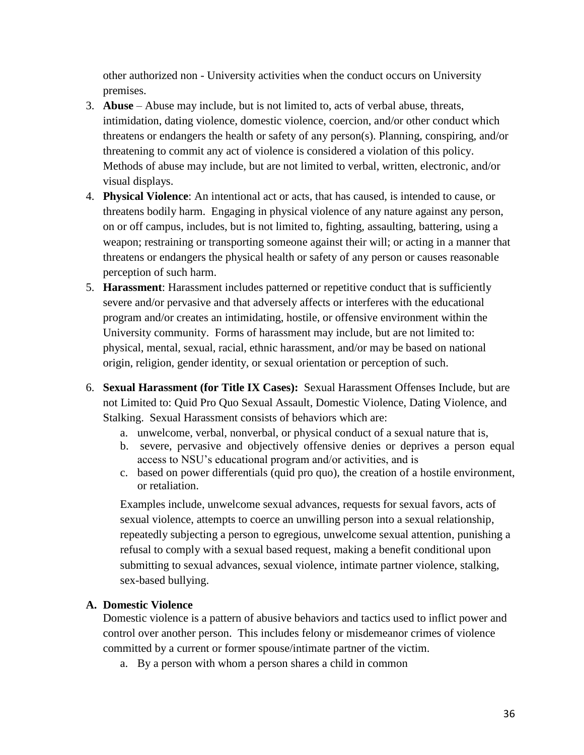other authorized non - University activities when the conduct occurs on University premises.

3. **Abuse** – Abuse may include, but is not limited to, acts of verbal abuse, threats, intimidation, dating violence, domestic violence, coercion, and/or other conduct which threatens or endangers the health or safety of any person(s). Planning, conspiring, and/or threatening to commit any act of violence is considered a violation of this policy. Methods of abuse may include, but are not limited to verbal, written, electronic, and/or visual displays.
4. **Physical Violence**: An intentional act or acts, that has caused, is intended to cause, or threatens bodily harm. Engaging in physical violence of any nature against any person, on or off campus, includes, but is not limited to, fighting, assaulting, battering, using a weapon; restraining or transporting someone against their will; or acting in a manner that threatens or endangers the physical health or safety of any person or causes reasonable perception of such harm.
5. **Harassment**: Harassment includes patterned or repetitive conduct that is sufficiently severe and/or pervasive and that adversely affects or interferes with the educational program and/or creates an intimidating, hostile, or offensive environment within the University community. Forms of harassment may include, but are not limited to: physical, mental, sexual, racial, ethnic harassment, and/or may be based on national origin, religion, gender identity, or sexual orientation or perception of such.
6. **Sexual Harassment (for Title IX Cases):** Sexual Harassment Offenses Include, but are not Limited to: Quid Pro Quo Sexual Assault, Domestic Violence, Dating Violence, and Stalking. Sexual Harassment consists of behaviors which are:
   a. unwelcome, verbal, nonverbal, or physical conduct of a sexual nature that is,
   b. severe, pervasive and objectively offensive denies or deprives a person equal access to NSU's educational program and/or activities, and is
   c. based on power differentials (quid pro quo), the creation of a hostile environment, or retaliation.

   Examples include, unwelcome sexual advances, requests for sexual favors, acts of sexual violence, attempts to coerce an unwilling person into a sexual relationship, repeatedly subjecting a person to egregious, unwelcome sexual attention, punishing a refusal to comply with a sexual based request, making a benefit conditional upon submitting to sexual advances, sexual violence, intimate partner violence, stalking, sex-based bullying.

**A. Domestic Violence**

Domestic violence is a pattern of abusive behaviors and tactics used to inflict power and control over another person. This includes felony or misdemeanor crimes of violence committed by a current or former spouse/intimate partner of the victim.

a. By a person with whom a person shares a child in common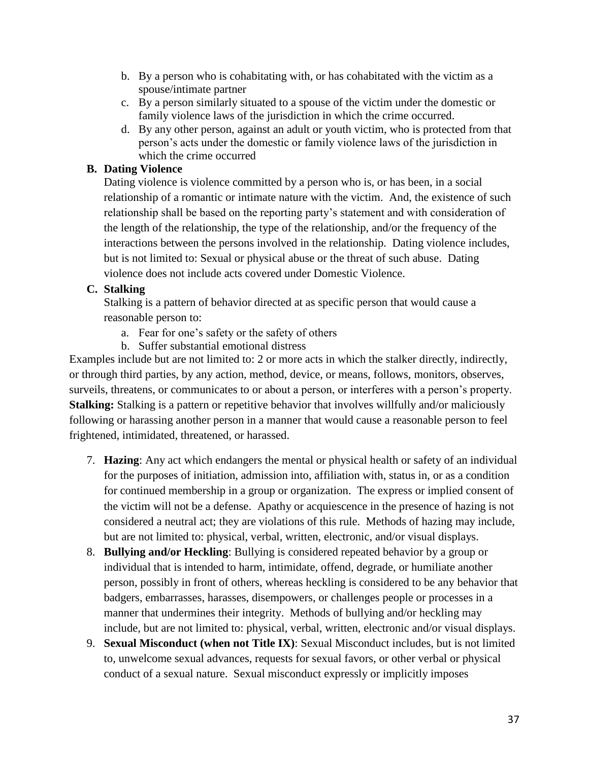b. By a person who is cohabitating with, or has cohabitated with the victim as a spouse/intimate partner
   c. By a person similarly situated to a spouse of the victim under the domestic or family violence laws of the jurisdiction in which the crime occurred.
   d. By any other person, against an adult or youth victim, who is protected from that person's acts under the domestic or family violence laws of the jurisdiction in which the crime occurred

**B. Dating Violence**

Dating violence is violence committed by a person who is, or has been, in a social relationship of a romantic or intimate nature with the victim. And, the existence of such relationship shall be based on the reporting party's statement and with consideration of the length of the relationship, the type of the relationship, and/or the frequency of the interactions between the persons involved in the relationship. Dating violence includes, but is not limited to: Sexual or physical abuse or the threat of such abuse. Dating violence does not include acts covered under Domestic Violence.

**C. Stalking**

Stalking is a pattern of behavior directed at as specific person that would cause a reasonable person to:

   a. Fear for one's safety or the safety of others
   b. Suffer substantial emotional distress

Examples include but are not limited to: 2 or more acts in which the stalker directly, indirectly, or through third parties, by any action, method, device, or means, follows, monitors, observes, surveils, threatens, or communicates to or about a person, or interferes with a person's property.
**Stalking:** Stalking is a pattern or repetitive behavior that involves willfully and/or maliciously following or harassing another person in a manner that would cause a reasonable person to feel frightened, intimidated, threatened, or harassed.

7. **Hazing**: Any act which endangers the mental or physical health or safety of an individual for the purposes of initiation, admission into, affiliation with, status in, or as a condition for continued membership in a group or organization. The express or implied consent of the victim will not be a defense. Apathy or acquiescence in the presence of hazing is not considered a neutral act; they are violations of this rule. Methods of hazing may include, but are not limited to: physical, verbal, written, electronic, and/or visual displays.
8. **Bullying and/or Heckling**: Bullying is considered repeated behavior by a group or individual that is intended to harm, intimidate, offend, degrade, or humiliate another person, possibly in front of others, whereas heckling is considered to be any behavior that badgers, embarrasses, harasses, disempowers, or challenges people or processes in a manner that undermines their integrity. Methods of bullying and/or heckling may include, but are not limited to: physical, verbal, written, electronic and/or visual displays.
9. **Sexual Misconduct (when not Title IX)**: Sexual Misconduct includes, but is not limited to, unwelcome sexual advances, requests for sexual favors, or other verbal or physical conduct of a sexual nature. Sexual misconduct expressly or implicitly imposes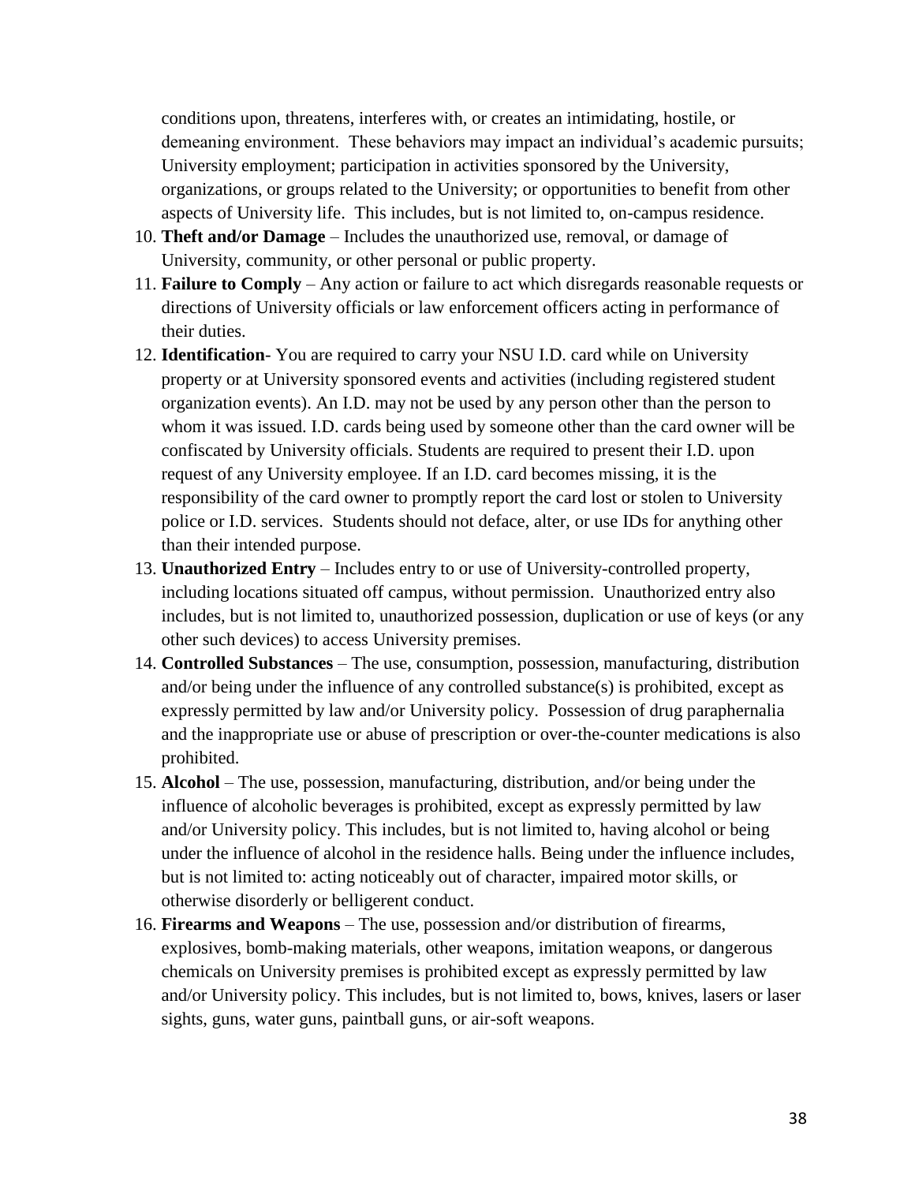conditions upon, threatens, interferes with, or creates an intimidating, hostile, or demeaning environment. These behaviors may impact an individual's academic pursuits; University employment; participation in activities sponsored by the University, organizations, or groups related to the University; or opportunities to benefit from other aspects of University life. This includes, but is not limited to, on-campus residence.

10. **Theft and/or Damage** – Includes the unauthorized use, removal, or damage of University, community, or other personal or public property.
11. **Failure to Comply** – Any action or failure to act which disregards reasonable requests or directions of University officials or law enforcement officers acting in performance of their duties.
12. **Identification**- You are required to carry your NSU I.D. card while on University property or at University sponsored events and activities (including registered student organization events). An I.D. may not be used by any person other than the person to whom it was issued. I.D. cards being used by someone other than the card owner will be confiscated by University officials. Students are required to present their I.D. upon request of any University employee. If an I.D. card becomes missing, it is the responsibility of the card owner to promptly report the card lost or stolen to University police or I.D. services. Students should not deface, alter, or use IDs for anything other than their intended purpose.
13. **Unauthorized Entry** – Includes entry to or use of University-controlled property, including locations situated off campus, without permission. Unauthorized entry also includes, but is not limited to, unauthorized possession, duplication or use of keys (or any other such devices) to access University premises.
14. **Controlled Substances** – The use, consumption, possession, manufacturing, distribution and/or being under the influence of any controlled substance(s) is prohibited, except as expressly permitted by law and/or University policy. Possession of drug paraphernalia and the inappropriate use or abuse of prescription or over-the-counter medications is also prohibited.
15. **Alcohol** – The use, possession, manufacturing, distribution, and/or being under the influence of alcoholic beverages is prohibited, except as expressly permitted by law and/or University policy. This includes, but is not limited to, having alcohol or being under the influence of alcohol in the residence halls. Being under the influence includes, but is not limited to: acting noticeably out of character, impaired motor skills, or otherwise disorderly or belligerent conduct.
16. **Firearms and Weapons** – The use, possession and/or distribution of firearms, explosives, bomb-making materials, other weapons, imitation weapons, or dangerous chemicals on University premises is prohibited except as expressly permitted by law and/or University policy. This includes, but is not limited to, bows, knives, lasers or laser sights, guns, water guns, paintball guns, or air-soft weapons.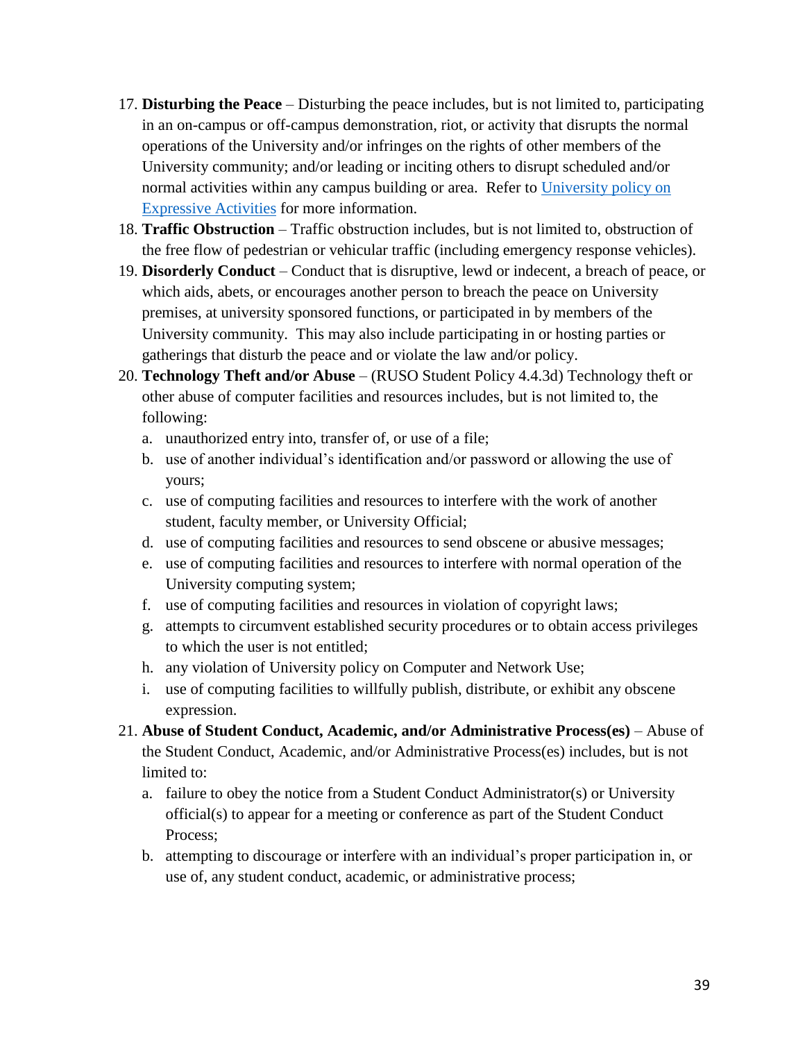17. **Disturbing the Peace** – Disturbing the peace includes, but is not limited to, participating in an on-campus or off-campus demonstration, riot, or activity that disrupts the normal operations of the University and/or infringes on the rights of other members of the University community; and/or leading or inciting others to disrupt scheduled and/or normal activities within any campus building or area. Refer to [University policy on Expressive Activities]() for more information.
18. **Traffic Obstruction** – Traffic obstruction includes, but is not limited to, obstruction of the free flow of pedestrian or vehicular traffic (including emergency response vehicles).
19. **Disorderly Conduct** – Conduct that is disruptive, lewd or indecent, a breach of peace, or which aids, abets, or encourages another person to breach the peace on University premises, at university sponsored functions, or participated in by members of the University community. This may also include participating in or hosting parties or gatherings that disturb the peace and or violate the law and/or policy.
20. **Technology Theft and/or Abuse** – (RUSO Student Policy 4.4.3d) Technology theft or other abuse of computer facilities and resources includes, but is not limited to, the following:
    a. unauthorized entry into, transfer of, or use of a file;
    b. use of another individual's identification and/or password or allowing the use of yours;
    c. use of computing facilities and resources to interfere with the work of another student, faculty member, or University Official;
    d. use of computing facilities and resources to send obscene or abusive messages;
    e. use of computing facilities and resources to interfere with normal operation of the University computing system;
    f. use of computing facilities and resources in violation of copyright laws;
    g. attempts to circumvent established security procedures or to obtain access privileges to which the user is not entitled;
    h. any violation of University policy on Computer and Network Use;
    i. use of computing facilities to willfully publish, distribute, or exhibit any obscene expression.
21. **Abuse of Student Conduct, Academic, and/or Administrative Process(es)** – Abuse of the Student Conduct, Academic, and/or Administrative Process(es) includes, but is not limited to:
    a. failure to obey the notice from a Student Conduct Administrator(s) or University official(s) to appear for a meeting or conference as part of the Student Conduct Process;
    b. attempting to discourage or interfere with an individual's proper participation in, or use of, any student conduct, academic, or administrative process;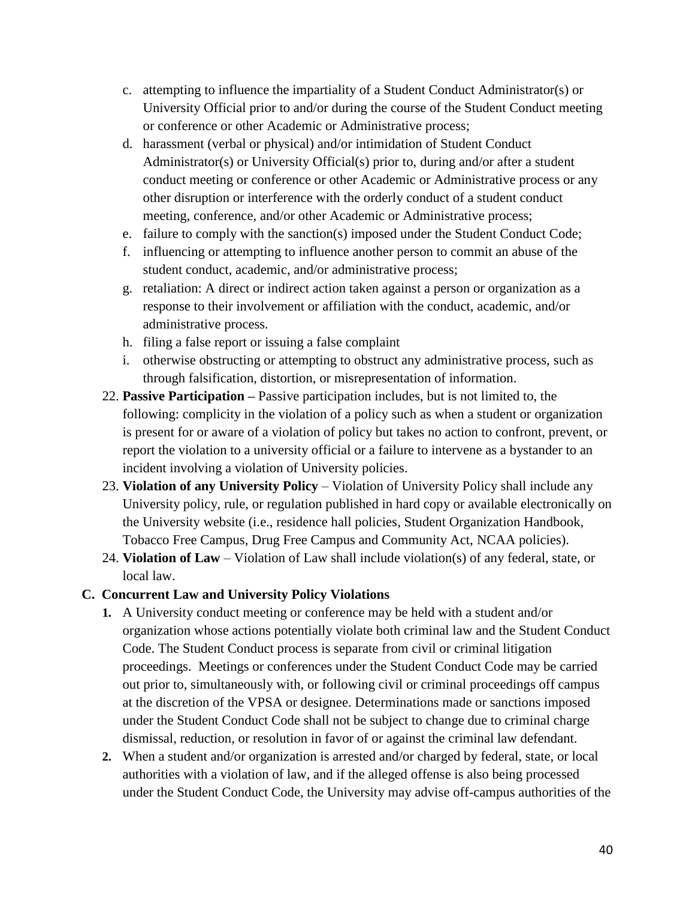c. attempting to influence the impartiality of a Student Conduct Administrator(s) or University Official prior to and/or during the course of the Student Conduct meeting or conference or other Academic or Administrative process;
   d. harassment (verbal or physical) and/or intimidation of Student Conduct Administrator(s) or University Official(s) prior to, during and/or after a student conduct meeting or conference or other Academic or Administrative process or any other disruption or interference with the orderly conduct of a student conduct meeting, conference, and/or other Academic or Administrative process;
   e. failure to comply with the sanction(s) imposed under the Student Conduct Code;
   f. influencing or attempting to influence another person to commit an abuse of the student conduct, academic, and/or administrative process;
   g. retaliation: A direct or indirect action taken against a person or organization as a response to their involvement or affiliation with the conduct, academic, and/or administrative process.
   h. filing a false report or issuing a false complaint
   i. otherwise obstructing or attempting to obstruct any administrative process, such as through falsification, distortion, or misrepresentation of information.

22. **Passive Participation –** Passive participation includes, but is not limited to, the following: complicity in the violation of a policy such as when a student or organization is present for or aware of a violation of policy but takes no action to confront, prevent, or report the violation to a university official or a failure to intervene as a bystander to an incident involving a violation of University policies.
23. **Violation of any University Policy** – Violation of University Policy shall include any University policy, rule, or regulation published in hard copy or available electronically on the University website (i.e., residence hall policies, Student Organization Handbook, Tobacco Free Campus, Drug Free Campus and Community Act, NCAA policies).
24. **Violation of Law** – Violation of Law shall include violation(s) of any federal, state, or local law.

**C. Concurrent Law and University Policy Violations**

1. A University conduct meeting or conference may be held with a student and/or organization whose actions potentially violate both criminal law and the Student Conduct Code. The Student Conduct process is separate from civil or criminal litigation proceedings. Meetings or conferences under the Student Conduct Code may be carried out prior to, simultaneously with, or following civil or criminal proceedings off campus at the discretion of the VPSA or designee. Determinations made or sanctions imposed under the Student Conduct Code shall not be subject to change due to criminal charge dismissal, reduction, or resolution in favor of or against the criminal law defendant.
2. When a student and/or organization is arrested and/or charged by federal, state, or local authorities with a violation of law, and if the alleged offense is also being processed under the Student Conduct Code, the University may advise off-campus authorities of the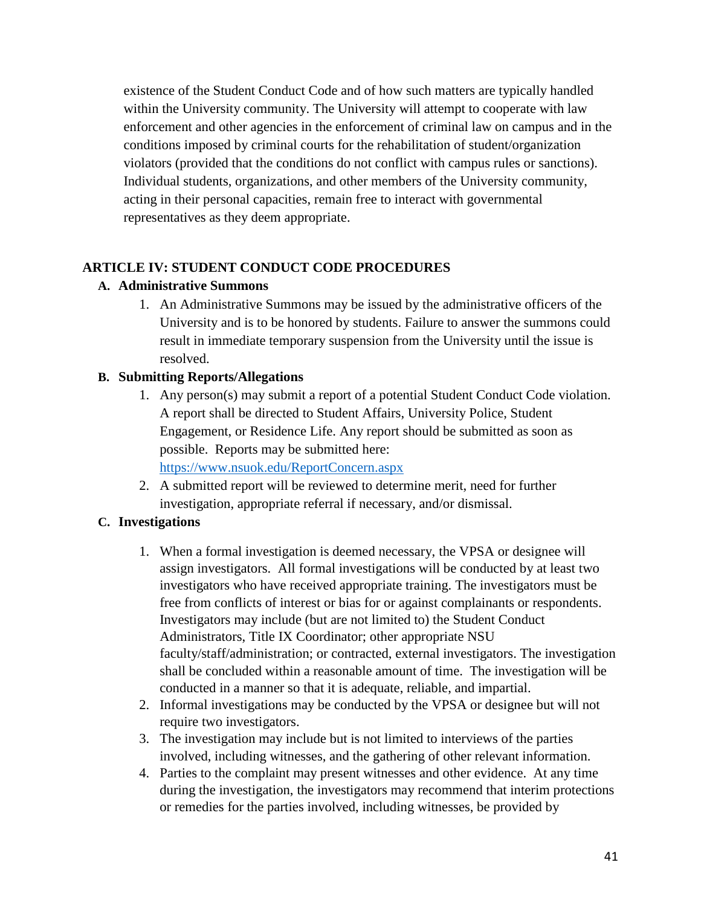existence of the Student Conduct Code and of how such matters are typically handled within the University community. The University will attempt to cooperate with law enforcement and other agencies in the enforcement of criminal law on campus and in the conditions imposed by criminal courts for the rehabilitation of student/organization violators (provided that the conditions do not conflict with campus rules or sanctions). Individual students, organizations, and other members of the University community, acting in their personal capacities, remain free to interact with governmental representatives as they deem appropriate.

## ARTICLE IV: STUDENT CONDUCT CODE PROCEDURES

### A. Administrative Summons

1. An Administrative Summons may be issued by the administrative officers of the University and is to be honored by students. Failure to answer the summons could result in immediate temporary suspension from the University until the issue is resolved.

### B. Submitting Reports/Allegations

1. Any person(s) may submit a report of a potential Student Conduct Code violation. A report shall be directed to Student Affairs, University Police, Student Engagement, or Residence Life. Any report should be submitted as soon as possible. Reports may be submitted here: [https://www.nsuok.edu/ReportConcern.aspx](https://www.nsuok.edu/ReportConcern.aspx)
2. A submitted report will be reviewed to determine merit, need for further investigation, appropriate referral if necessary, and/or dismissal.

### C. Investigations

1. When a formal investigation is deemed necessary, the VPSA or designee will assign investigators. All formal investigations will be conducted by at least two investigators who have received appropriate training. The investigators must be free from conflicts of interest or bias for or against complainants or respondents. Investigators may include (but are not limited to) the Student Conduct Administrators, Title IX Coordinator; other appropriate NSU faculty/staff/administration; or contracted, external investigators. The investigation shall be concluded within a reasonable amount of time. The investigation will be conducted in a manner so that it is adequate, reliable, and impartial.
2. Informal investigations may be conducted by the VPSA or designee but will not require two investigators.
3. The investigation may include but is not limited to interviews of the parties involved, including witnesses, and the gathering of other relevant information.
4. Parties to the complaint may present witnesses and other evidence. At any time during the investigation, the investigators may recommend that interim protections or remedies for the parties involved, including witnesses, be provided by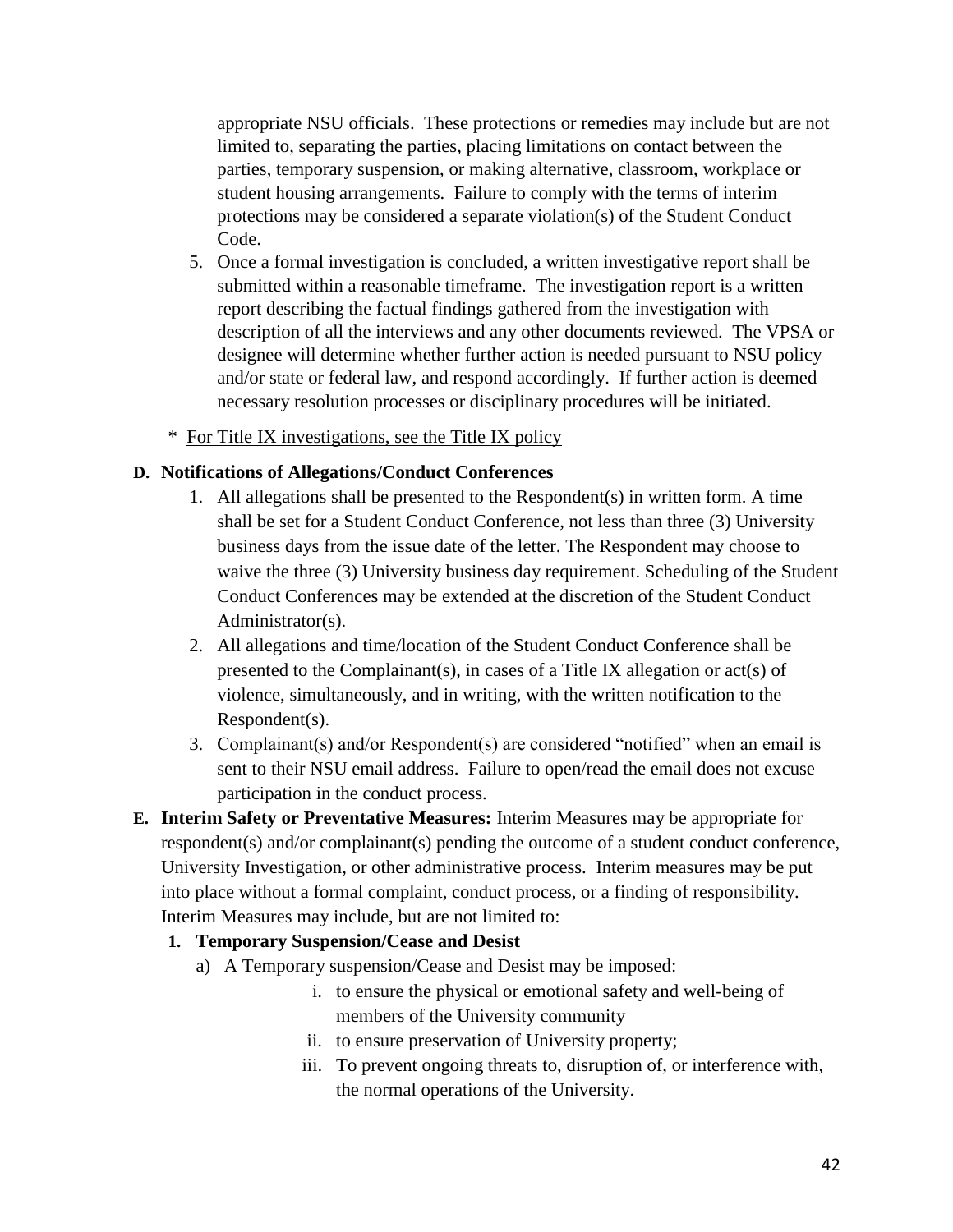appropriate NSU officials. These protections or remedies may include but are not limited to, separating the parties, placing limitations on contact between the parties, temporary suspension, or making alternative, classroom, workplace or student housing arrangements. Failure to comply with the terms of interim protections may be considered a separate violation(s) of the Student Conduct Code.

5. Once a formal investigation is concluded, a written investigative report shall be submitted within a reasonable timeframe. The investigation report is a written report describing the factual findings gathered from the investigation with description of all the interviews and any other documents reviewed. The VPSA or designee will determine whether further action is needed pursuant to NSU policy and/or state or federal law, and respond accordingly. If further action is deemed necessary resolution processes or disciplinary procedures will be initiated.

\* For Title IX investigations, see the Title IX policy

**D. Notifications of Allegations/Conduct Conferences**

1. All allegations shall be presented to the Respondent(s) in written form. A time shall be set for a Student Conduct Conference, not less than three (3) University business days from the issue date of the letter. The Respondent may choose to waive the three (3) University business day requirement. Scheduling of the Student Conduct Conferences may be extended at the discretion of the Student Conduct Administrator(s).
2. All allegations and time/location of the Student Conduct Conference shall be presented to the Complainant(s), in cases of a Title IX allegation or act(s) of violence, simultaneously, and in writing, with the written notification to the Respondent(s).
3. Complainant(s) and/or Respondent(s) are considered "notified" when an email is sent to their NSU email address. Failure to open/read the email does not excuse participation in the conduct process.

**E. Interim Safety or Preventative Measures:** Interim Measures may be appropriate for respondent(s) and/or complainant(s) pending the outcome of a student conduct conference, University Investigation, or other administrative process. Interim measures may be put into place without a formal complaint, conduct process, or a finding of responsibility. Interim Measures may include, but are not limited to:

**1. Temporary Suspension/Cease and Desist**

a) A Temporary suspension/Cease and Desist may be imposed:

i. to ensure the physical or emotional safety and well-being of members of the University community

ii. to ensure preservation of University property;

iii. To prevent ongoing threats to, disruption of, or interference with, the normal operations of the University.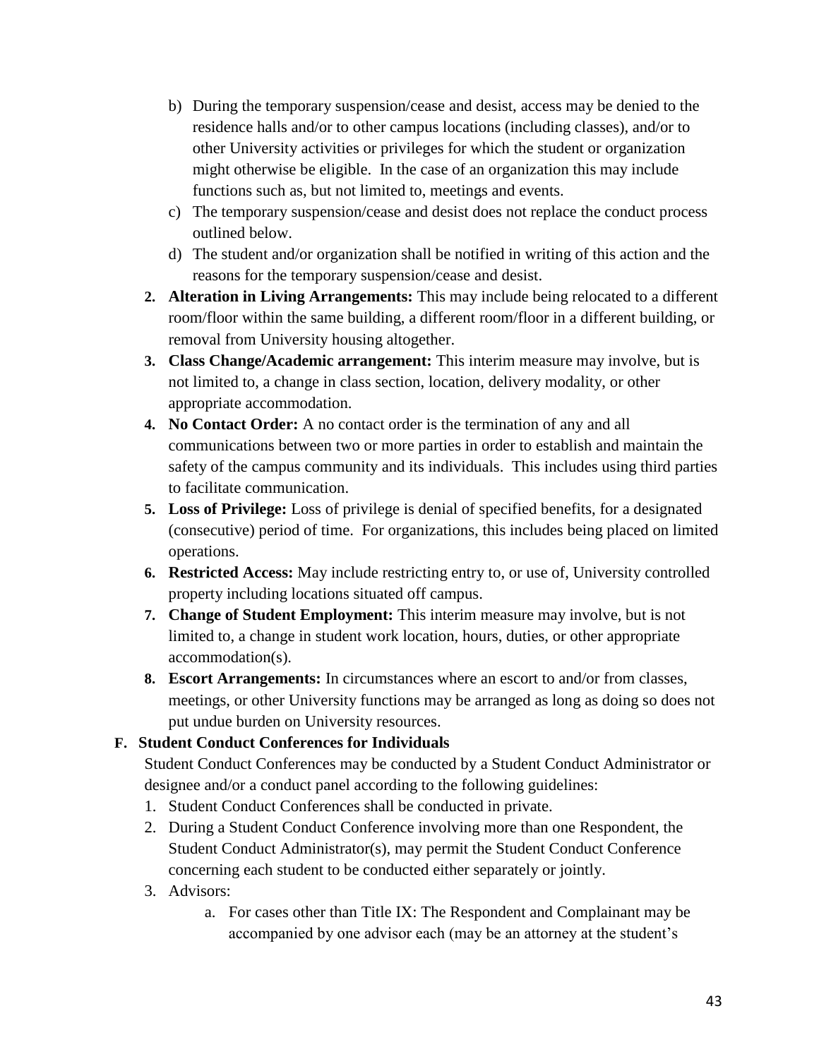b) During the temporary suspension/cease and desist, access may be denied to the residence halls and/or to other campus locations (including classes), and/or to other University activities or privileges for which the student or organization might otherwise be eligible. In the case of an organization this may include functions such as, but not limited to, meetings and events.
   c) The temporary suspension/cease and desist does not replace the conduct process outlined below.
   d) The student and/or organization shall be notified in writing of this action and the reasons for the temporary suspension/cease and desist.
2. **Alteration in Living Arrangements:** This may include being relocated to a different room/floor within the same building, a different room/floor in a different building, or removal from University housing altogether.
3. **Class Change/Academic arrangement:** This interim measure may involve, but is not limited to, a change in class section, location, delivery modality, or other appropriate accommodation.
4. **No Contact Order:** A no contact order is the termination of any and all communications between two or more parties in order to establish and maintain the safety of the campus community and its individuals. This includes using third parties to facilitate communication.
5. **Loss of Privilege:** Loss of privilege is denial of specified benefits, for a designated (consecutive) period of time. For organizations, this includes being placed on limited operations.
6. **Restricted Access:** May include restricting entry to, or use of, University controlled property including locations situated off campus.
7. **Change of Student Employment:** This interim measure may involve, but is not limited to, a change in student work location, hours, duties, or other appropriate accommodation(s).
8. **Escort Arrangements:** In circumstances where an escort to and/or from classes, meetings, or other University functions may be arranged as long as doing so does not put undue burden on University resources.

**F. Student Conduct Conferences for Individuals**

Student Conduct Conferences may be conducted by a Student Conduct Administrator or designee and/or a conduct panel according to the following guidelines:

1. Student Conduct Conferences shall be conducted in private.
2. During a Student Conduct Conference involving more than one Respondent, the Student Conduct Administrator(s), may permit the Student Conduct Conference concerning each student to be conducted either separately or jointly.
3. Advisors:
   a. For cases other than Title IX: The Respondent and Complainant may be accompanied by one advisor each (may be an attorney at the student's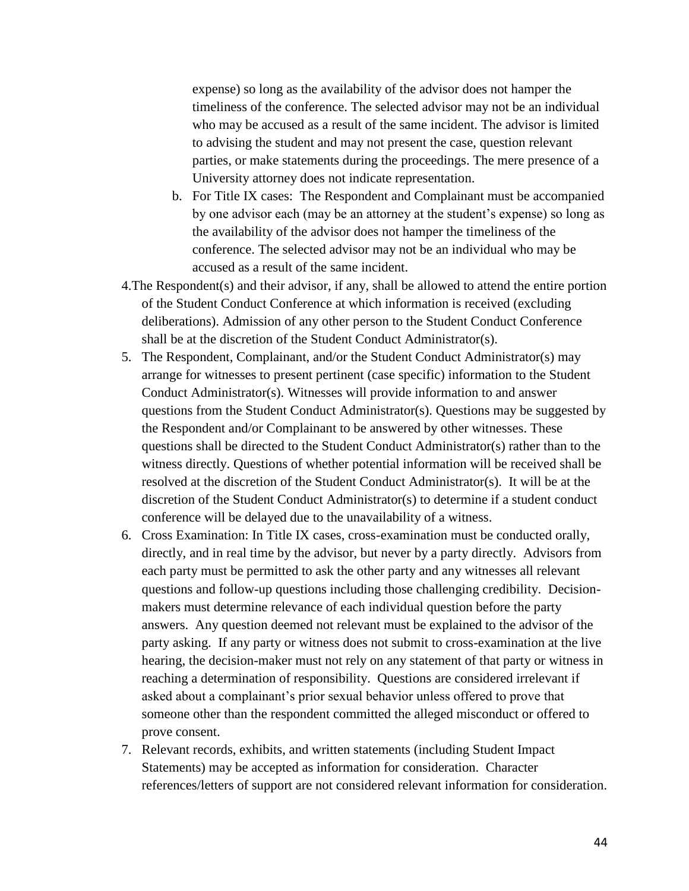expense) so long as the availability of the advisor does not hamper the timeliness of the conference. The selected advisor may not be an individual who may be accused as a result of the same incident. The advisor is limited to advising the student and may not present the case, question relevant parties, or make statements during the proceedings. The mere presence of a University attorney does not indicate representation.

   b. For Title IX cases: The Respondent and Complainant must be accompanied by one advisor each (may be an attorney at the student's expense) so long as the availability of the advisor does not hamper the timeliness of the conference. The selected advisor may not be an individual who may be accused as a result of the same incident.

4. The Respondent(s) and their advisor, if any, shall be allowed to attend the entire portion of the Student Conduct Conference at which information is received (excluding deliberations). Admission of any other person to the Student Conduct Conference shall be at the discretion of the Student Conduct Administrator(s).
5. The Respondent, Complainant, and/or the Student Conduct Administrator(s) may arrange for witnesses to present pertinent (case specific) information to the Student Conduct Administrator(s). Witnesses will provide information to and answer questions from the Student Conduct Administrator(s). Questions may be suggested by the Respondent and/or Complainant to be answered by other witnesses. These questions shall be directed to the Student Conduct Administrator(s) rather than to the witness directly. Questions of whether potential information will be received shall be resolved at the discretion of the Student Conduct Administrator(s). It will be at the discretion of the Student Conduct Administrator(s) to determine if a student conduct conference will be delayed due to the unavailability of a witness.
6. Cross Examination: In Title IX cases, cross-examination must be conducted orally, directly, and in real time by the advisor, but never by a party directly. Advisors from each party must be permitted to ask the other party and any witnesses all relevant questions and follow-up questions including those challenging credibility. Decision-makers must determine relevance of each individual question before the party answers. Any question deemed not relevant must be explained to the advisor of the party asking. If any party or witness does not submit to cross-examination at the live hearing, the decision-maker must not rely on any statement of that party or witness in reaching a determination of responsibility. Questions are considered irrelevant if asked about a complainant's prior sexual behavior unless offered to prove that someone other than the respondent committed the alleged misconduct or offered to prove consent.
7. Relevant records, exhibits, and written statements (including Student Impact Statements) may be accepted as information for consideration. Character references/letters of support are not considered relevant information for consideration.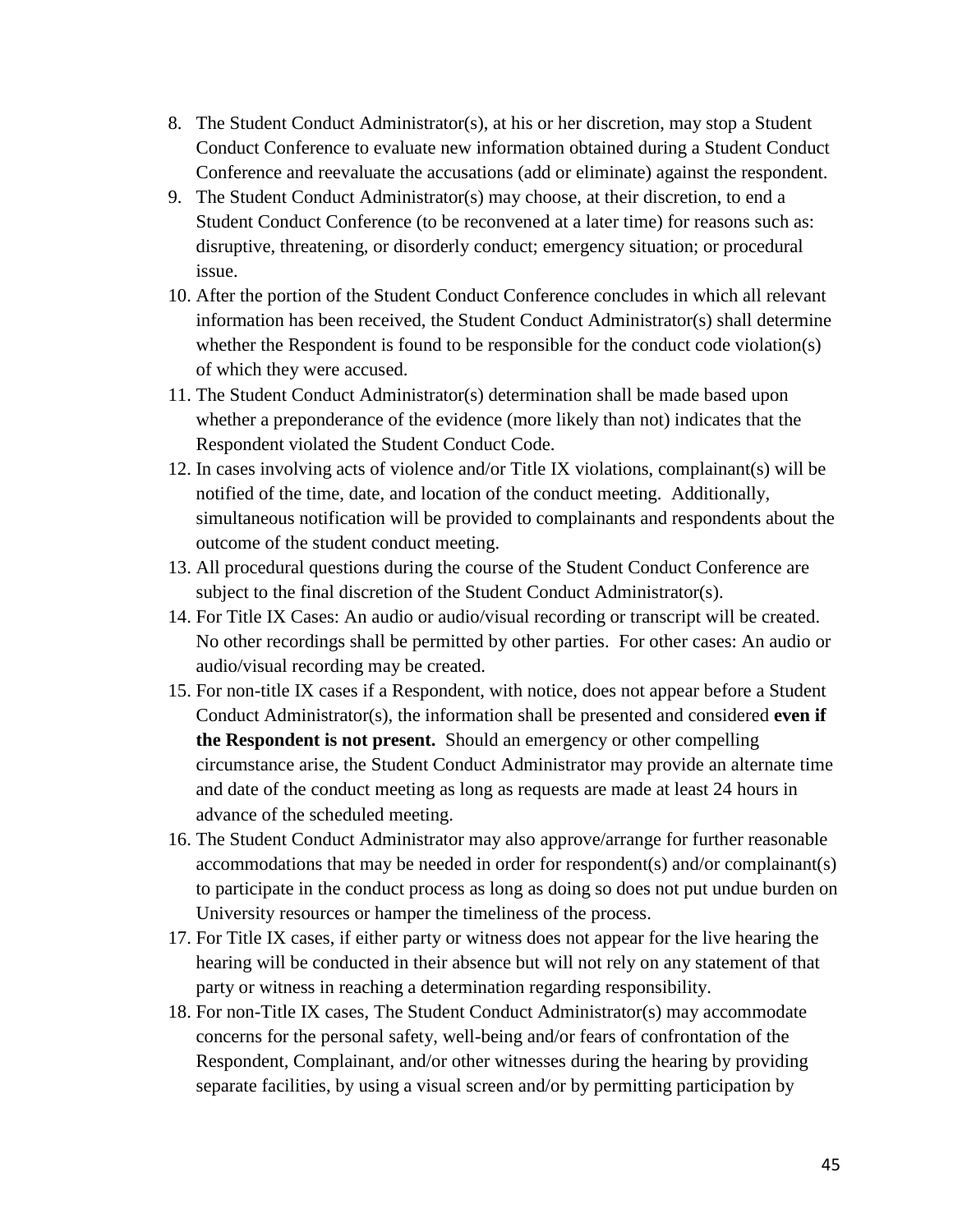8. The Student Conduct Administrator(s), at his or her discretion, may stop a Student Conduct Conference to evaluate new information obtained during a Student Conduct Conference and reevaluate the accusations (add or eliminate) against the respondent.
9. The Student Conduct Administrator(s) may choose, at their discretion, to end a Student Conduct Conference (to be reconvened at a later time) for reasons such as: disruptive, threatening, or disorderly conduct; emergency situation; or procedural issue.
10. After the portion of the Student Conduct Conference concludes in which all relevant information has been received, the Student Conduct Administrator(s) shall determine whether the Respondent is found to be responsible for the conduct code violation(s) of which they were accused.
11. The Student Conduct Administrator(s) determination shall be made based upon whether a preponderance of the evidence (more likely than not) indicates that the Respondent violated the Student Conduct Code.
12. In cases involving acts of violence and/or Title IX violations, complainant(s) will be notified of the time, date, and location of the conduct meeting. Additionally, simultaneous notification will be provided to complainants and respondents about the outcome of the student conduct meeting.
13. All procedural questions during the course of the Student Conduct Conference are subject to the final discretion of the Student Conduct Administrator(s).
14. For Title IX Cases: An audio or audio/visual recording or transcript will be created. No other recordings shall be permitted by other parties. For other cases: An audio or audio/visual recording may be created.
15. For non-title IX cases if a Respondent, with notice, does not appear before a Student Conduct Administrator(s), the information shall be presented and considered **even if the Respondent is not present.** Should an emergency or other compelling circumstance arise, the Student Conduct Administrator may provide an alternate time and date of the conduct meeting as long as requests are made at least 24 hours in advance of the scheduled meeting.
16. The Student Conduct Administrator may also approve/arrange for further reasonable accommodations that may be needed in order for respondent(s) and/or complainant(s) to participate in the conduct process as long as doing so does not put undue burden on University resources or hamper the timeliness of the process.
17. For Title IX cases, if either party or witness does not appear for the live hearing the hearing will be conducted in their absence but will not rely on any statement of that party or witness in reaching a determination regarding responsibility.
18. For non-Title IX cases, The Student Conduct Administrator(s) may accommodate concerns for the personal safety, well-being and/or fears of confrontation of the Respondent, Complainant, and/or other witnesses during the hearing by providing separate facilities, by using a visual screen and/or by permitting participation by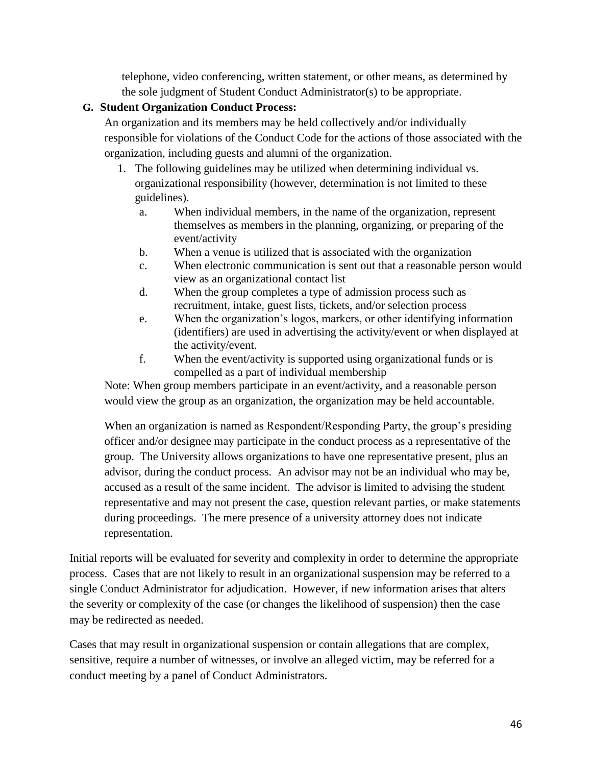telephone, video conferencing, written statement, or other means, as determined by the sole judgment of Student Conduct Administrator(s) to be appropriate.

**G. Student Organization Conduct Process:**

An organization and its members may be held collectively and/or individually responsible for violations of the Conduct Code for the actions of those associated with the organization, including guests and alumni of the organization.

1. The following guidelines may be utilized when determining individual vs. organizational responsibility (however, determination is not limited to these guidelines).
   a. When individual members, in the name of the organization, represent themselves as members in the planning, organizing, or preparing of the event/activity
   b. When a venue is utilized that is associated with the organization
   c. When electronic communication is sent out that a reasonable person would view as an organizational contact list
   d. When the group completes a type of admission process such as recruitment, intake, guest lists, tickets, and/or selection process
   e. When the organization's logos, markers, or other identifying information (identifiers) are used in advertising the activity/event or when displayed at the activity/event.
   f. When the event/activity is supported using organizational funds or is compelled as a part of individual membership

Note: When group members participate in an event/activity, and a reasonable person would view the group as an organization, the organization may be held accountable.

When an organization is named as Respondent/Responding Party, the group's presiding officer and/or designee may participate in the conduct process as a representative of the group. The University allows organizations to have one representative present, plus an advisor, during the conduct process. An advisor may not be an individual who may be, accused as a result of the same incident. The advisor is limited to advising the student representative and may not present the case, question relevant parties, or make statements during proceedings. The mere presence of a university attorney does not indicate representation.

Initial reports will be evaluated for severity and complexity in order to determine the appropriate process. Cases that are not likely to result in an organizational suspension may be referred to a single Conduct Administrator for adjudication. However, if new information arises that alters the severity or complexity of the case (or changes the likelihood of suspension) then the case may be redirected as needed.

Cases that may result in organizational suspension or contain allegations that are complex, sensitive, require a number of witnesses, or involve an alleged victim, may be referred for a conduct meeting by a panel of Conduct Administrators.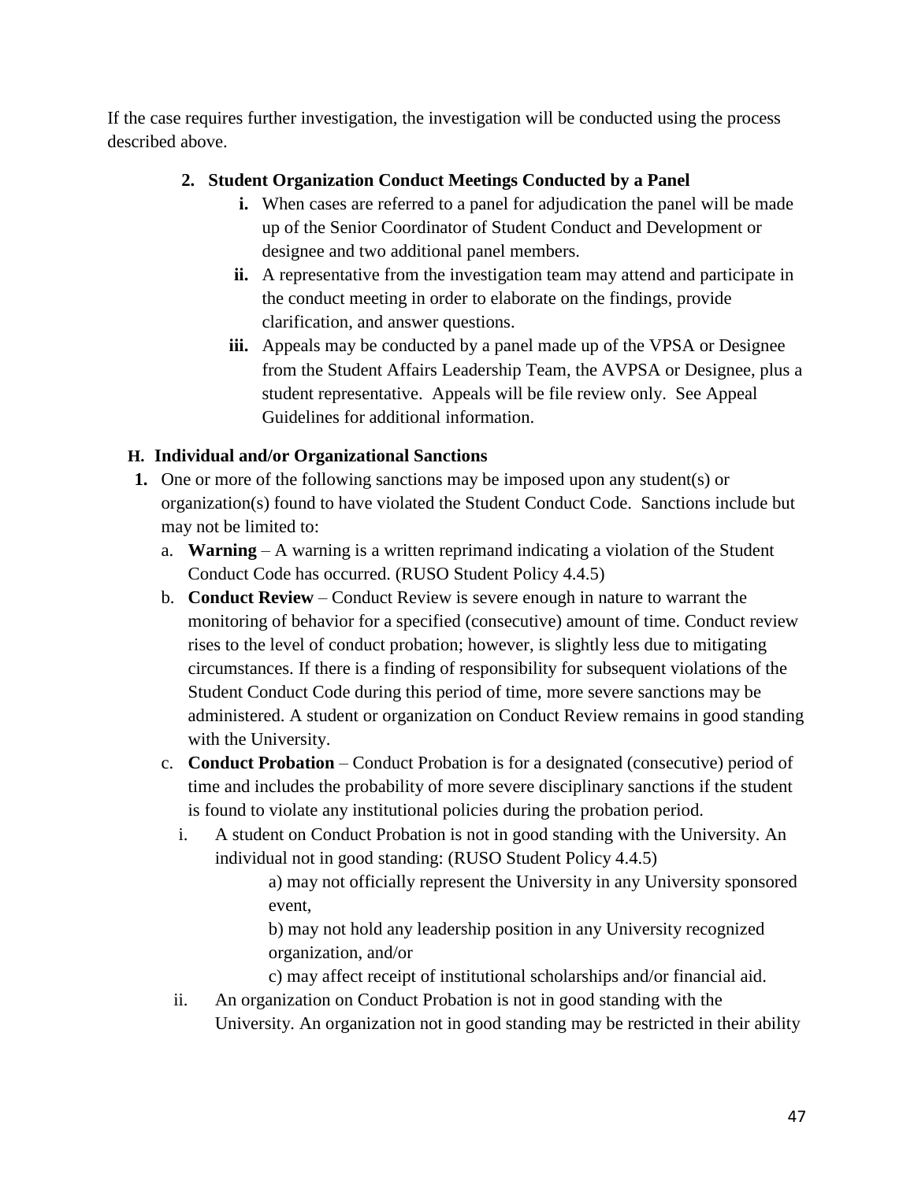If the case requires further investigation, the investigation will be conducted using the process described above.

2. **Student Organization Conduct Meetings Conducted by a Panel**
   - **i.** When cases are referred to a panel for adjudication the panel will be made up of the Senior Coordinator of Student Conduct and Development or designee and two additional panel members.
   - **ii.** A representative from the investigation team may attend and participate in the conduct meeting in order to elaborate on the findings, provide clarification, and answer questions.
   - **iii.** Appeals may be conducted by a panel made up of the VPSA or Designee from the Student Affairs Leadership Team, the AVPSA or Designee, plus a student representative. Appeals will be file review only. See Appeal Guidelines for additional information.

### H. Individual and/or Organizational Sanctions

1. One or more of the following sanctions may be imposed upon any student(s) or organization(s) found to have violated the Student Conduct Code. Sanctions include but may not be limited to:
   a. **Warning** – A warning is a written reprimand indicating a violation of the Student Conduct Code has occurred. (RUSO Student Policy 4.4.5)
   
   b. **Conduct Review** – Conduct Review is severe enough in nature to warrant the monitoring of behavior for a specified (consecutive) amount of time. Conduct review rises to the level of conduct probation; however, is slightly less due to mitigating circumstances. If there is a finding of responsibility for subsequent violations of the Student Conduct Code during this period of time, more severe sanctions may be administered. A student or organization on Conduct Review remains in good standing with the University.
   
   c. **Conduct Probation** – Conduct Probation is for a designated (consecutive) period of time and includes the probability of more severe disciplinary sanctions if the student is found to violate any institutional policies during the probation period.
      - i. A student on Conduct Probation is not in good standing with the University. An individual not in good standing: (RUSO Student Policy 4.4.5)
        - a) may not officially represent the University in any University sponsored event,
        - b) may not hold any leadership position in any University recognized organization, and/or
        - c) may affect receipt of institutional scholarships and/or financial aid.
      - ii. An organization on Conduct Probation is not in good standing with the University. An organization not in good standing may be restricted in their ability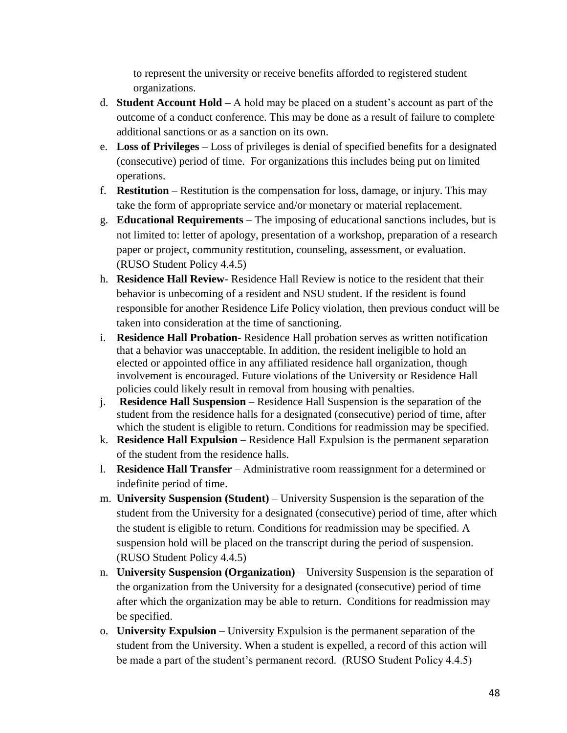to represent the university or receive benefits afforded to registered student organizations.

d. **Student Account Hold –** A hold may be placed on a student's account as part of the outcome of a conduct conference. This may be done as a result of failure to complete additional sanctions or as a sanction on its own.
e. **Loss of Privileges** – Loss of privileges is denial of specified benefits for a designated (consecutive) period of time. For organizations this includes being put on limited operations.
f. **Restitution** – Restitution is the compensation for loss, damage, or injury. This may take the form of appropriate service and/or monetary or material replacement.
g. **Educational Requirements** – The imposing of educational sanctions includes, but is not limited to: letter of apology, presentation of a workshop, preparation of a research paper or project, community restitution, counseling, assessment, or evaluation. (RUSO Student Policy 4.4.5)
h. **Residence Hall Review**- Residence Hall Review is notice to the resident that their behavior is unbecoming of a resident and NSU student. If the resident is found responsible for another Residence Life Policy violation, then previous conduct will be taken into consideration at the time of sanctioning.
i. **Residence Hall Probation**- Residence Hall probation serves as written notification that a behavior was unacceptable. In addition, the resident ineligible to hold an elected or appointed office in any affiliated residence hall organization, though involvement is encouraged. Future violations of the University or Residence Hall policies could likely result in removal from housing with penalties.
j. **Residence Hall Suspension** – Residence Hall Suspension is the separation of the student from the residence halls for a designated (consecutive) period of time, after which the student is eligible to return. Conditions for readmission may be specified.
k. **Residence Hall Expulsion** – Residence Hall Expulsion is the permanent separation of the student from the residence halls.
l. **Residence Hall Transfer** – Administrative room reassignment for a determined or indefinite period of time.
m. **University Suspension (Student)** – University Suspension is the separation of the student from the University for a designated (consecutive) period of time, after which the student is eligible to return. Conditions for readmission may be specified. A suspension hold will be placed on the transcript during the period of suspension. (RUSO Student Policy 4.4.5)
n. **University Suspension (Organization)** – University Suspension is the separation of the organization from the University for a designated (consecutive) period of time after which the organization may be able to return. Conditions for readmission may be specified.
o. **University Expulsion** – University Expulsion is the permanent separation of the student from the University. When a student is expelled, a record of this action will be made a part of the student's permanent record. (RUSO Student Policy 4.4.5)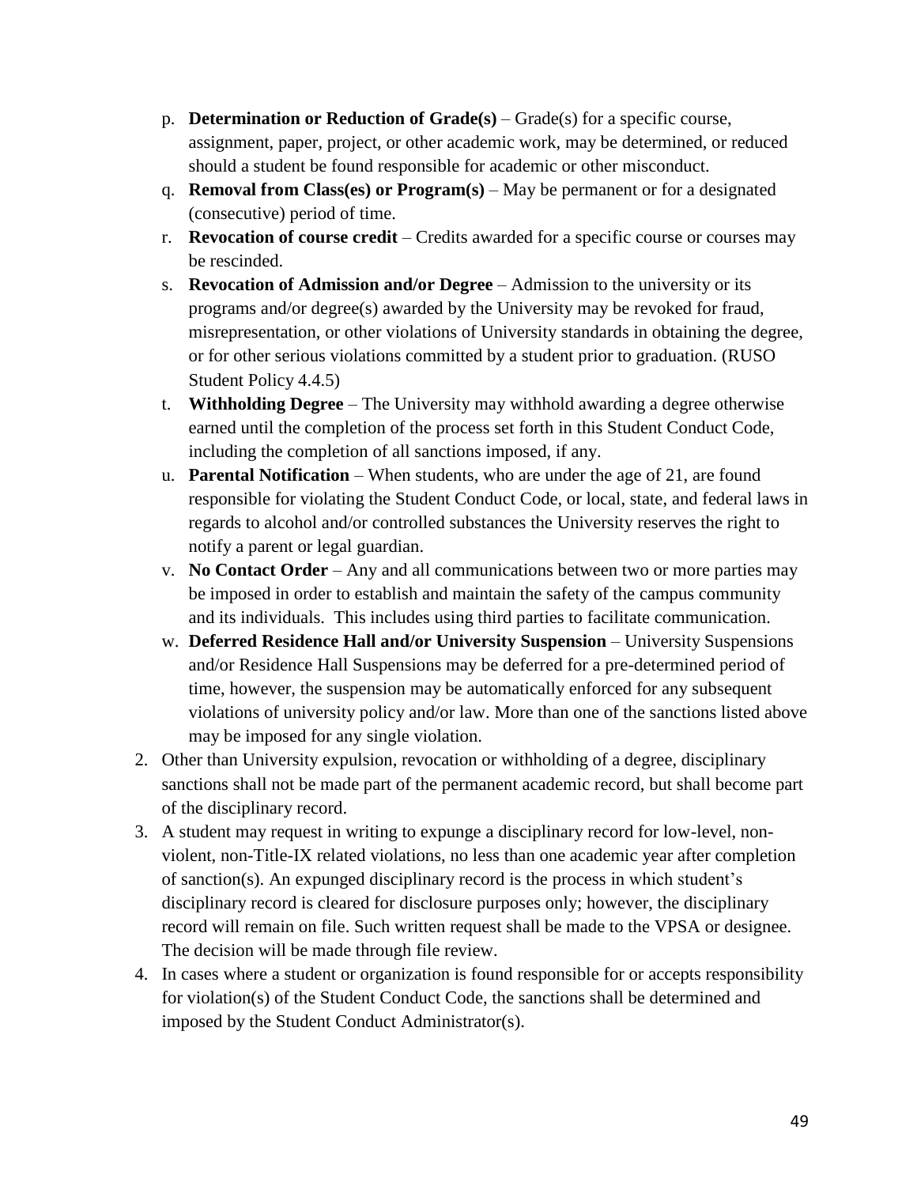p. **Determination or Reduction of Grade(s)** – Grade(s) for a specific course, assignment, paper, project, or other academic work, may be determined, or reduced should a student be found responsible for academic or other misconduct.

q. **Removal from Class(es) or Program(s)** – May be permanent or for a designated (consecutive) period of time.

r. **Revocation of course credit** – Credits awarded for a specific course or courses may be rescinded.

s. **Revocation of Admission and/or Degree** – Admission to the university or its programs and/or degree(s) awarded by the University may be revoked for fraud, misrepresentation, or other violations of University standards in obtaining the degree, or for other serious violations committed by a student prior to graduation. (RUSO Student Policy 4.4.5)

t. **Withholding Degree** – The University may withhold awarding a degree otherwise earned until the completion of the process set forth in this Student Conduct Code, including the completion of all sanctions imposed, if any.

u. **Parental Notification** – When students, who are under the age of 21, are found responsible for violating the Student Conduct Code, or local, state, and federal laws in regards to alcohol and/or controlled substances the University reserves the right to notify a parent or legal guardian.

v. **No Contact Order** – Any and all communications between two or more parties may be imposed in order to establish and maintain the safety of the campus community and its individuals. This includes using third parties to facilitate communication.

w. **Deferred Residence Hall and/or University Suspension** – University Suspensions and/or Residence Hall Suspensions may be deferred for a pre-determined period of time, however, the suspension may be automatically enforced for any subsequent violations of university policy and/or law. More than one of the sanctions listed above may be imposed for any single violation.

2. Other than University expulsion, revocation or withholding of a degree, disciplinary sanctions shall not be made part of the permanent academic record, but shall become part of the disciplinary record.
3. A student may request in writing to expunge a disciplinary record for low-level, non-violent, non-Title-IX related violations, no less than one academic year after completion of sanction(s). An expunged disciplinary record is the process in which student's disciplinary record is cleared for disclosure purposes only; however, the disciplinary record will remain on file. Such written request shall be made to the VPSA or designee. The decision will be made through file review.
4. In cases where a student or organization is found responsible for or accepts responsibility for violation(s) of the Student Conduct Code, the sanctions shall be determined and imposed by the Student Conduct Administrator(s).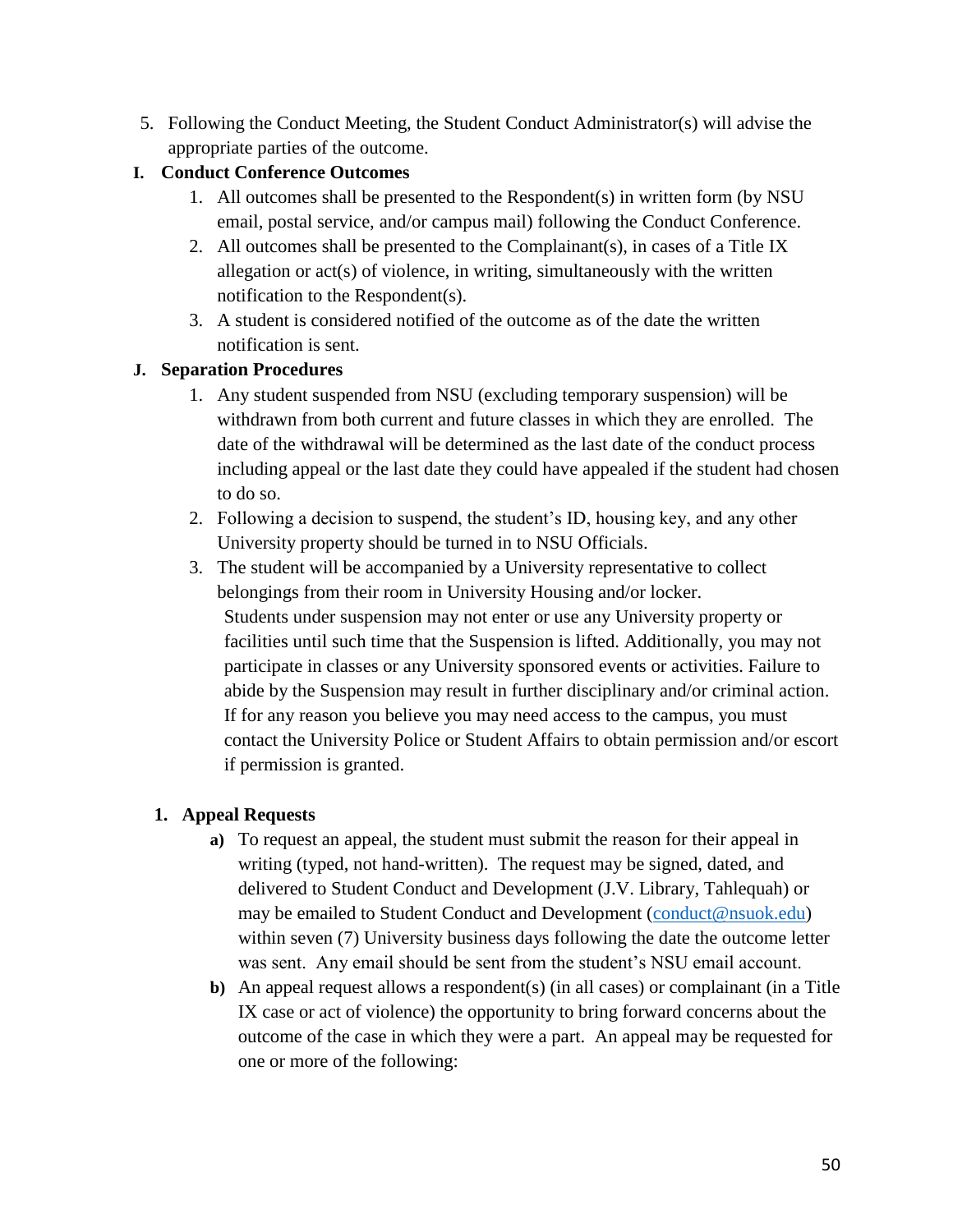5. Following the Conduct Meeting, the Student Conduct Administrator(s) will advise the appropriate parties of the outcome.

**I. Conduct Conference Outcomes**

1. All outcomes shall be presented to the Respondent(s) in written form (by NSU email, postal service, and/or campus mail) following the Conduct Conference.
2. All outcomes shall be presented to the Complainant(s), in cases of a Title IX allegation or act(s) of violence, in writing, simultaneously with the written notification to the Respondent(s).
3. A student is considered notified of the outcome as of the date the written notification is sent.

**J. Separation Procedures**

1. Any student suspended from NSU (excluding temporary suspension) will be withdrawn from both current and future classes in which they are enrolled. The date of the withdrawal will be determined as the last date of the conduct process including appeal or the last date they could have appealed if the student had chosen to do so.
2. Following a decision to suspend, the student's ID, housing key, and any other University property should be turned in to NSU Officials.
3. The student will be accompanied by a University representative to collect belongings from their room in University Housing and/or locker.

   Students under suspension may not enter or use any University property or facilities until such time that the Suspension is lifted. Additionally, you may not participate in classes or any University sponsored events or activities. Failure to abide by the Suspension may result in further disciplinary and/or criminal action. If for any reason you believe you may need access to the campus, you must contact the University Police or Student Affairs to obtain permission and/or escort if permission is granted.

**1. Appeal Requests**

- **a)** To request an appeal, the student must submit the reason for their appeal in writing (typed, not hand-written). The request may be signed, dated, and delivered to Student Conduct and Development (J.V. Library, Tahlequah) or may be emailed to Student Conduct and Development (conduct@nsuok.edu) within seven (7) University business days following the date the outcome letter was sent. Any email should be sent from the student's NSU email account.
- **b)** An appeal request allows a respondent(s) (in all cases) or complainant (in a Title IX case or act of violence) the opportunity to bring forward concerns about the outcome of the case in which they were a part. An appeal may be requested for one or more of the following: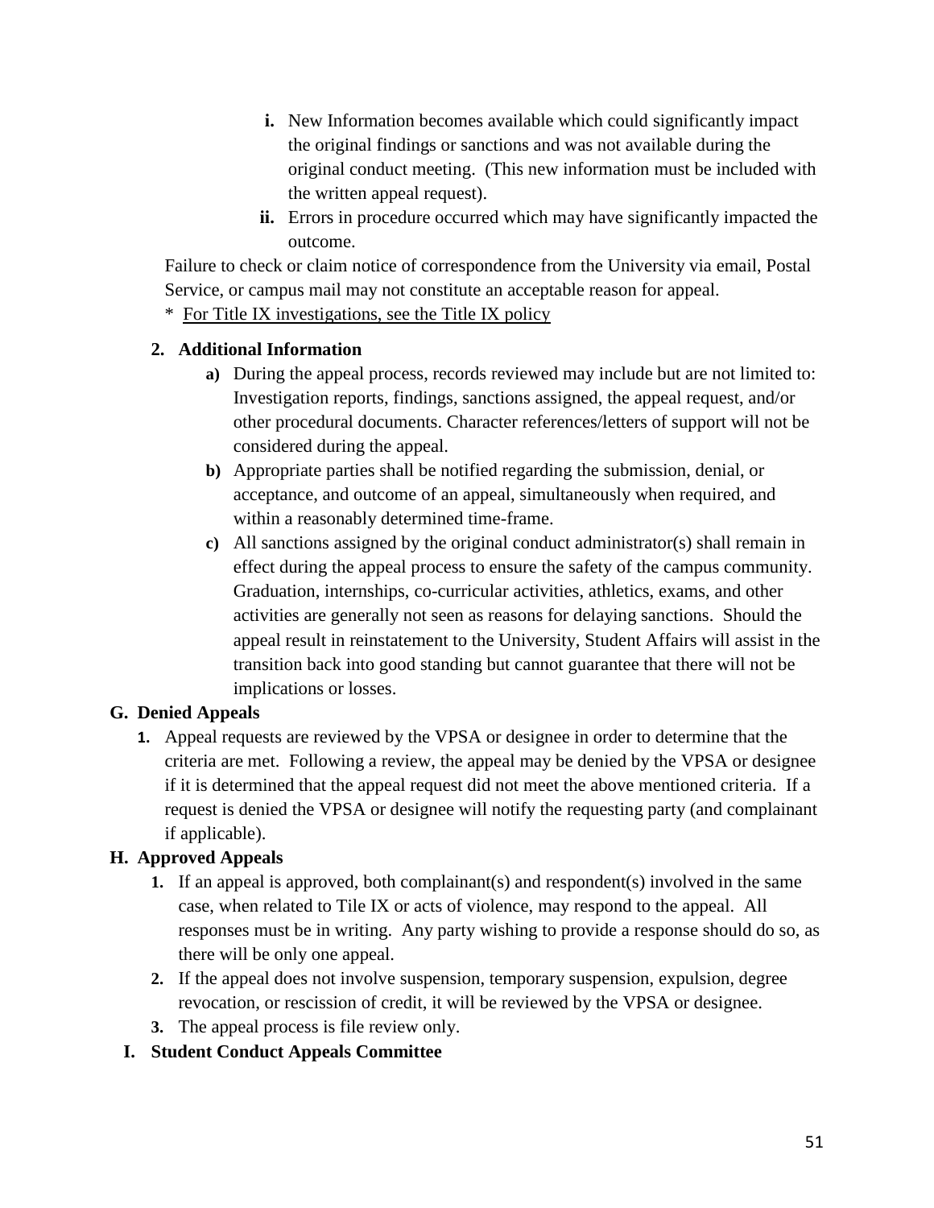i. New Information becomes available which could significantly impact the original findings or sanctions and was not available during the original conduct meeting. (This new information must be included with the written appeal request).

ii. Errors in procedure occurred which may have significantly impacted the outcome.

Failure to check or claim notice of correspondence from the University via email, Postal Service, or campus mail may not constitute an acceptable reason for appeal.

* For Title IX investigations, see the Title IX policy

**2. Additional Information**

a) During the appeal process, records reviewed may include but are not limited to: Investigation reports, findings, sanctions assigned, the appeal request, and/or other procedural documents. Character references/letters of support will not be considered during the appeal.

b) Appropriate parties shall be notified regarding the submission, denial, or acceptance, and outcome of an appeal, simultaneously when required, and within a reasonably determined time-frame.

c) All sanctions assigned by the original conduct administrator(s) shall remain in effect during the appeal process to ensure the safety of the campus community. Graduation, internships, co-curricular activities, athletics, exams, and other activities are generally not seen as reasons for delaying sanctions. Should the appeal result in reinstatement to the University, Student Affairs will assist in the transition back into good standing but cannot guarantee that there will not be implications or losses.

**G. Denied Appeals**

1. Appeal requests are reviewed by the VPSA or designee in order to determine that the criteria are met. Following a review, the appeal may be denied by the VPSA or designee if it is determined that the appeal request did not meet the above mentioned criteria. If a request is denied the VPSA or designee will notify the requesting party (and complainant if applicable).

**H. Approved Appeals**

1. If an appeal is approved, both complainant(s) and respondent(s) involved in the same case, when related to Tile IX or acts of violence, may respond to the appeal. All responses must be in writing. Any party wishing to provide a response should do so, as there will be only one appeal.
2. If the appeal does not involve suspension, temporary suspension, expulsion, degree revocation, or rescission of credit, it will be reviewed by the VPSA or designee.
3. The appeal process is file review only.

**I. Student Conduct Appeals Committee**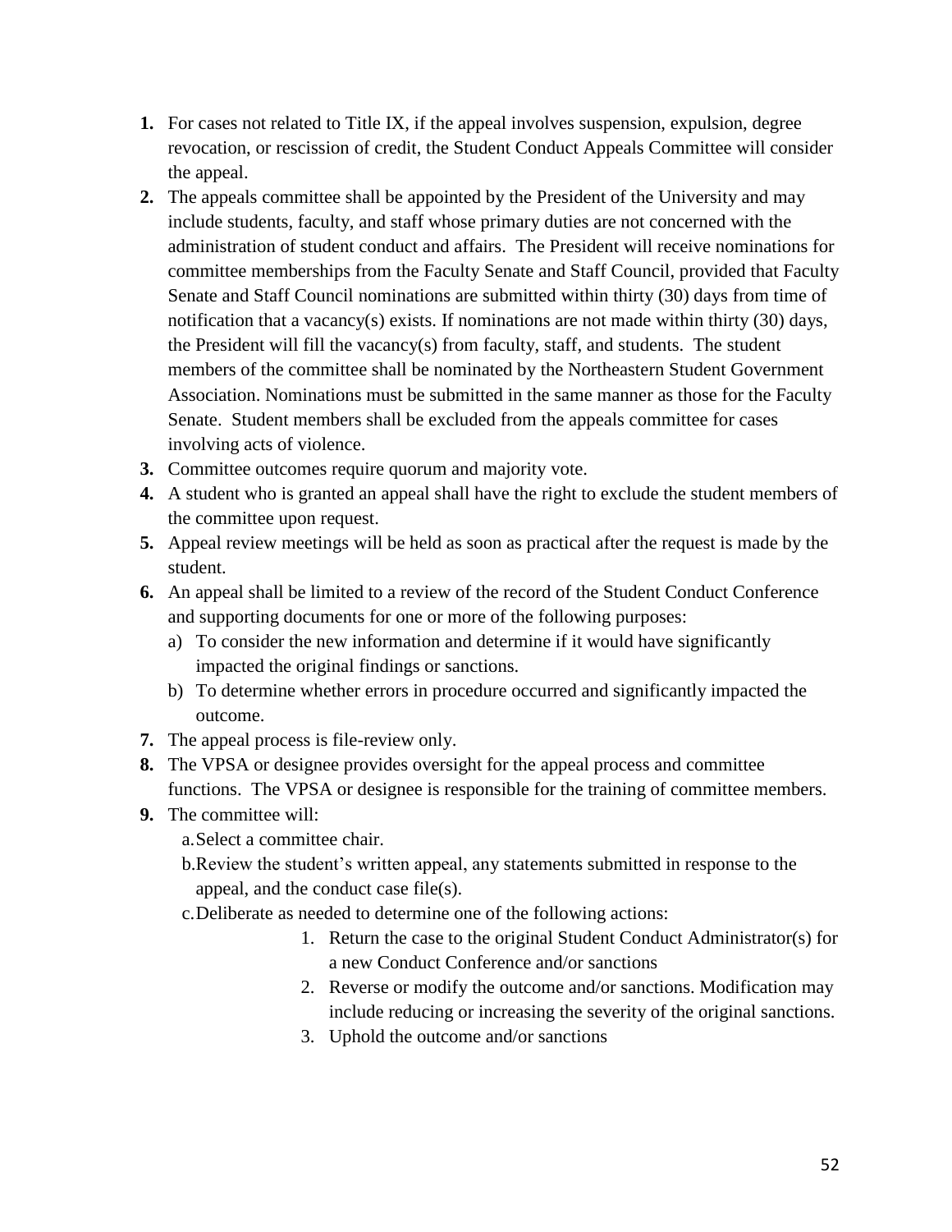1. For cases not related to Title IX, if the appeal involves suspension, expulsion, degree revocation, or rescission of credit, the Student Conduct Appeals Committee will consider the appeal.
2. The appeals committee shall be appointed by the President of the University and may include students, faculty, and staff whose primary duties are not concerned with the administration of student conduct and affairs. The President will receive nominations for committee memberships from the Faculty Senate and Staff Council, provided that Faculty Senate and Staff Council nominations are submitted within thirty (30) days from time of notification that a vacancy(s) exists. If nominations are not made within thirty (30) days, the President will fill the vacancy(s) from faculty, staff, and students. The student members of the committee shall be nominated by the Northeastern Student Government Association. Nominations must be submitted in the same manner as those for the Faculty Senate. Student members shall be excluded from the appeals committee for cases involving acts of violence.
3. Committee outcomes require quorum and majority vote.
4. A student who is granted an appeal shall have the right to exclude the student members of the committee upon request.
5. Appeal review meetings will be held as soon as practical after the request is made by the student.
6. An appeal shall be limited to a review of the record of the Student Conduct Conference and supporting documents for one or more of the following purposes:
   a) To consider the new information and determine if it would have significantly impacted the original findings or sanctions.
   b) To determine whether errors in procedure occurred and significantly impacted the outcome.
7. The appeal process is file-review only.
8. The VPSA or designee provides oversight for the appeal process and committee functions. The VPSA or designee is responsible for the training of committee members.
9. The committee will:
   a. Select a committee chair.
   b. Review the student's written appeal, any statements submitted in response to the appeal, and the conduct case file(s).
   c. Deliberate as needed to determine one of the following actions:
      1. Return the case to the original Student Conduct Administrator(s) for a new Conduct Conference and/or sanctions
      2. Reverse or modify the outcome and/or sanctions. Modification may include reducing or increasing the severity of the original sanctions.
      3. Uphold the outcome and/or sanctions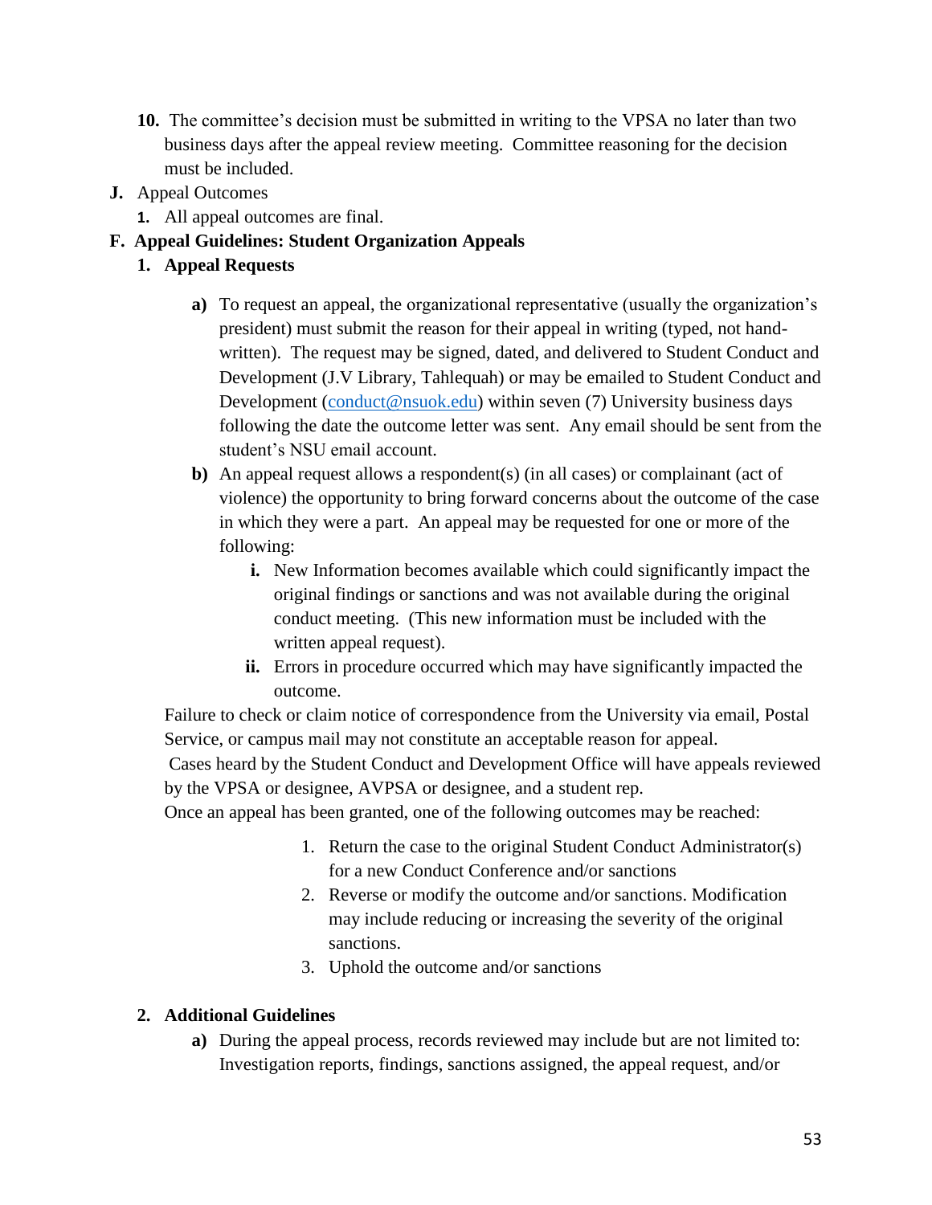10. The committee's decision must be submitted in writing to the VPSA no later than two business days after the appeal review meeting. Committee reasoning for the decision must be included.

**J.** Appeal Outcomes

1. All appeal outcomes are final.

**F. Appeal Guidelines: Student Organization Appeals**

**1. Appeal Requests**

**a)** To request an appeal, the organizational representative (usually the organization's president) must submit the reason for their appeal in writing (typed, not hand-written). The request may be signed, dated, and delivered to Student Conduct and Development (J.V Library, Tahlequah) or may be emailed to Student Conduct and Development (conduct@nsuok.edu) within seven (7) University business days following the date the outcome letter was sent. Any email should be sent from the student's NSU email account.

**b)** An appeal request allows a respondent(s) (in all cases) or complainant (act of violence) the opportunity to bring forward concerns about the outcome of the case in which they were a part. An appeal may be requested for one or more of the following:

**i.** New Information becomes available which could significantly impact the original findings or sanctions and was not available during the original conduct meeting. (This new information must be included with the written appeal request).

**ii.** Errors in procedure occurred which may have significantly impacted the outcome.

Failure to check or claim notice of correspondence from the University via email, Postal Service, or campus mail may not constitute an acceptable reason for appeal.

Cases heard by the Student Conduct and Development Office will have appeals reviewed by the VPSA or designee, AVPSA or designee, and a student rep.

Once an appeal has been granted, one of the following outcomes may be reached:

1. Return the case to the original Student Conduct Administrator(s) for a new Conduct Conference and/or sanctions
2. Reverse or modify the outcome and/or sanctions. Modification may include reducing or increasing the severity of the original sanctions.
3. Uphold the outcome and/or sanctions

**2. Additional Guidelines**

**a)** During the appeal process, records reviewed may include but are not limited to: Investigation reports, findings, sanctions assigned, the appeal request, and/or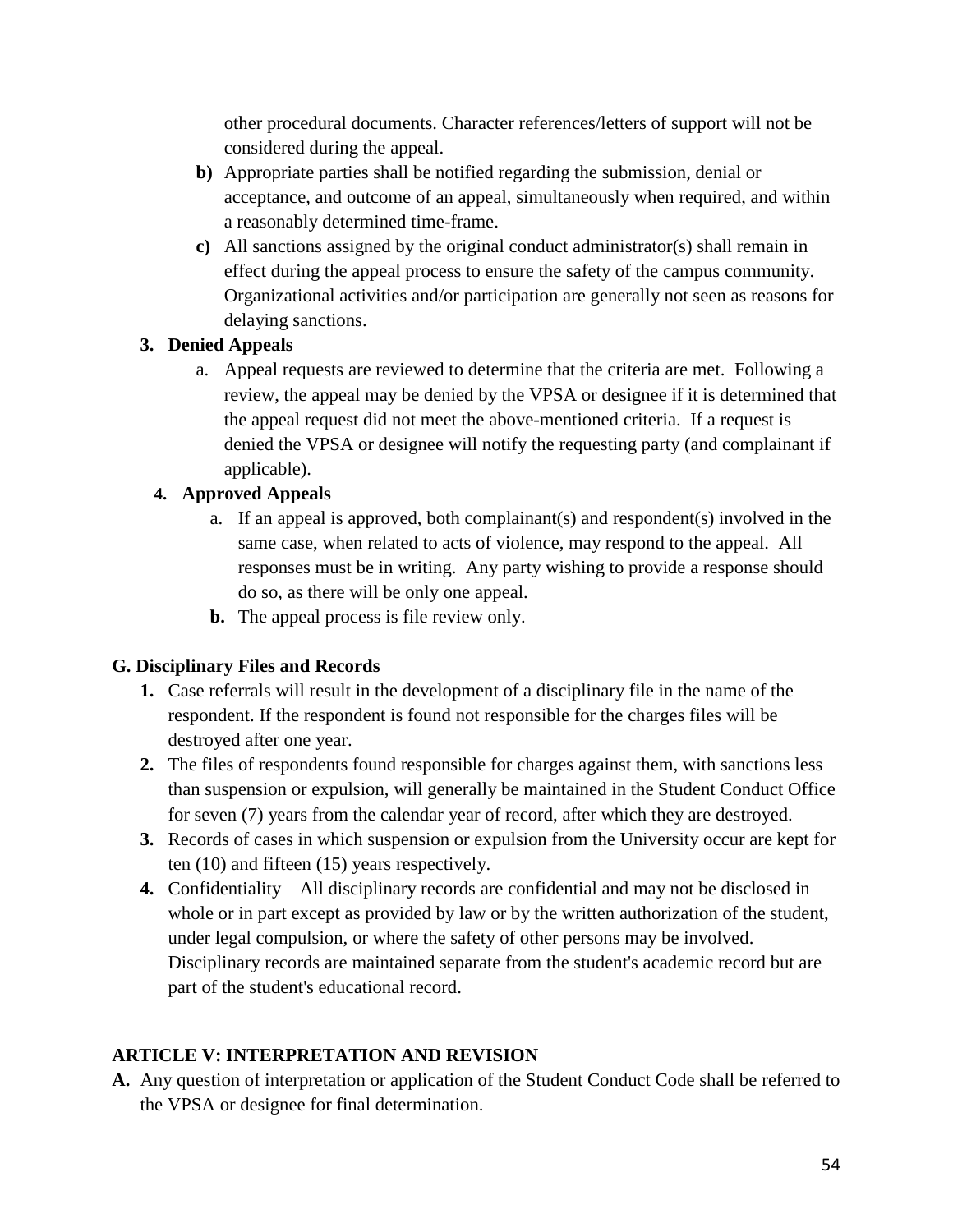other procedural documents. Character references/letters of support will not be considered during the appeal.

- **b)** Appropriate parties shall be notified regarding the submission, denial or acceptance, and outcome of an appeal, simultaneously when required, and within a reasonably determined time-frame.
- **c)** All sanctions assigned by the original conduct administrator(s) shall remain in effect during the appeal process to ensure the safety of the campus community. Organizational activities and/or participation are generally not seen as reasons for delaying sanctions.

**3. Denied Appeals**

- a. Appeal requests are reviewed to determine that the criteria are met. Following a review, the appeal may be denied by the VPSA or designee if it is determined that the appeal request did not meet the above-mentioned criteria. If a request is denied the VPSA or designee will notify the requesting party (and complainant if applicable).

**4. Approved Appeals**

- a. If an appeal is approved, both complainant(s) and respondent(s) involved in the same case, when related to acts of violence, may respond to the appeal. All responses must be in writing. Any party wishing to provide a response should do so, as there will be only one appeal.
- **b.** The appeal process is file review only.

### G. Disciplinary Files and Records

1. Case referrals will result in the development of a disciplinary file in the name of the respondent. If the respondent is found not responsible for the charges files will be destroyed after one year.
2. The files of respondents found responsible for charges against them, with sanctions less than suspension or expulsion, will generally be maintained in the Student Conduct Office for seven (7) years from the calendar year of record, after which they are destroyed.
3. Records of cases in which suspension or expulsion from the University occur are kept for ten (10) and fifteen (15) years respectively.
4. Confidentiality – All disciplinary records are confidential and may not be disclosed in whole or in part except as provided by law or by the written authorization of the student, under legal compulsion, or where the safety of other persons may be involved. Disciplinary records are maintained separate from the student's academic record but are part of the student's educational record.

## ARTICLE V: INTERPRETATION AND REVISION

**A.** Any question of interpretation or application of the Student Conduct Code shall be referred to the VPSA or designee for final determination.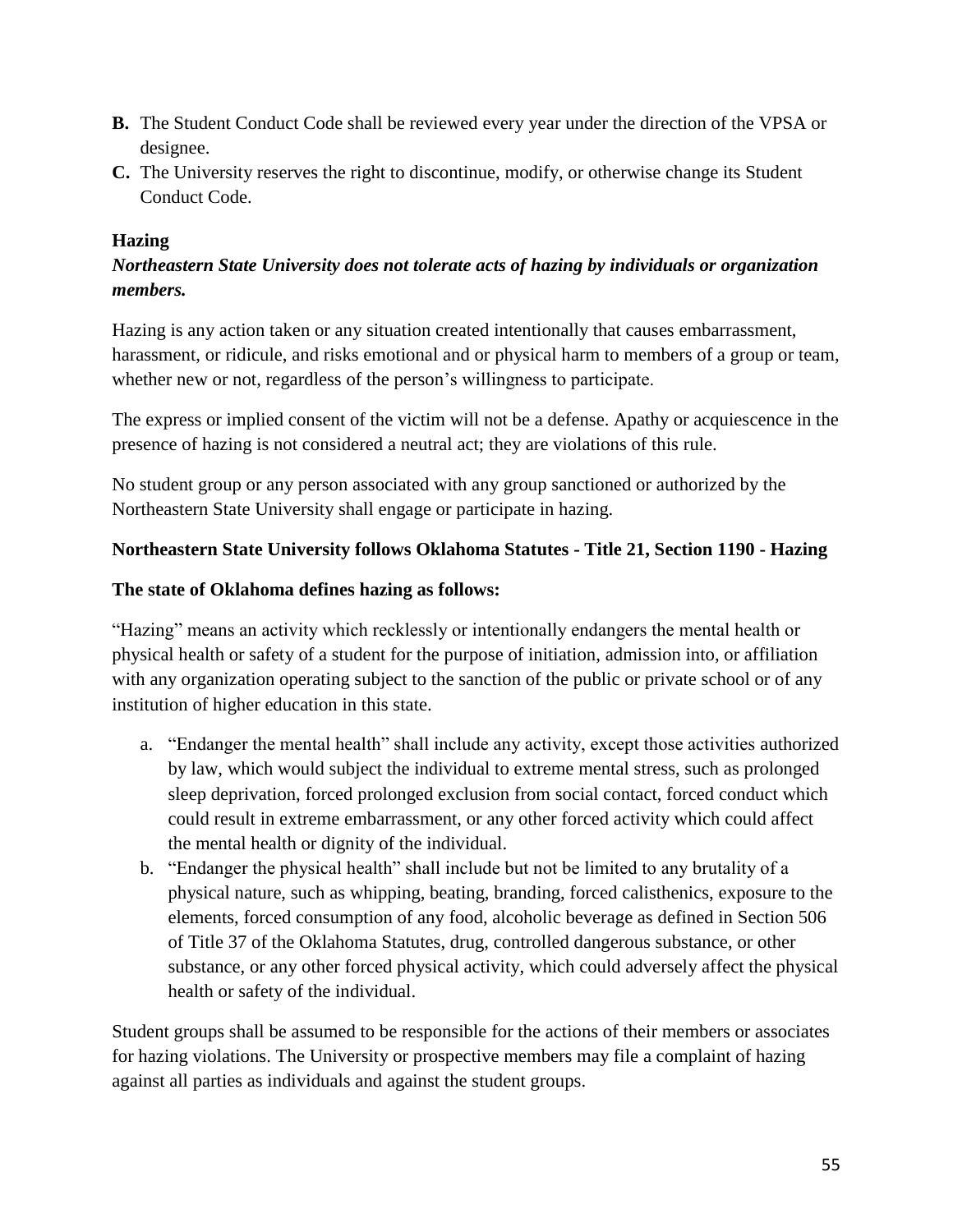**B.** The Student Conduct Code shall be reviewed every year under the direction of the VPSA or designee.

**C.** The University reserves the right to discontinue, modify, or otherwise change its Student Conduct Code.

### Hazing

***Northeastern State University does not tolerate acts of hazing by individuals or organization members.***

Hazing is any action taken or any situation created intentionally that causes embarrassment, harassment, or ridicule, and risks emotional and or physical harm to members of a group or team, whether new or not, regardless of the person's willingness to participate.

The express or implied consent of the victim will not be a defense. Apathy or acquiescence in the presence of hazing is not considered a neutral act; they are violations of this rule.

No student group or any person associated with any group sanctioned or authorized by the Northeastern State University shall engage or participate in hazing.

**Northeastern State University follows Oklahoma Statutes - Title 21, Section 1190 - Hazing**

**The state of Oklahoma defines hazing as follows:**

"Hazing" means an activity which recklessly or intentionally endangers the mental health or physical health or safety of a student for the purpose of initiation, admission into, or affiliation with any organization operating subject to the sanction of the public or private school or of any institution of higher education in this state.

a. "Endanger the mental health" shall include any activity, except those activities authorized by law, which would subject the individual to extreme mental stress, such as prolonged sleep deprivation, forced prolonged exclusion from social contact, forced conduct which could result in extreme embarrassment, or any other forced activity which could affect the mental health or dignity of the individual.
b. "Endanger the physical health" shall include but not be limited to any brutality of a physical nature, such as whipping, beating, branding, forced calisthenics, exposure to the elements, forced consumption of any food, alcoholic beverage as defined in Section 506 of Title 37 of the Oklahoma Statutes, drug, controlled dangerous substance, or other substance, or any other forced physical activity, which could adversely affect the physical health or safety of the individual.

Student groups shall be assumed to be responsible for the actions of their members or associates for hazing violations. The University or prospective members may file a complaint of hazing against all parties as individuals and against the student groups.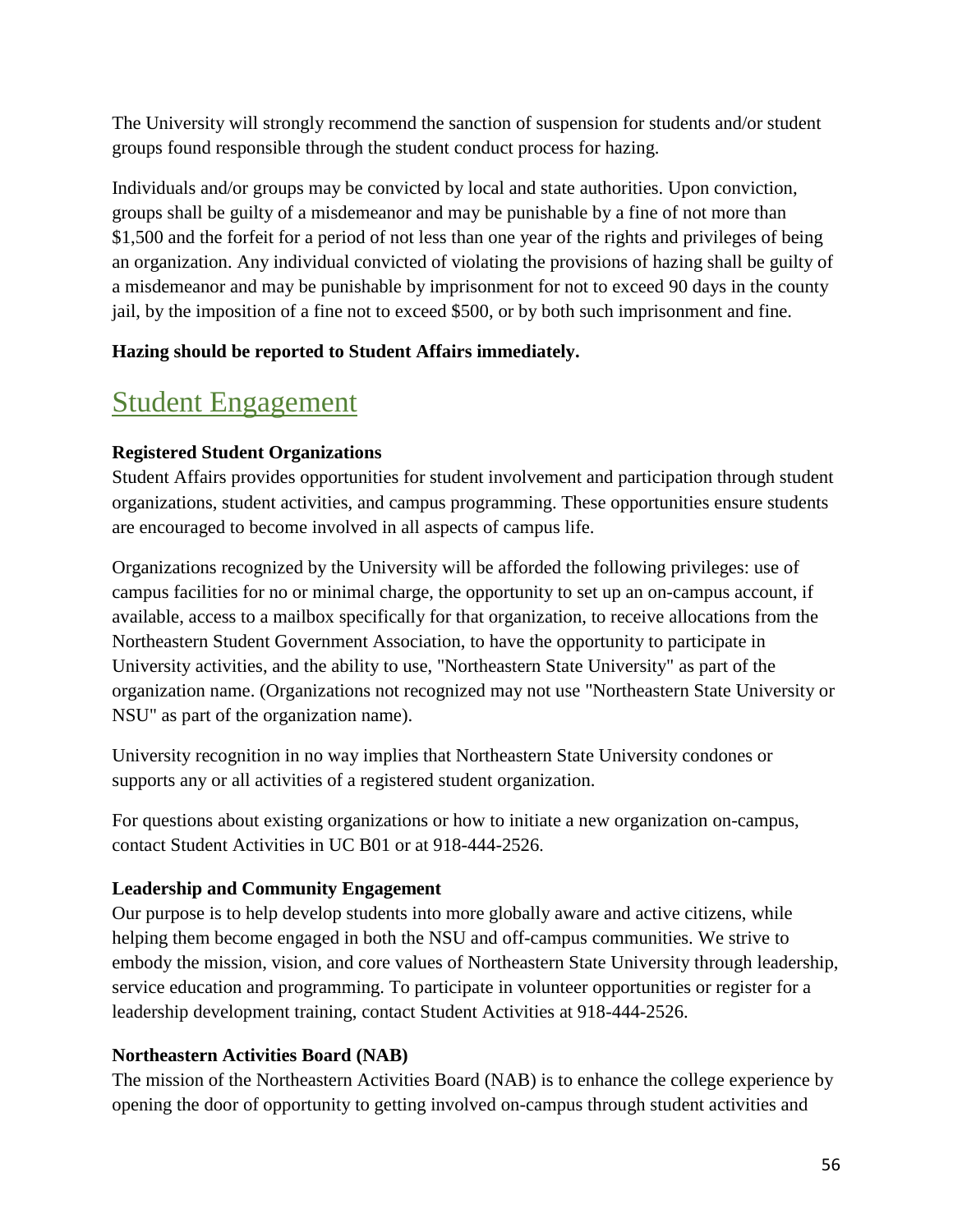The University will strongly recommend the sanction of suspension for students and/or student groups found responsible through the student conduct process for hazing.

Individuals and/or groups may be convicted by local and state authorities. Upon conviction, groups shall be guilty of a misdemeanor and may be punishable by a fine of not more than $1,500 and the forfeit for a period of not less than one year of the rights and privileges of being an organization. Any individual convicted of violating the provisions of hazing shall be guilty of a misdemeanor and may be punishable by imprisonment for not to exceed 90 days in the county jail, by the imposition of a fine not to exceed $500, or by both such imprisonment and fine.

**Hazing should be reported to Student Affairs immediately.**

# Student Engagement

**Registered Student Organizations**
Student Affairs provides opportunities for student involvement and participation through student organizations, student activities, and campus programming. These opportunities ensure students are encouraged to become involved in all aspects of campus life.

Organizations recognized by the University will be afforded the following privileges: use of campus facilities for no or minimal charge, the opportunity to set up an on-campus account, if available, access to a mailbox specifically for that organization, to receive allocations from the Northeastern Student Government Association, to have the opportunity to participate in University activities, and the ability to use, "Northeastern State University" as part of the organization name. (Organizations not recognized may not use "Northeastern State University or NSU" as part of the organization name).

University recognition in no way implies that Northeastern State University condones or supports any or all activities of a registered student organization.

For questions about existing organizations or how to initiate a new organization on-campus, contact Student Activities in UC B01 or at 918-444-2526.

**Leadership and Community Engagement**
Our purpose is to help develop students into more globally aware and active citizens, while helping them become engaged in both the NSU and off-campus communities. We strive to embody the mission, vision, and core values of Northeastern State University through leadership, service education and programming. To participate in volunteer opportunities or register for a leadership development training, contact Student Activities at 918-444-2526.

**Northeastern Activities Board (NAB)**
The mission of the Northeastern Activities Board (NAB) is to enhance the college experience by opening the door of opportunity to getting involved on-campus through student activities and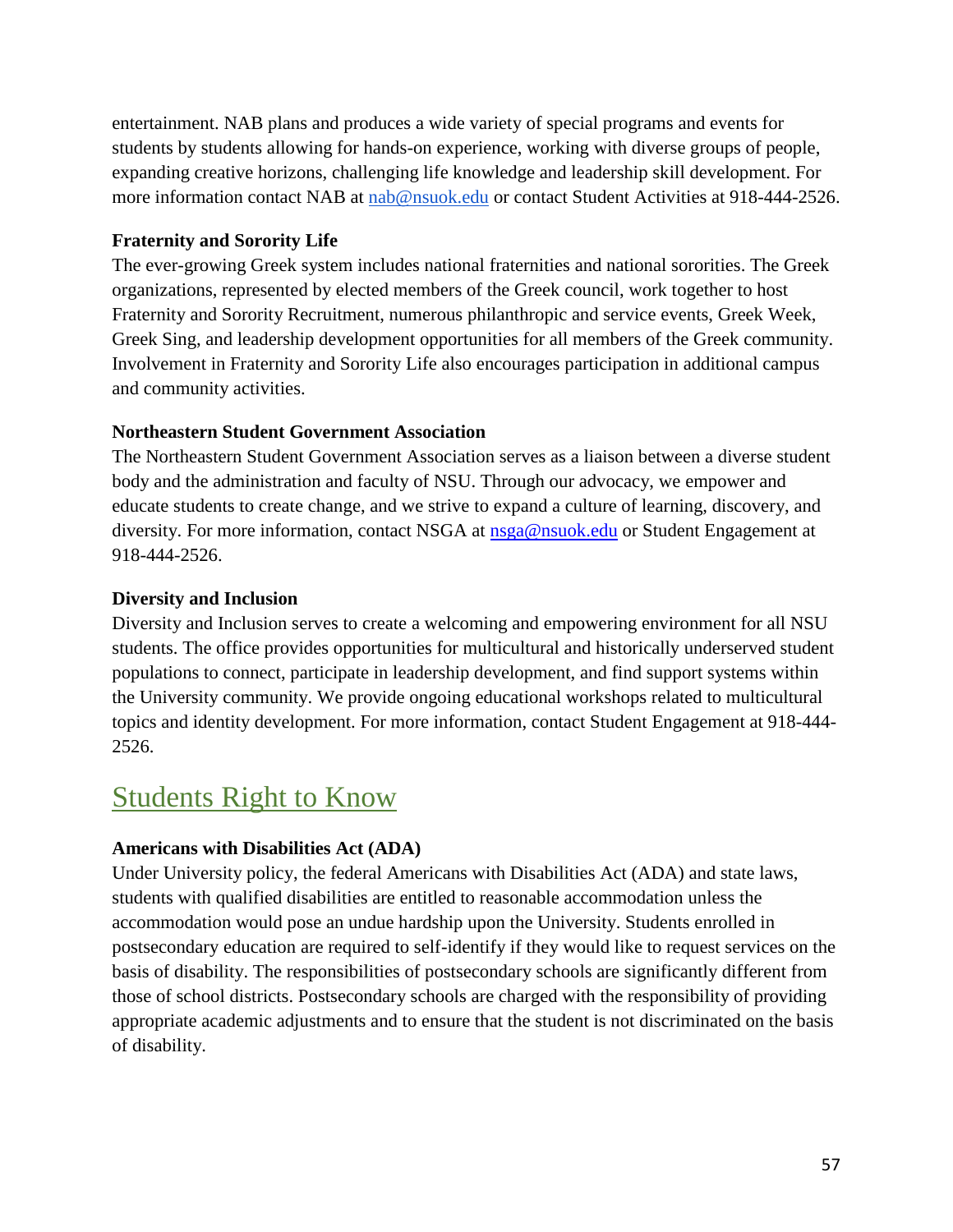entertainment. NAB plans and produces a wide variety of special programs and events for students by students allowing for hands-on experience, working with diverse groups of people, expanding creative horizons, challenging life knowledge and leadership skill development. For more information contact NAB at nab@nsuok.edu or contact Student Activities at 918-444-2526.

**Fraternity and Sorority Life**

The ever-growing Greek system includes national fraternities and national sororities. The Greek organizations, represented by elected members of the Greek council, work together to host Fraternity and Sorority Recruitment, numerous philanthropic and service events, Greek Week, Greek Sing, and leadership development opportunities for all members of the Greek community. Involvement in Fraternity and Sorority Life also encourages participation in additional campus and community activities.

**Northeastern Student Government Association**

The Northeastern Student Government Association serves as a liaison between a diverse student body and the administration and faculty of NSU. Through our advocacy, we empower and educate students to create change, and we strive to expand a culture of learning, discovery, and diversity. For more information, contact NSGA at nsga@nsuok.edu or Student Engagement at 918-444-2526.

**Diversity and Inclusion**

Diversity and Inclusion serves to create a welcoming and empowering environment for all NSU students. The office provides opportunities for multicultural and historically underserved student populations to connect, participate in leadership development, and find support systems within the University community. We provide ongoing educational workshops related to multicultural topics and identity development. For more information, contact Student Engagement at 918-444-2526.

# Students Right to Know

**Americans with Disabilities Act (ADA)**

Under University policy, the federal Americans with Disabilities Act (ADA) and state laws, students with qualified disabilities are entitled to reasonable accommodation unless the accommodation would pose an undue hardship upon the University. Students enrolled in postsecondary education are required to self-identify if they would like to request services on the basis of disability. The responsibilities of postsecondary schools are significantly different from those of school districts. Postsecondary schools are charged with the responsibility of providing appropriate academic adjustments and to ensure that the student is not discriminated on the basis of disability.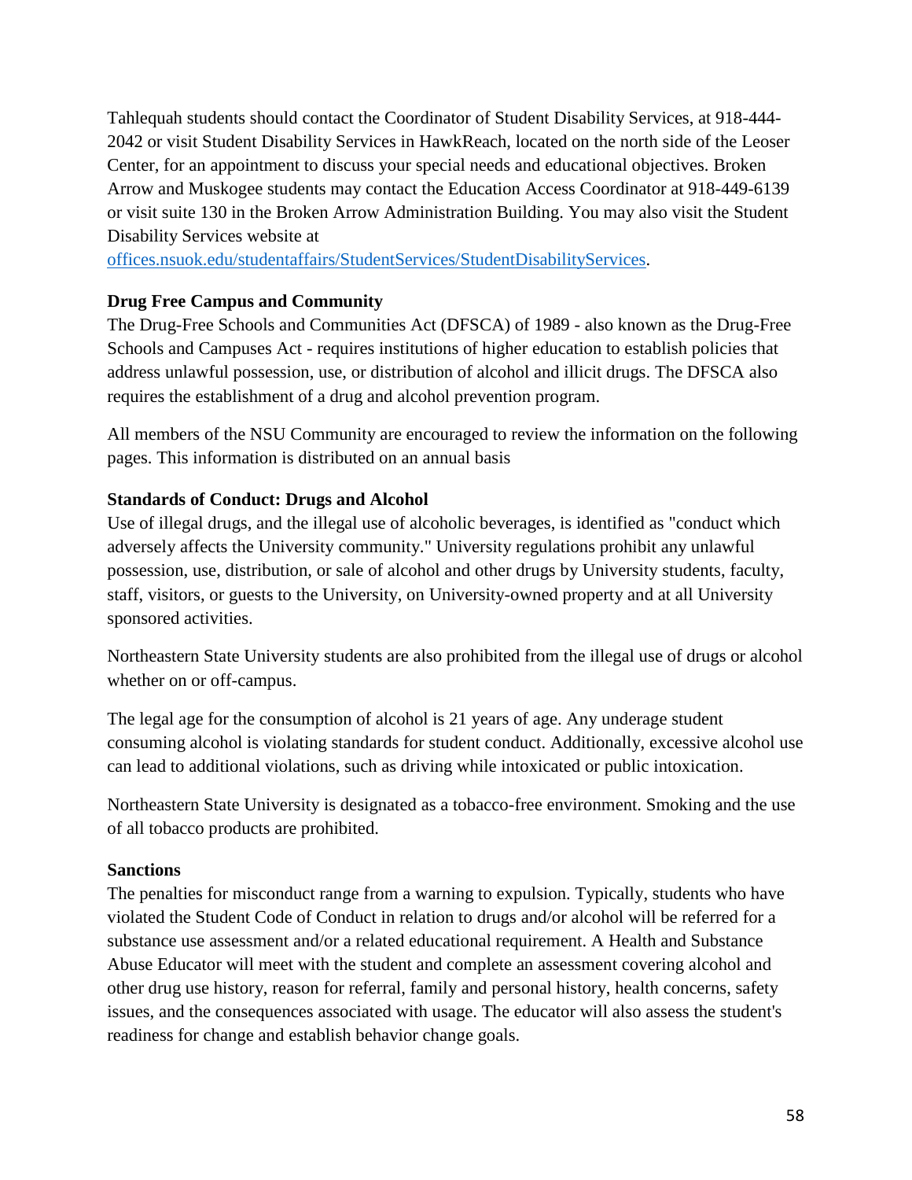Tahlequah students should contact the Coordinator of Student Disability Services, at 918-444-2042 or visit Student Disability Services in HawkReach, located on the north side of the Leoser Center, for an appointment to discuss your special needs and educational objectives. Broken Arrow and Muskogee students may contact the Education Access Coordinator at 918-449-6139 or visit suite 130 in the Broken Arrow Administration Building. You may also visit the Student Disability Services website at [offices.nsuok.edu/studentaffairs/StudentServices/StudentDisabilityServices](offices.nsuok.edu/studentaffairs/StudentServices/StudentDisabilityServices).

**Drug Free Campus and Community**

The Drug-Free Schools and Communities Act (DFSCA) of 1989 - also known as the Drug-Free Schools and Campuses Act - requires institutions of higher education to establish policies that address unlawful possession, use, or distribution of alcohol and illicit drugs. The DFSCA also requires the establishment of a drug and alcohol prevention program.

All members of the NSU Community are encouraged to review the information on the following pages. This information is distributed on an annual basis

**Standards of Conduct: Drugs and Alcohol**

Use of illegal drugs, and the illegal use of alcoholic beverages, is identified as "conduct which adversely affects the University community." University regulations prohibit any unlawful possession, use, distribution, or sale of alcohol and other drugs by University students, faculty, staff, visitors, or guests to the University, on University-owned property and at all University sponsored activities.

Northeastern State University students are also prohibited from the illegal use of drugs or alcohol whether on or off-campus.

The legal age for the consumption of alcohol is 21 years of age. Any underage student consuming alcohol is violating standards for student conduct. Additionally, excessive alcohol use can lead to additional violations, such as driving while intoxicated or public intoxication.

Northeastern State University is designated as a tobacco-free environment. Smoking and the use of all tobacco products are prohibited.

**Sanctions**

The penalties for misconduct range from a warning to expulsion. Typically, students who have violated the Student Code of Conduct in relation to drugs and/or alcohol will be referred for a substance use assessment and/or a related educational requirement. A Health and Substance Abuse Educator will meet with the student and complete an assessment covering alcohol and other drug use history, reason for referral, family and personal history, health concerns, safety issues, and the consequences associated with usage. The educator will also assess the student's readiness for change and establish behavior change goals.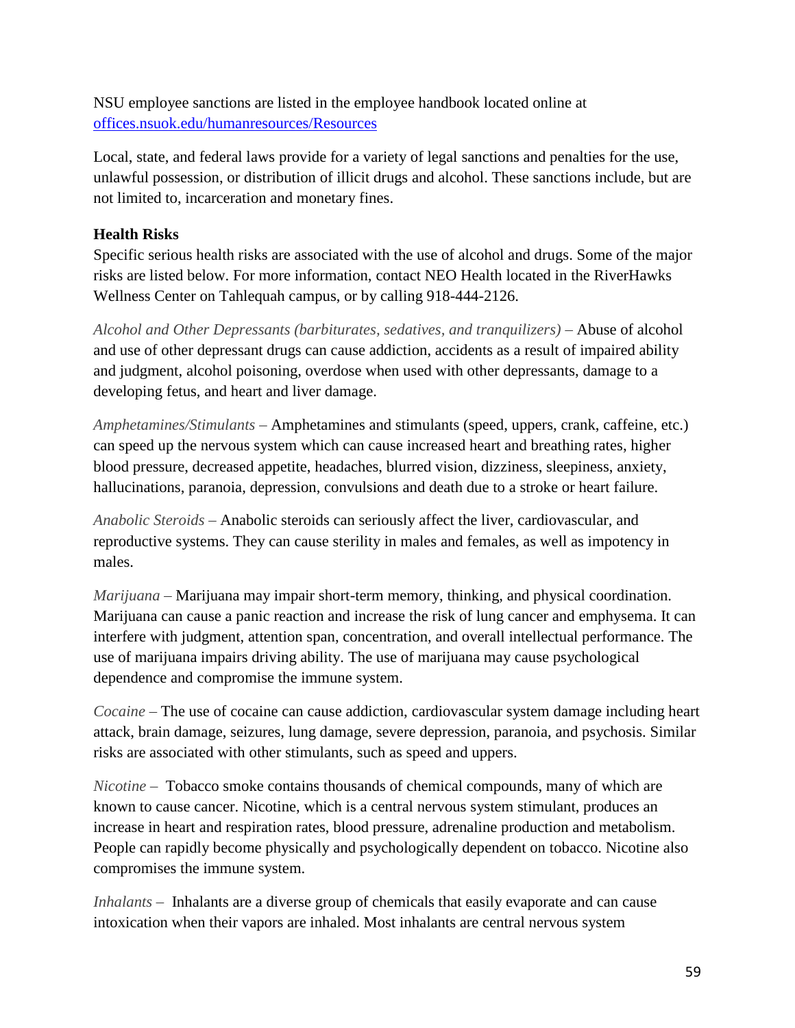NSU employee sanctions are listed in the employee handbook located online at [offices.nsuok.edu/humanresources/Resources](offices.nsuok.edu/humanresources/Resources)

Local, state, and federal laws provide for a variety of legal sanctions and penalties for the use, unlawful possession, or distribution of illicit drugs and alcohol. These sanctions include, but are not limited to, incarceration and monetary fines.

**Health Risks**

Specific serious health risks are associated with the use of alcohol and drugs. Some of the major risks are listed below. For more information, contact NEO Health located in the RiverHawks Wellness Center on Tahlequah campus, or by calling 918-444-2126.

*Alcohol and Other Depressants (barbiturates, sedatives, and tranquilizers)* – Abuse of alcohol and use of other depressant drugs can cause addiction, accidents as a result of impaired ability and judgment, alcohol poisoning, overdose when used with other depressants, damage to a developing fetus, and heart and liver damage.

*Amphetamines/Stimulants* – Amphetamines and stimulants (speed, uppers, crank, caffeine, etc.) can speed up the nervous system which can cause increased heart and breathing rates, higher blood pressure, decreased appetite, headaches, blurred vision, dizziness, sleepiness, anxiety, hallucinations, paranoia, depression, convulsions and death due to a stroke or heart failure.

*Anabolic Steroids* – Anabolic steroids can seriously affect the liver, cardiovascular, and reproductive systems. They can cause sterility in males and females, as well as impotency in males.

*Marijuana* – Marijuana may impair short-term memory, thinking, and physical coordination. Marijuana can cause a panic reaction and increase the risk of lung cancer and emphysema. It can interfere with judgment, attention span, concentration, and overall intellectual performance. The use of marijuana impairs driving ability. The use of marijuana may cause psychological dependence and compromise the immune system.

*Cocaine* – The use of cocaine can cause addiction, cardiovascular system damage including heart attack, brain damage, seizures, lung damage, severe depression, paranoia, and psychosis. Similar risks are associated with other stimulants, such as speed and uppers.

*Nicotine* – Tobacco smoke contains thousands of chemical compounds, many of which are known to cause cancer. Nicotine, which is a central nervous system stimulant, produces an increase in heart and respiration rates, blood pressure, adrenaline production and metabolism. People can rapidly become physically and psychologically dependent on tobacco. Nicotine also compromises the immune system.

*Inhalants* – Inhalants are a diverse group of chemicals that easily evaporate and can cause intoxication when their vapors are inhaled. Most inhalants are central nervous system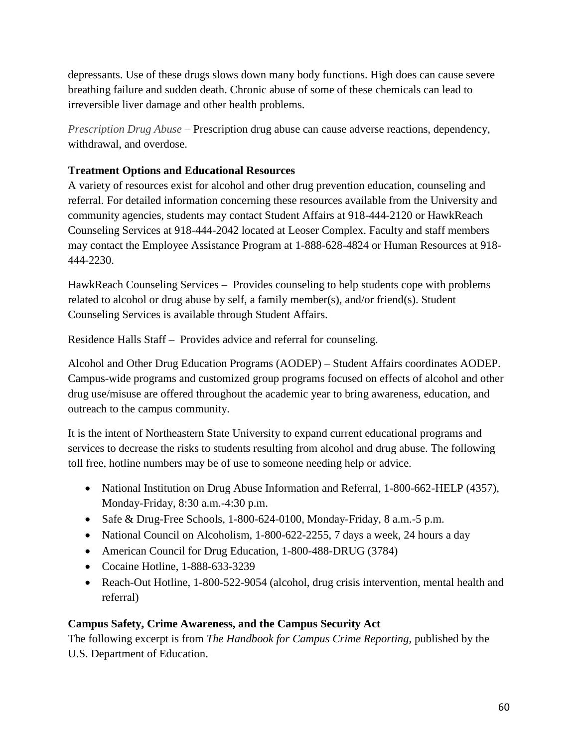depressants. Use of these drugs slows down many body functions. High does can cause severe breathing failure and sudden death. Chronic abuse of some of these chemicals can lead to irreversible liver damage and other health problems.

*Prescription Drug Abuse* – Prescription drug abuse can cause adverse reactions, dependency, withdrawal, and overdose.

**Treatment Options and Educational Resources**

A variety of resources exist for alcohol and other drug prevention education, counseling and referral. For detailed information concerning these resources available from the University and community agencies, students may contact Student Affairs at 918-444-2120 or HawkReach Counseling Services at 918-444-2042 located at Leoser Complex. Faculty and staff members may contact the Employee Assistance Program at 1-888-628-4824 or Human Resources at 918-444-2230.

HawkReach Counseling Services – Provides counseling to help students cope with problems related to alcohol or drug abuse by self, a family member(s), and/or friend(s). Student Counseling Services is available through Student Affairs.

Residence Halls Staff – Provides advice and referral for counseling.

Alcohol and Other Drug Education Programs (AODEP) – Student Affairs coordinates AODEP. Campus-wide programs and customized group programs focused on effects of alcohol and other drug use/misuse are offered throughout the academic year to bring awareness, education, and outreach to the campus community.

It is the intent of Northeastern State University to expand current educational programs and services to decrease the risks to students resulting from alcohol and drug abuse. The following toll free, hotline numbers may be of use to someone needing help or advice.

- National Institution on Drug Abuse Information and Referral, 1-800-662-HELP (4357), Monday-Friday, 8:30 a.m.-4:30 p.m.
- Safe & Drug-Free Schools, 1-800-624-0100, Monday-Friday, 8 a.m.-5 p.m.
- National Council on Alcoholism, 1-800-622-2255, 7 days a week, 24 hours a day
- American Council for Drug Education, 1-800-488-DRUG (3784)
- Cocaine Hotline, 1-888-633-3239
- Reach-Out Hotline, 1-800-522-9054 (alcohol, drug crisis intervention, mental health and referral)

**Campus Safety, Crime Awareness, and the Campus Security Act**

The following excerpt is from *The Handbook for Campus Crime Reporting*, published by the U.S. Department of Education.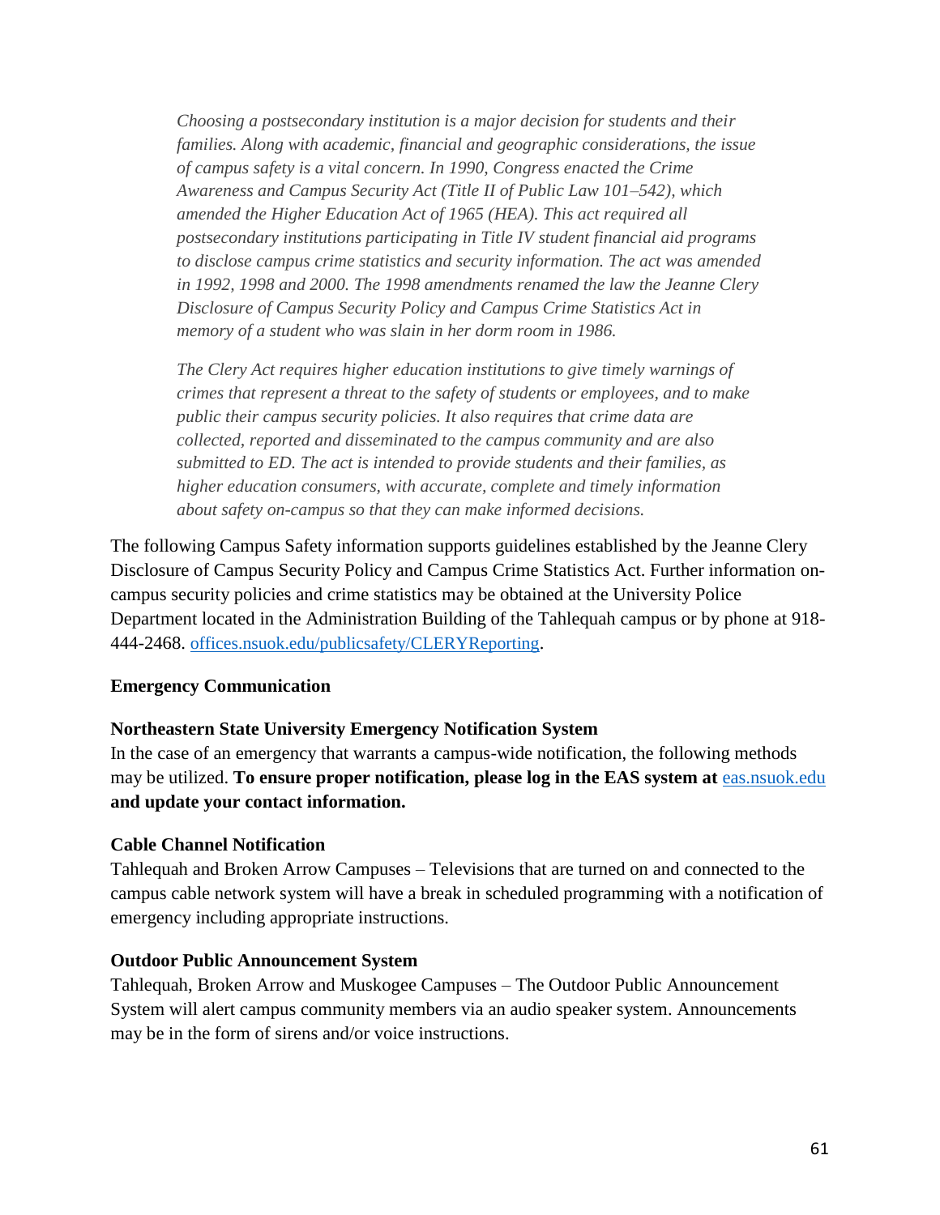*Choosing a postsecondary institution is a major decision for students and their families. Along with academic, financial and geographic considerations, the issue of campus safety is a vital concern. In 1990, Congress enacted the Crime Awareness and Campus Security Act (Title II of Public Law 101–542), which amended the Higher Education Act of 1965 (HEA). This act required all postsecondary institutions participating in Title IV student financial aid programs to disclose campus crime statistics and security information. The act was amended in 1992, 1998 and 2000. The 1998 amendments renamed the law the Jeanne Clery Disclosure of Campus Security Policy and Campus Crime Statistics Act in memory of a student who was slain in her dorm room in 1986.*

*The Clery Act requires higher education institutions to give timely warnings of crimes that represent a threat to the safety of students or employees, and to make public their campus security policies. It also requires that crime data are collected, reported and disseminated to the campus community and are also submitted to ED. The act is intended to provide students and their families, as higher education consumers, with accurate, complete and timely information about safety on-campus so that they can make informed decisions.*

The following Campus Safety information supports guidelines established by the Jeanne Clery Disclosure of Campus Security Policy and Campus Crime Statistics Act. Further information on-campus security policies and crime statistics may be obtained at the University Police Department located in the Administration Building of the Tahlequah campus or by phone at 918-444-2468. [offices.nsuok.edu/publicsafety/CLERYReporting](offices.nsuok.edu/publicsafety/CLERYReporting).

**Emergency Communication**

**Northeastern State University Emergency Notification System**
In the case of an emergency that warrants a campus-wide notification, the following methods may be utilized. **To ensure proper notification, please log in the EAS system at** [eas.nsuok.edu](eas.nsuok.edu) **and update your contact information.**

**Cable Channel Notification**
Tahlequah and Broken Arrow Campuses – Televisions that are turned on and connected to the campus cable network system will have a break in scheduled programming with a notification of emergency including appropriate instructions.

**Outdoor Public Announcement System**
Tahlequah, Broken Arrow and Muskogee Campuses – The Outdoor Public Announcement System will alert campus community members via an audio speaker system. Announcements may be in the form of sirens and/or voice instructions.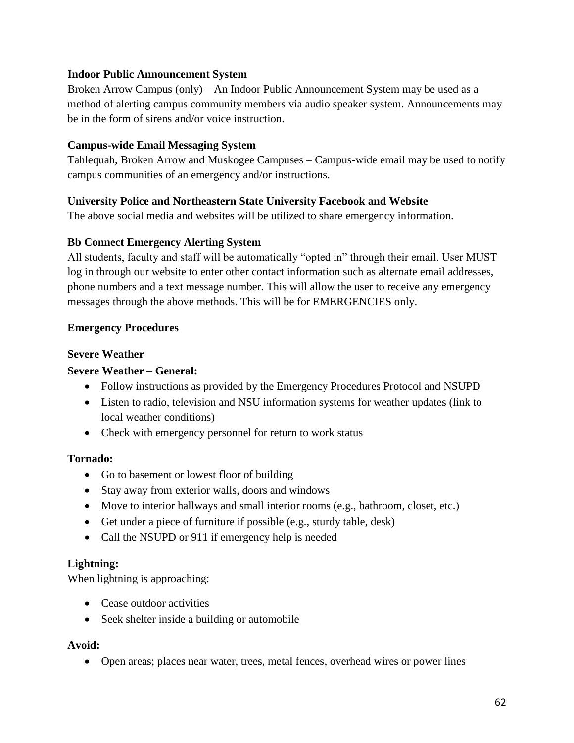**Indoor Public Announcement System**

Broken Arrow Campus (only) – An Indoor Public Announcement System may be used as a method of alerting campus community members via audio speaker system. Announcements may be in the form of sirens and/or voice instruction.

**Campus-wide Email Messaging System**

Tahlequah, Broken Arrow and Muskogee Campuses – Campus-wide email may be used to notify campus communities of an emergency and/or instructions.

**University Police and Northeastern State University Facebook and Website**

The above social media and websites will be utilized to share emergency information.

**Bb Connect Emergency Alerting System**

All students, faculty and staff will be automatically "opted in" through their email. User MUST log in through our website to enter other contact information such as alternate email addresses, phone numbers and a text message number. This will allow the user to receive any emergency messages through the above methods. This will be for EMERGENCIES only.

## Emergency Procedures

### Severe Weather

**Severe Weather – General:**

- Follow instructions as provided by the Emergency Procedures Protocol and NSUPD
- Listen to radio, television and NSU information systems for weather updates (link to local weather conditions)
- Check with emergency personnel for return to work status

**Tornado:**

- Go to basement or lowest floor of building
- Stay away from exterior walls, doors and windows
- Move to interior hallways and small interior rooms (e.g., bathroom, closet, etc.)
- Get under a piece of furniture if possible (e.g., sturdy table, desk)
- Call the NSUPD or 911 if emergency help is needed

**Lightning:**

When lightning is approaching:

- Cease outdoor activities
- Seek shelter inside a building or automobile

**Avoid:**

- Open areas; places near water, trees, metal fences, overhead wires or power lines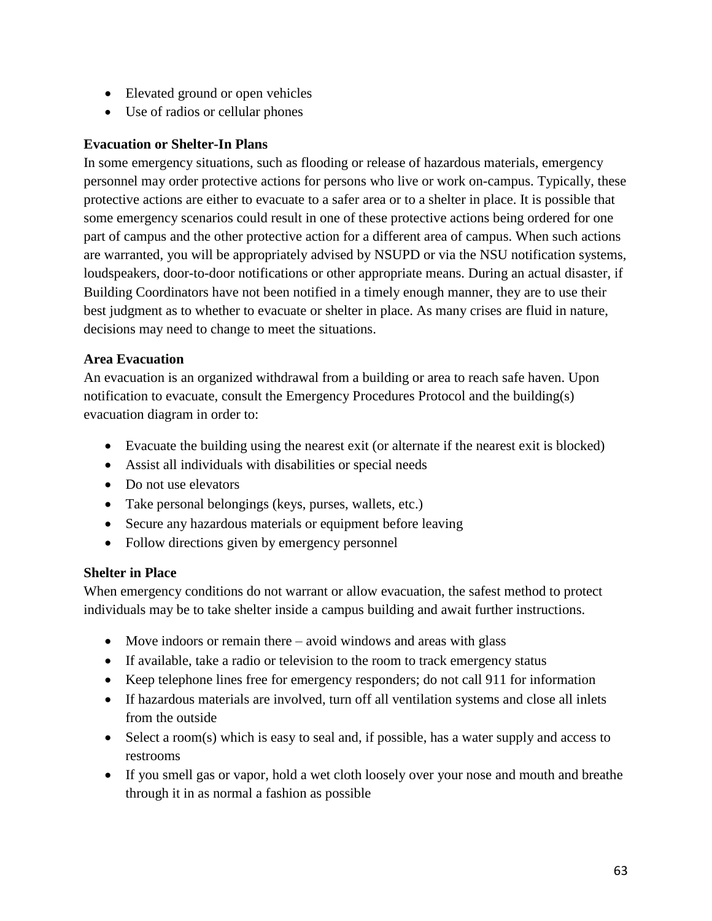- Elevated ground or open vehicles
- Use of radios or cellular phones

**Evacuation or Shelter-In Plans**

In some emergency situations, such as flooding or release of hazardous materials, emergency personnel may order protective actions for persons who live or work on-campus. Typically, these protective actions are either to evacuate to a safer area or to a shelter in place. It is possible that some emergency scenarios could result in one of these protective actions being ordered for one part of campus and the other protective action for a different area of campus. When such actions are warranted, you will be appropriately advised by NSUPD or via the NSU notification systems, loudspeakers, door-to-door notifications or other appropriate means. During an actual disaster, if Building Coordinators have not been notified in a timely enough manner, they are to use their best judgment as to whether to evacuate or shelter in place. As many crises are fluid in nature, decisions may need to change to meet the situations.

**Area Evacuation**

An evacuation is an organized withdrawal from a building or area to reach safe haven. Upon notification to evacuate, consult the Emergency Procedures Protocol and the building(s) evacuation diagram in order to:

- Evacuate the building using the nearest exit (or alternate if the nearest exit is blocked)
- Assist all individuals with disabilities or special needs
- Do not use elevators
- Take personal belongings (keys, purses, wallets, etc.)
- Secure any hazardous materials or equipment before leaving
- Follow directions given by emergency personnel

**Shelter in Place**

When emergency conditions do not warrant or allow evacuation, the safest method to protect individuals may be to take shelter inside a campus building and await further instructions.

- Move indoors or remain there – avoid windows and areas with glass
- If available, take a radio or television to the room to track emergency status
- Keep telephone lines free for emergency responders; do not call 911 for information
- If hazardous materials are involved, turn off all ventilation systems and close all inlets from the outside
- Select a room(s) which is easy to seal and, if possible, has a water supply and access to restrooms
- If you smell gas or vapor, hold a wet cloth loosely over your nose and mouth and breathe through it in as normal a fashion as possible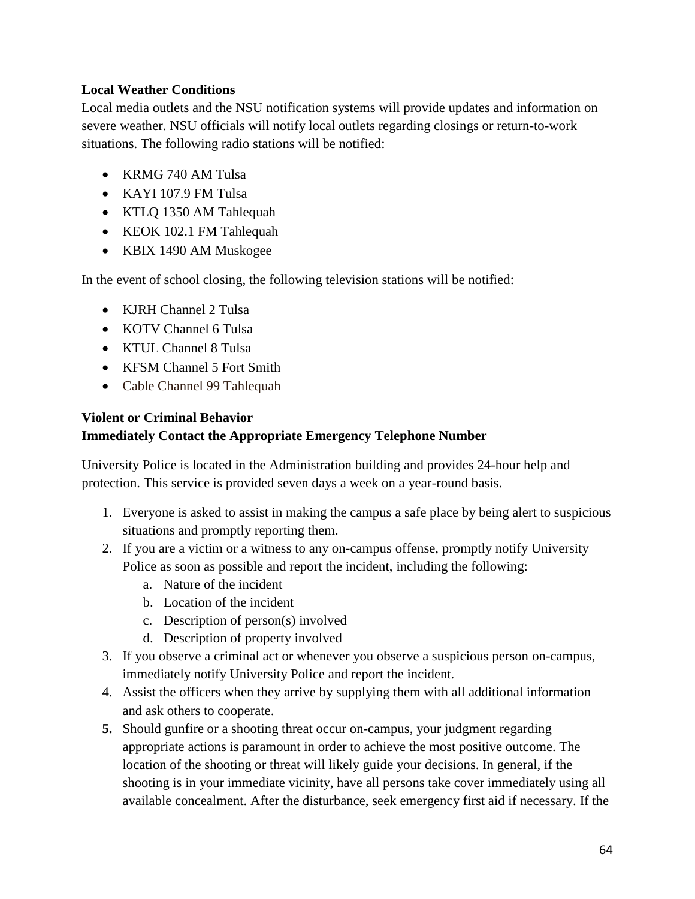**Local Weather Conditions**

Local media outlets and the NSU notification systems will provide updates and information on severe weather. NSU officials will notify local outlets regarding closings or return-to-work situations. The following radio stations will be notified:

- KRMG 740 AM Tulsa
- KAYI 107.9 FM Tulsa
- KTLQ 1350 AM Tahlequah
- KEOK 102.1 FM Tahlequah
- KBIX 1490 AM Muskogee

In the event of school closing, the following television stations will be notified:

- KJRH Channel 2 Tulsa
- KOTV Channel 6 Tulsa
- KTUL Channel 8 Tulsa
- KFSM Channel 5 Fort Smith
- Cable Channel 99 Tahlequah

**Violent or Criminal Behavior**
**Immediately Contact the Appropriate Emergency Telephone Number**

University Police is located in the Administration building and provides 24-hour help and protection. This service is provided seven days a week on a year-round basis.

1. Everyone is asked to assist in making the campus a safe place by being alert to suspicious situations and promptly reporting them.
2. If you are a victim or a witness to any on-campus offense, promptly notify University Police as soon as possible and report the incident, including the following:
   a. Nature of the incident
   b. Location of the incident
   c. Description of person(s) involved
   d. Description of property involved
3. If you observe a criminal act or whenever you observe a suspicious person on-campus, immediately notify University Police and report the incident.
4. Assist the officers when they arrive by supplying them with all additional information and ask others to cooperate.
5. Should gunfire or a shooting threat occur on-campus, your judgment regarding appropriate actions is paramount in order to achieve the most positive outcome. The location of the shooting or threat will likely guide your decisions. In general, if the shooting is in your immediate vicinity, have all persons take cover immediately using all available concealment. After the disturbance, seek emergency first aid if necessary. If the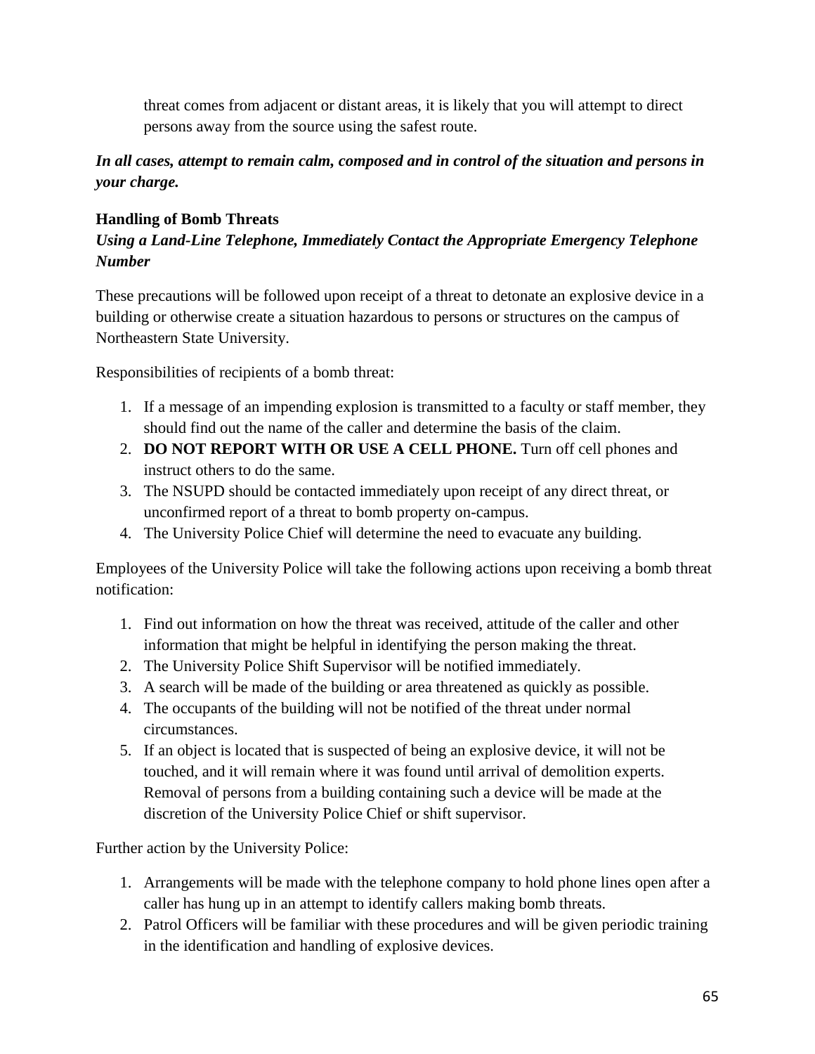threat comes from adjacent or distant areas, it is likely that you will attempt to direct persons away from the source using the safest route.

***In all cases, attempt to remain calm, composed and in control of the situation and persons in your charge.***

**Handling of Bomb Threats**

***Using a Land-Line Telephone, Immediately Contact the Appropriate Emergency Telephone Number***

These precautions will be followed upon receipt of a threat to detonate an explosive device in a building or otherwise create a situation hazardous to persons or structures on the campus of Northeastern State University.

Responsibilities of recipients of a bomb threat:

1. If a message of an impending explosion is transmitted to a faculty or staff member, they should find out the name of the caller and determine the basis of the claim.
2. **DO NOT REPORT WITH OR USE A CELL PHONE.** Turn off cell phones and instruct others to do the same.
3. The NSUPD should be contacted immediately upon receipt of any direct threat, or unconfirmed report of a threat to bomb property on-campus.
4. The University Police Chief will determine the need to evacuate any building.

Employees of the University Police will take the following actions upon receiving a bomb threat notification:

1. Find out information on how the threat was received, attitude of the caller and other information that might be helpful in identifying the person making the threat.
2. The University Police Shift Supervisor will be notified immediately.
3. A search will be made of the building or area threatened as quickly as possible.
4. The occupants of the building will not be notified of the threat under normal circumstances.
5. If an object is located that is suspected of being an explosive device, it will not be touched, and it will remain where it was found until arrival of demolition experts. Removal of persons from a building containing such a device will be made at the discretion of the University Police Chief or shift supervisor.

Further action by the University Police:

1. Arrangements will be made with the telephone company to hold phone lines open after a caller has hung up in an attempt to identify callers making bomb threats.
2. Patrol Officers will be familiar with these procedures and will be given periodic training in the identification and handling of explosive devices.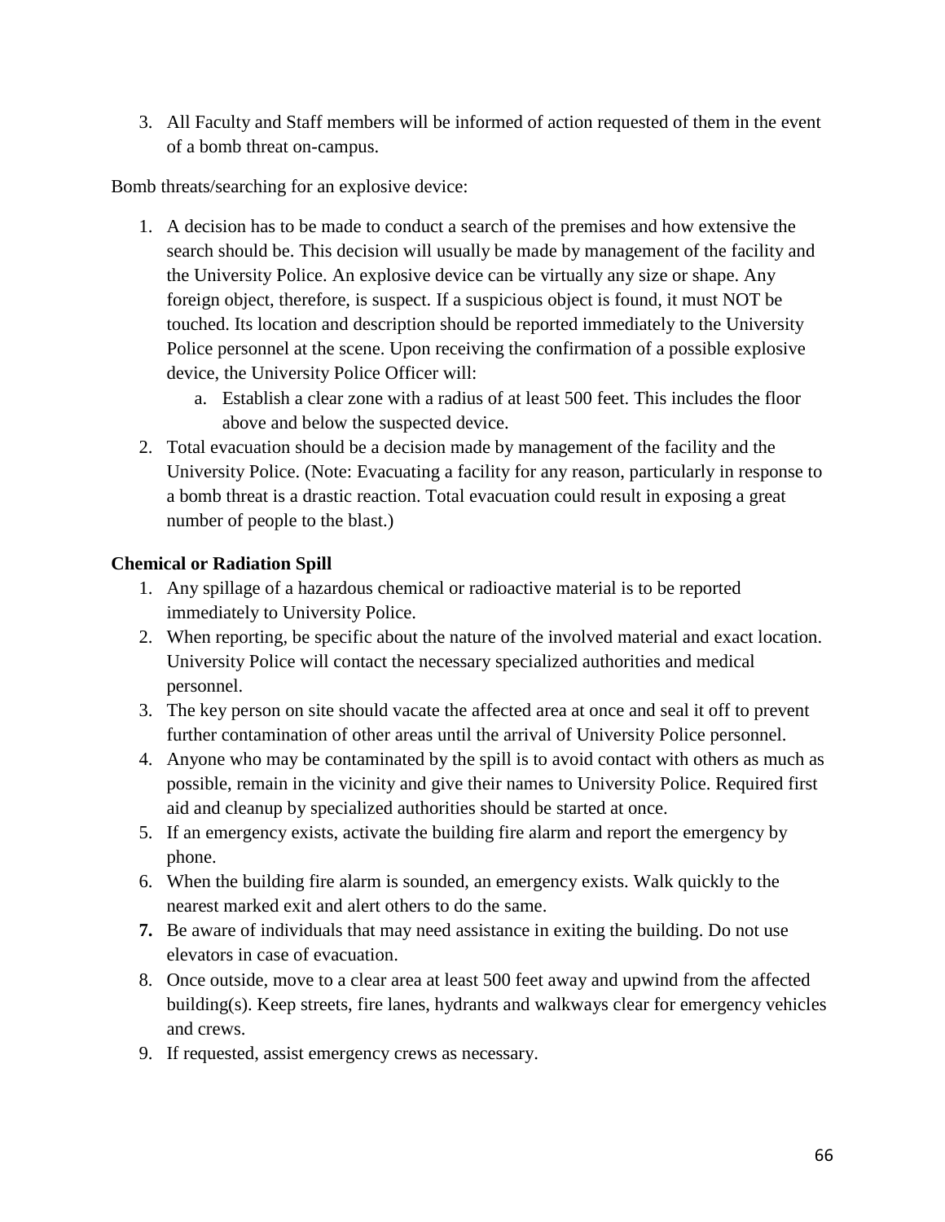3. All Faculty and Staff members will be informed of action requested of them in the event of a bomb threat on-campus.

Bomb threats/searching for an explosive device:

1. A decision has to be made to conduct a search of the premises and how extensive the search should be. This decision will usually be made by management of the facility and the University Police. An explosive device can be virtually any size or shape. Any foreign object, therefore, is suspect. If a suspicious object is found, it must NOT be touched. Its location and description should be reported immediately to the University Police personnel at the scene. Upon receiving the confirmation of a possible explosive device, the University Police Officer will:
   a. Establish a clear zone with a radius of at least 500 feet. This includes the floor above and below the suspected device.
2. Total evacuation should be a decision made by management of the facility and the University Police. (Note: Evacuating a facility for any reason, particularly in response to a bomb threat is a drastic reaction. Total evacuation could result in exposing a great number of people to the blast.)

**Chemical or Radiation Spill**

1. Any spillage of a hazardous chemical or radioactive material is to be reported immediately to University Police.
2. When reporting, be specific about the nature of the involved material and exact location. University Police will contact the necessary specialized authorities and medical personnel.
3. The key person on site should vacate the affected area at once and seal it off to prevent further contamination of other areas until the arrival of University Police personnel.
4. Anyone who may be contaminated by the spill is to avoid contact with others as much as possible, remain in the vicinity and give their names to University Police. Required first aid and cleanup by specialized authorities should be started at once.
5. If an emergency exists, activate the building fire alarm and report the emergency by phone.
6. When the building fire alarm is sounded, an emergency exists. Walk quickly to the nearest marked exit and alert others to do the same.
7. Be aware of individuals that may need assistance in exiting the building. Do not use elevators in case of evacuation.
8. Once outside, move to a clear area at least 500 feet away and upwind from the affected building(s). Keep streets, fire lanes, hydrants and walkways clear for emergency vehicles and crews.
9. If requested, assist emergency crews as necessary.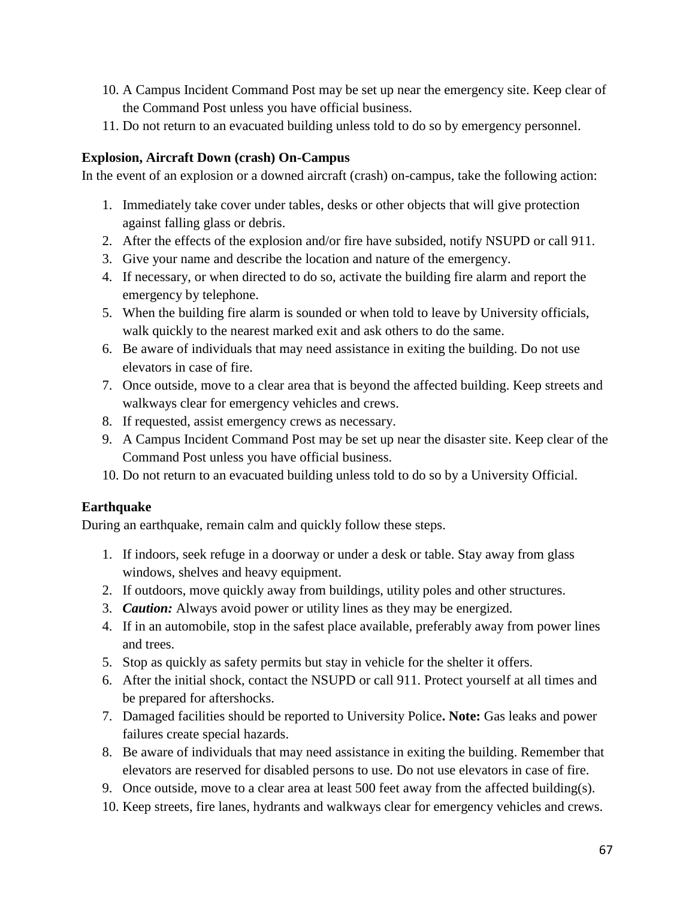10. A Campus Incident Command Post may be set up near the emergency site. Keep clear of the Command Post unless you have official business.
11. Do not return to an evacuated building unless told to do so by emergency personnel.

**Explosion, Aircraft Down (crash) On-Campus**

In the event of an explosion or a downed aircraft (crash) on-campus, take the following action:

1. Immediately take cover under tables, desks or other objects that will give protection against falling glass or debris.
2. After the effects of the explosion and/or fire have subsided, notify NSUPD or call 911.
3. Give your name and describe the location and nature of the emergency.
4. If necessary, or when directed to do so, activate the building fire alarm and report the emergency by telephone.
5. When the building fire alarm is sounded or when told to leave by University officials, walk quickly to the nearest marked exit and ask others to do the same.
6. Be aware of individuals that may need assistance in exiting the building. Do not use elevators in case of fire.
7. Once outside, move to a clear area that is beyond the affected building. Keep streets and walkways clear for emergency vehicles and crews.
8. If requested, assist emergency crews as necessary.
9. A Campus Incident Command Post may be set up near the disaster site. Keep clear of the Command Post unless you have official business.
10. Do not return to an evacuated building unless told to do so by a University Official.

**Earthquake**

During an earthquake, remain calm and quickly follow these steps.

1. If indoors, seek refuge in a doorway or under a desk or table. Stay away from glass windows, shelves and heavy equipment.
2. If outdoors, move quickly away from buildings, utility poles and other structures.
3. ***Caution:*** Always avoid power or utility lines as they may be energized.
4. If in an automobile, stop in the safest place available, preferably away from power lines and trees.
5. Stop as quickly as safety permits but stay in vehicle for the shelter it offers.
6. After the initial shock, contact the NSUPD or call 911. Protect yourself at all times and be prepared for aftershocks.
7. Damaged facilities should be reported to University Police**. Note:** Gas leaks and power failures create special hazards.
8. Be aware of individuals that may need assistance in exiting the building. Remember that elevators are reserved for disabled persons to use. Do not use elevators in case of fire.
9. Once outside, move to a clear area at least 500 feet away from the affected building(s).
10. Keep streets, fire lanes, hydrants and walkways clear for emergency vehicles and crews.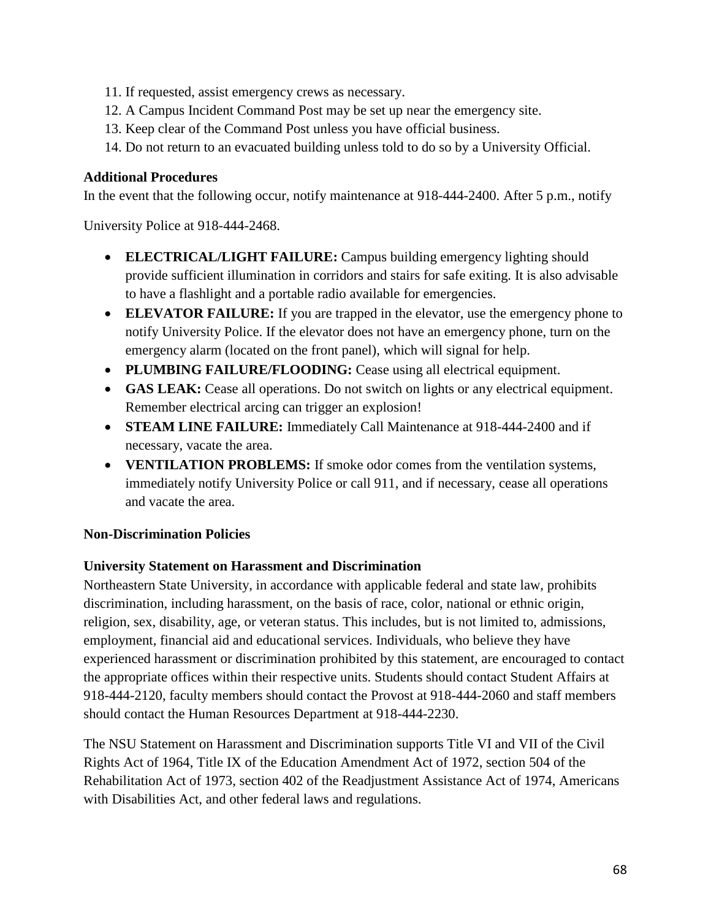11. If requested, assist emergency crews as necessary.
12. A Campus Incident Command Post may be set up near the emergency site.
13. Keep clear of the Command Post unless you have official business.
14. Do not return to an evacuated building unless told to do so by a University Official.

**Additional Procedures**

In the event that the following occur, notify maintenance at 918-444-2400. After 5 p.m., notify University Police at 918-444-2468.

- **ELECTRICAL/LIGHT FAILURE:** Campus building emergency lighting should provide sufficient illumination in corridors and stairs for safe exiting. It is also advisable to have a flashlight and a portable radio available for emergencies.
- **ELEVATOR FAILURE:** If you are trapped in the elevator, use the emergency phone to notify University Police. If the elevator does not have an emergency phone, turn on the emergency alarm (located on the front panel), which will signal for help.
- **PLUMBING FAILURE/FLOODING:** Cease using all electrical equipment.
- **GAS LEAK:** Cease all operations. Do not switch on lights or any electrical equipment. Remember electrical arcing can trigger an explosion!
- **STEAM LINE FAILURE:** Immediately Call Maintenance at 918-444-2400 and if necessary, vacate the area.
- **VENTILATION PROBLEMS:** If smoke odor comes from the ventilation systems, immediately notify University Police or call 911, and if necessary, cease all operations and vacate the area.

**Non-Discrimination Policies**

**University Statement on Harassment and Discrimination**

Northeastern State University, in accordance with applicable federal and state law, prohibits discrimination, including harassment, on the basis of race, color, national or ethnic origin, religion, sex, disability, age, or veteran status. This includes, but is not limited to, admissions, employment, financial aid and educational services. Individuals, who believe they have experienced harassment or discrimination prohibited by this statement, are encouraged to contact the appropriate offices within their respective units. Students should contact Student Affairs at 918-444-2120, faculty members should contact the Provost at 918-444-2060 and staff members should contact the Human Resources Department at 918-444-2230.

The NSU Statement on Harassment and Discrimination supports Title VI and VII of the Civil Rights Act of 1964, Title IX of the Education Amendment Act of 1972, section 504 of the Rehabilitation Act of 1973, section 402 of the Readjustment Assistance Act of 1974, Americans with Disabilities Act, and other federal laws and regulations.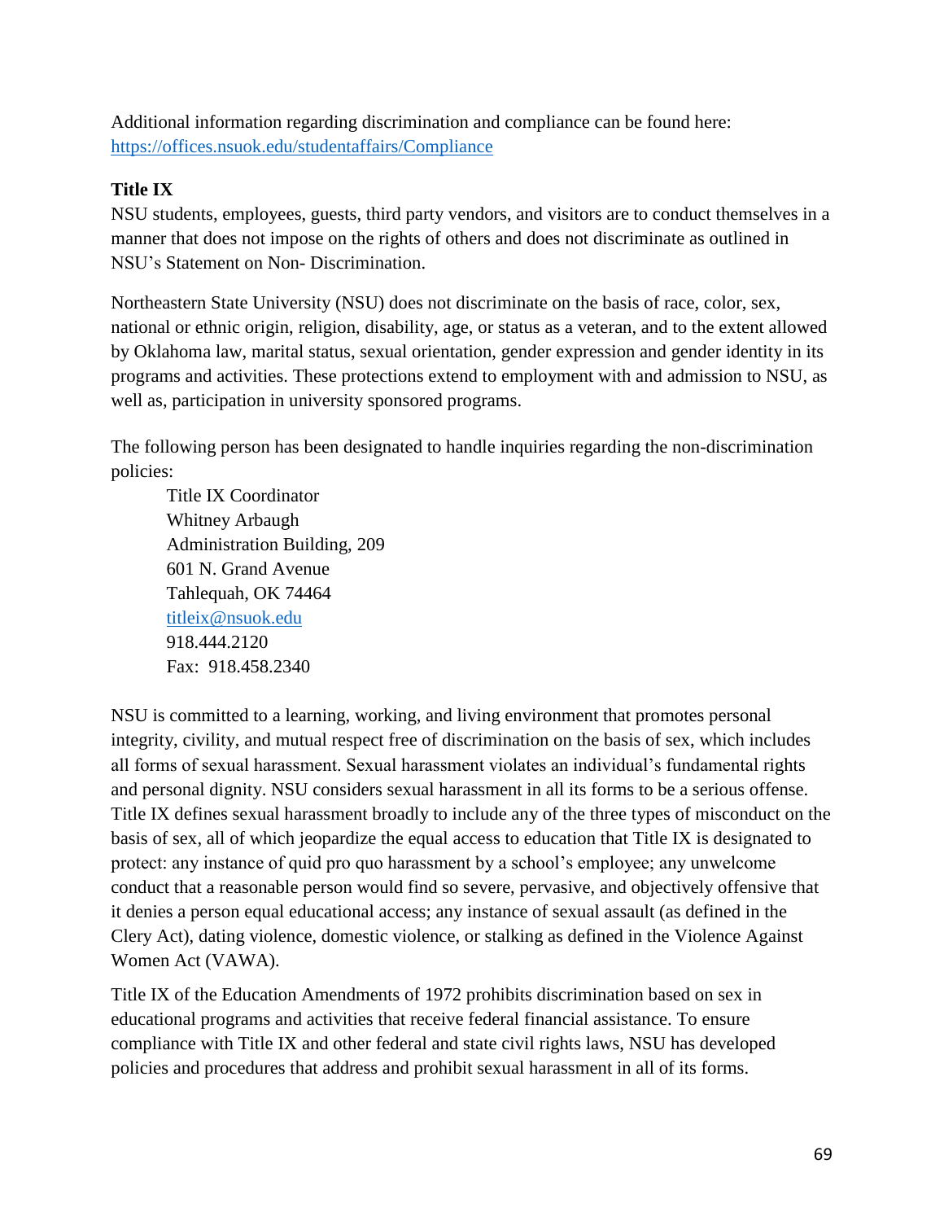Additional information regarding discrimination and compliance can be found here: [https://offices.nsuok.edu/studentaffairs/Compliance](https://offices.nsuok.edu/studentaffairs/Compliance)

### Title IX

NSU students, employees, guests, third party vendors, and visitors are to conduct themselves in a manner that does not impose on the rights of others and does not discriminate as outlined in NSU's Statement on Non- Discrimination.

Northeastern State University (NSU) does not discriminate on the basis of race, color, sex, national or ethnic origin, religion, disability, age, or status as a veteran, and to the extent allowed by Oklahoma law, marital status, sexual orientation, gender expression and gender identity in its programs and activities. These protections extend to employment with and admission to NSU, as well as, participation in university sponsored programs.

The following person has been designated to handle inquiries regarding the non-discrimination policies:

Title IX Coordinator  
Whitney Arbaugh  
Administration Building, 209  
601 N. Grand Avenue  
Tahlequah, OK 74464  
[titleix@nsuok.edu](mailto:titleix@nsuok.edu)  
918.444.2120  
Fax: 918.458.2340

NSU is committed to a learning, working, and living environment that promotes personal integrity, civility, and mutual respect free of discrimination on the basis of sex, which includes all forms of sexual harassment. Sexual harassment violates an individual's fundamental rights and personal dignity. NSU considers sexual harassment in all its forms to be a serious offense. Title IX defines sexual harassment broadly to include any of the three types of misconduct on the basis of sex, all of which jeopardize the equal access to education that Title IX is designated to protect: any instance of quid pro quo harassment by a school's employee; any unwelcome conduct that a reasonable person would find so severe, pervasive, and objectively offensive that it denies a person equal educational access; any instance of sexual assault (as defined in the Clery Act), dating violence, domestic violence, or stalking as defined in the Violence Against Women Act (VAWA).

Title IX of the Education Amendments of 1972 prohibits discrimination based on sex in educational programs and activities that receive federal financial assistance. To ensure compliance with Title IX and other federal and state civil rights laws, NSU has developed policies and procedures that address and prohibit sexual harassment in all of its forms.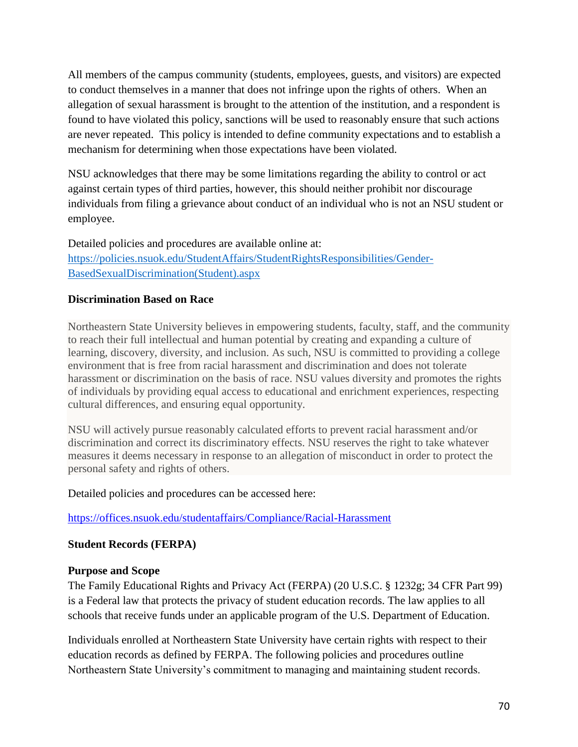All members of the campus community (students, employees, guests, and visitors) are expected to conduct themselves in a manner that does not infringe upon the rights of others. When an allegation of sexual harassment is brought to the attention of the institution, and a respondent is found to have violated this policy, sanctions will be used to reasonably ensure that such actions are never repeated. This policy is intended to define community expectations and to establish a mechanism for determining when those expectations have been violated.

NSU acknowledges that there may be some limitations regarding the ability to control or act against certain types of third parties, however, this should neither prohibit nor discourage individuals from filing a grievance about conduct of an individual who is not an NSU student or employee.

Detailed policies and procedures are available online at:
[https://policies.nsuok.edu/StudentAffairs/StudentRightsResponsibilities/Gender-BasedSexualDiscrimination(Student).aspx](https://policies.nsuok.edu/StudentAffairs/StudentRightsResponsibilities/Gender-BasedSexualDiscrimination(Student).aspx)

**Discrimination Based on Race**

Northeastern State University believes in empowering students, faculty, staff, and the community to reach their full intellectual and human potential by creating and expanding a culture of learning, discovery, diversity, and inclusion. As such, NSU is committed to providing a college environment that is free from racial harassment and discrimination and does not tolerate harassment or discrimination on the basis of race. NSU values diversity and promotes the rights of individuals by providing equal access to educational and enrichment experiences, respecting cultural differences, and ensuring equal opportunity.

NSU will actively pursue reasonably calculated efforts to prevent racial harassment and/or discrimination and correct its discriminatory effects. NSU reserves the right to take whatever measures it deems necessary in response to an allegation of misconduct in order to protect the personal safety and rights of others.

Detailed policies and procedures can be accessed here:

[https://offices.nsuok.edu/studentaffairs/Compliance/Racial-Harassment](https://offices.nsuok.edu/studentaffairs/Compliance/Racial-Harassment)

**Student Records (FERPA)**

**Purpose and Scope**
The Family Educational Rights and Privacy Act (FERPA) (20 U.S.C. § 1232g; 34 CFR Part 99) is a Federal law that protects the privacy of student education records. The law applies to all schools that receive funds under an applicable program of the U.S. Department of Education.

Individuals enrolled at Northeastern State University have certain rights with respect to their education records as defined by FERPA. The following policies and procedures outline Northeastern State University's commitment to managing and maintaining student records.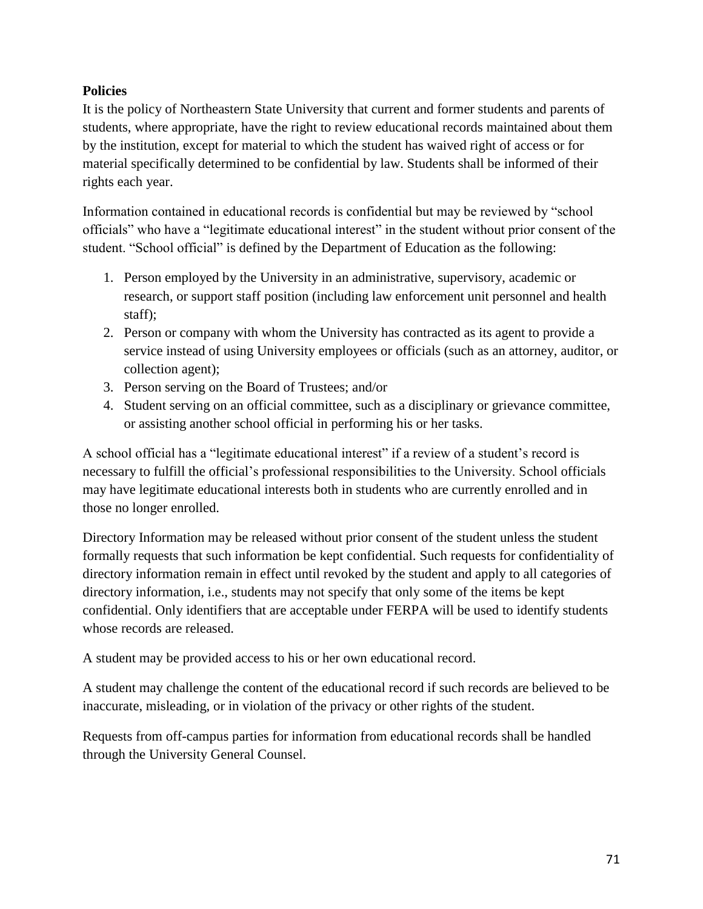**Policies**

It is the policy of Northeastern State University that current and former students and parents of students, where appropriate, have the right to review educational records maintained about them by the institution, except for material to which the student has waived right of access or for material specifically determined to be confidential by law. Students shall be informed of their rights each year.

Information contained in educational records is confidential but may be reviewed by "school officials" who have a "legitimate educational interest" in the student without prior consent of the student. "School official" is defined by the Department of Education as the following:

1. Person employed by the University in an administrative, supervisory, academic or research, or support staff position (including law enforcement unit personnel and health staff);
2. Person or company with whom the University has contracted as its agent to provide a service instead of using University employees or officials (such as an attorney, auditor, or collection agent);
3. Person serving on the Board of Trustees; and/or
4. Student serving on an official committee, such as a disciplinary or grievance committee, or assisting another school official in performing his or her tasks.

A school official has a "legitimate educational interest" if a review of a student's record is necessary to fulfill the official's professional responsibilities to the University. School officials may have legitimate educational interests both in students who are currently enrolled and in those no longer enrolled.

Directory Information may be released without prior consent of the student unless the student formally requests that such information be kept confidential. Such requests for confidentiality of directory information remain in effect until revoked by the student and apply to all categories of directory information, i.e., students may not specify that only some of the items be kept confidential. Only identifiers that are acceptable under FERPA will be used to identify students whose records are released.

A student may be provided access to his or her own educational record.

A student may challenge the content of the educational record if such records are believed to be inaccurate, misleading, or in violation of the privacy or other rights of the student.

Requests from off-campus parties for information from educational records shall be handled through the University General Counsel.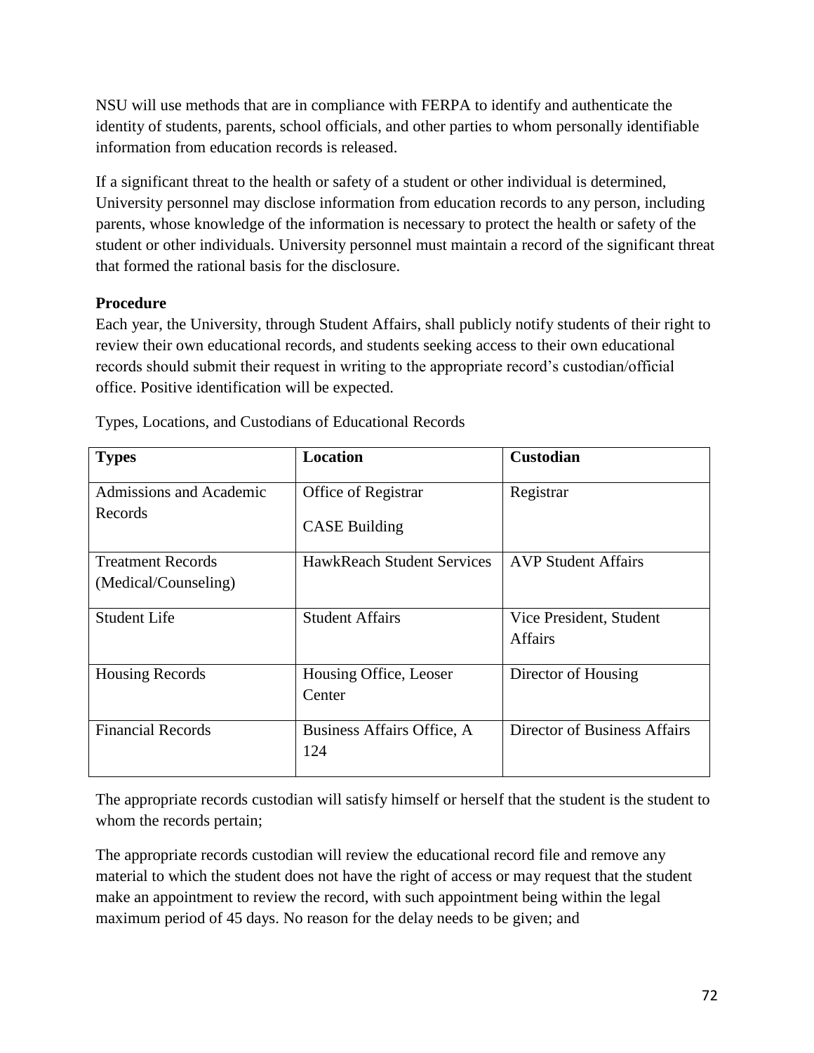NSU will use methods that are in compliance with FERPA to identify and authenticate the identity of students, parents, school officials, and other parties to whom personally identifiable information from education records is released.

If a significant threat to the health or safety of a student or other individual is determined, University personnel may disclose information from education records to any person, including parents, whose knowledge of the information is necessary to protect the health or safety of the student or other individuals. University personnel must maintain a record of the significant threat that formed the rational basis for the disclosure.

**Procedure**

Each year, the University, through Student Affairs, shall publicly notify students of their right to review their own educational records, and students seeking access to their own educational records should submit their request in writing to the appropriate record's custodian/official office. Positive identification will be expected.

Types, Locations, and Custodians of Educational Records

| **Types** | **Location** | **Custodian** |
| --- | --- | --- |
| Admissions and Academic Records | Office of Registrar<br>CASE Building | Registrar |
| Treatment Records (Medical/Counseling) | HawkReach Student Services | AVP Student Affairs |
| Student Life | Student Affairs | Vice President, Student Affairs |
| Housing Records | Housing Office, Leoser Center | Director of Housing |
| Financial Records | Business Affairs Office, A 124 | Director of Business Affairs |

The appropriate records custodian will satisfy himself or herself that the student is the student to whom the records pertain;

The appropriate records custodian will review the educational record file and remove any material to which the student does not have the right of access or may request that the student make an appointment to review the record, with such appointment being within the legal maximum period of 45 days. No reason for the delay needs to be given; and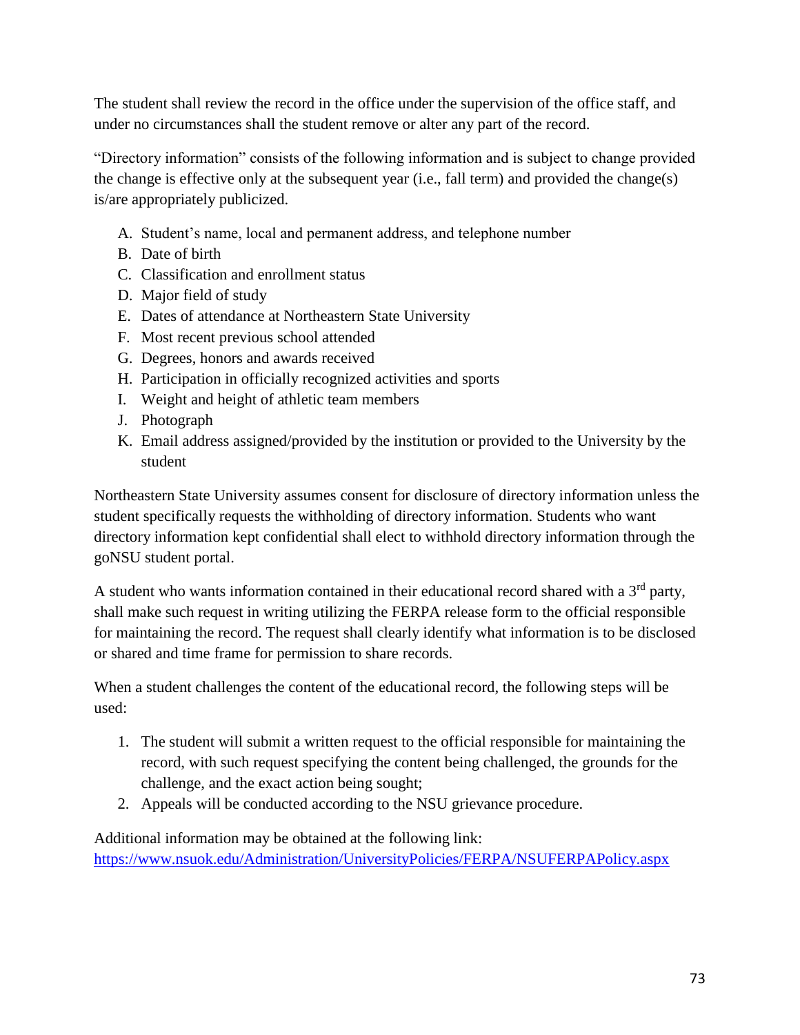The student shall review the record in the office under the supervision of the office staff, and under no circumstances shall the student remove or alter any part of the record.

"Directory information" consists of the following information and is subject to change provided the change is effective only at the subsequent year (i.e., fall term) and provided the change(s) is/are appropriately publicized.

A. Student's name, local and permanent address, and telephone number
B. Date of birth
C. Classification and enrollment status
D. Major field of study
E. Dates of attendance at Northeastern State University
F. Most recent previous school attended
G. Degrees, honors and awards received
H. Participation in officially recognized activities and sports
I. Weight and height of athletic team members
J. Photograph
K. Email address assigned/provided by the institution or provided to the University by the student

Northeastern State University assumes consent for disclosure of directory information unless the student specifically requests the withholding of directory information. Students who want directory information kept confidential shall elect to withhold directory information through the goNSU student portal.

A student who wants information contained in their educational record shared with a 3rd party, shall make such request in writing utilizing the FERPA release form to the official responsible for maintaining the record. The request shall clearly identify what information is to be disclosed or shared and time frame for permission to share records.

When a student challenges the content of the educational record, the following steps will be used:

1. The student will submit a written request to the official responsible for maintaining the record, with such request specifying the content being challenged, the grounds for the challenge, and the exact action being sought;
2. Appeals will be conducted according to the NSU grievance procedure.

Additional information may be obtained at the following link: [https://www.nsuok.edu/Administration/UniversityPolicies/FERPA/NSUFERPAPolicy.aspx](https://www.nsuok.edu/Administration/UniversityPolicies/FERPA/NSUFERPAPolicy.aspx)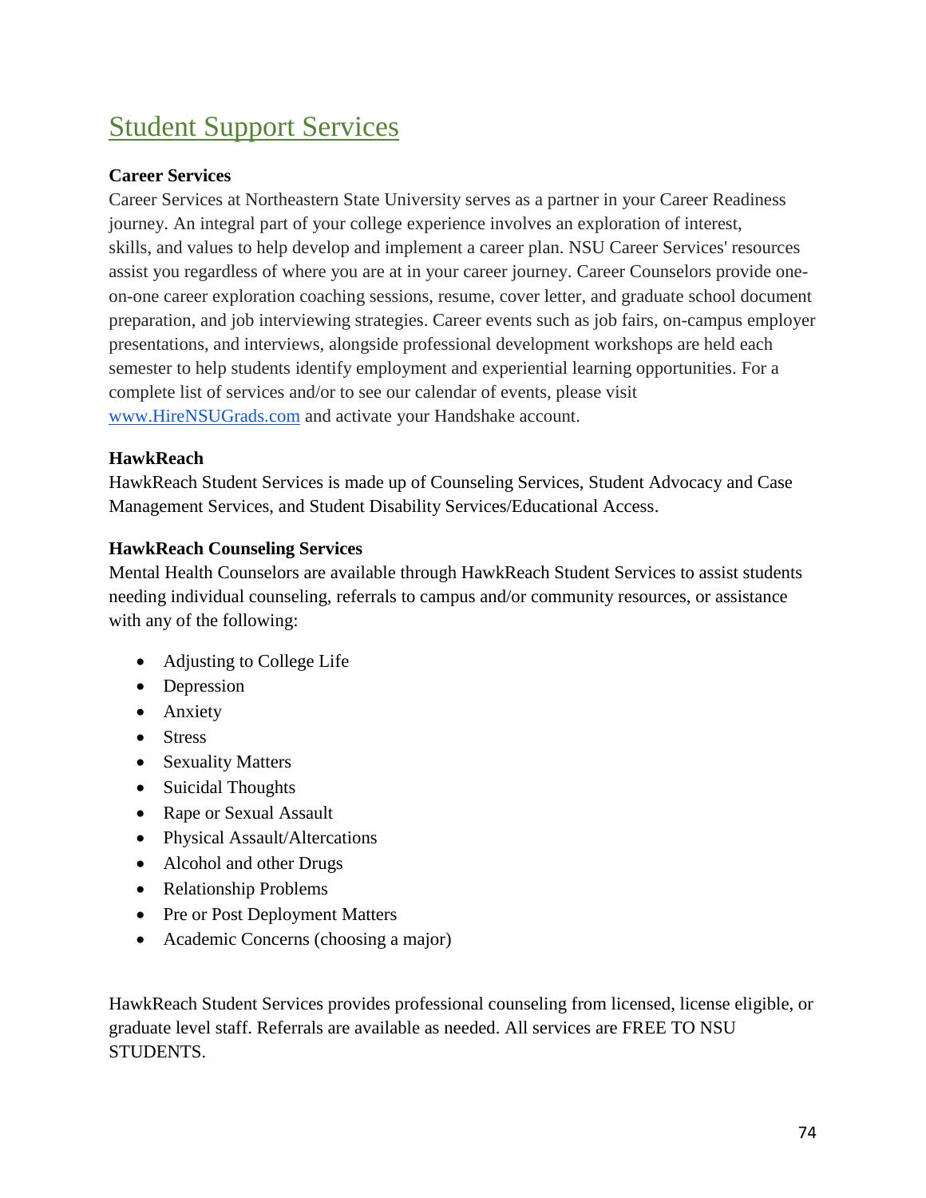## Student Support Services

**Career Services**

Career Services at Northeastern State University serves as a partner in your Career Readiness journey. An integral part of your college experience involves an exploration of interest, skills, and values to help develop and implement a career plan. NSU Career Services' resources assist you regardless of where you are at in your career journey. Career Counselors provide one-on-one career exploration coaching sessions, resume, cover letter, and graduate school document preparation, and job interviewing strategies. Career events such as job fairs, on-campus employer presentations, and interviews, alongside professional development workshops are held each semester to help students identify employment and experiential learning opportunities. For a complete list of services and/or to see our calendar of events, please visit [www.HireNSUGrads.com](http://www.HireNSUGrads.com) and activate your Handshake account.

**HawkReach**

HawkReach Student Services is made up of Counseling Services, Student Advocacy and Case Management Services, and Student Disability Services/Educational Access.

**HawkReach Counseling Services**

Mental Health Counselors are available through HawkReach Student Services to assist students needing individual counseling, referrals to campus and/or community resources, or assistance with any of the following:

- Adjusting to College Life
- Depression
- Anxiety
- Stress
- Sexuality Matters
- Suicidal Thoughts
- Rape or Sexual Assault
- Physical Assault/Altercations
- Alcohol and other Drugs
- Relationship Problems
- Pre or Post Deployment Matters
- Academic Concerns (choosing a major)

HawkReach Student Services provides professional counseling from licensed, license eligible, or graduate level staff. Referrals are available as needed. All services are FREE TO NSU STUDENTS.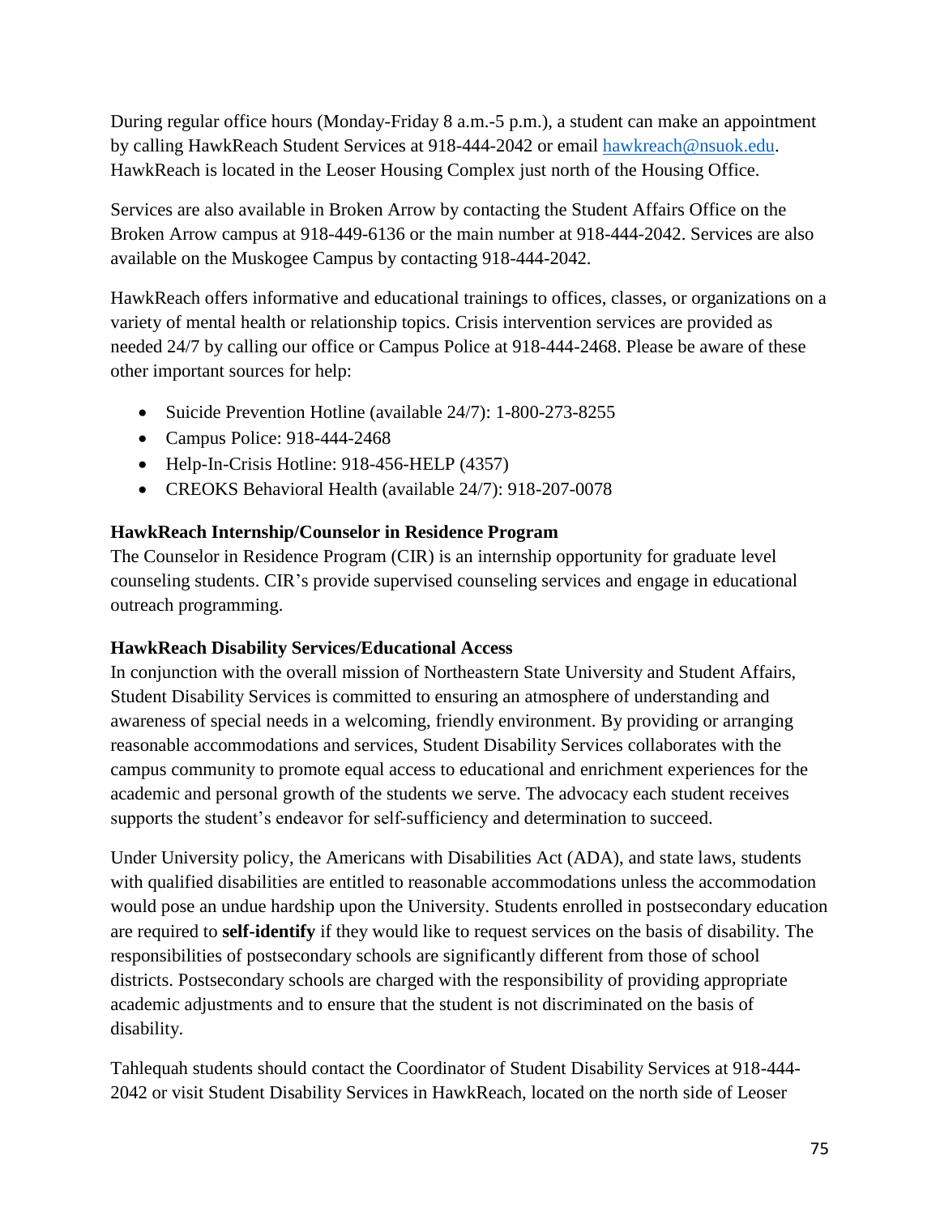During regular office hours (Monday-Friday 8 a.m.-5 p.m.), a student can make an appointment by calling HawkReach Student Services at 918-444-2042 or email [hawkreach@nsuok.edu](mailto:hawkreach@nsuok.edu). HawkReach is located in the Leoser Housing Complex just north of the Housing Office.

Services are also available in Broken Arrow by contacting the Student Affairs Office on the Broken Arrow campus at 918-449-6136 or the main number at 918-444-2042. Services are also available on the Muskogee Campus by contacting 918-444-2042.

HawkReach offers informative and educational trainings to offices, classes, or organizations on a variety of mental health or relationship topics. Crisis intervention services are provided as needed 24/7 by calling our office or Campus Police at 918-444-2468. Please be aware of these other important sources for help:

- Suicide Prevention Hotline (available 24/7): 1-800-273-8255
- Campus Police: 918-444-2468
- Help-In-Crisis Hotline: 918-456-HELP (4357)
- CREOKS Behavioral Health (available 24/7): 918-207-0078

**HawkReach Internship/Counselor in Residence Program**

The Counselor in Residence Program (CIR) is an internship opportunity for graduate level counseling students. CIR's provide supervised counseling services and engage in educational outreach programming.

**HawkReach Disability Services/Educational Access**

In conjunction with the overall mission of Northeastern State University and Student Affairs, Student Disability Services is committed to ensuring an atmosphere of understanding and awareness of special needs in a welcoming, friendly environment. By providing or arranging reasonable accommodations and services, Student Disability Services collaborates with the campus community to promote equal access to educational and enrichment experiences for the academic and personal growth of the students we serve. The advocacy each student receives supports the student's endeavor for self-sufficiency and determination to succeed.

Under University policy, the Americans with Disabilities Act (ADA), and state laws, students with qualified disabilities are entitled to reasonable accommodations unless the accommodation would pose an undue hardship upon the University. Students enrolled in postsecondary education are required to **self-identify** if they would like to request services on the basis of disability. The responsibilities of postsecondary schools are significantly different from those of school districts. Postsecondary schools are charged with the responsibility of providing appropriate academic adjustments and to ensure that the student is not discriminated on the basis of disability.

Tahlequah students should contact the Coordinator of Student Disability Services at 918-444-2042 or visit Student Disability Services in HawkReach, located on the north side of Leoser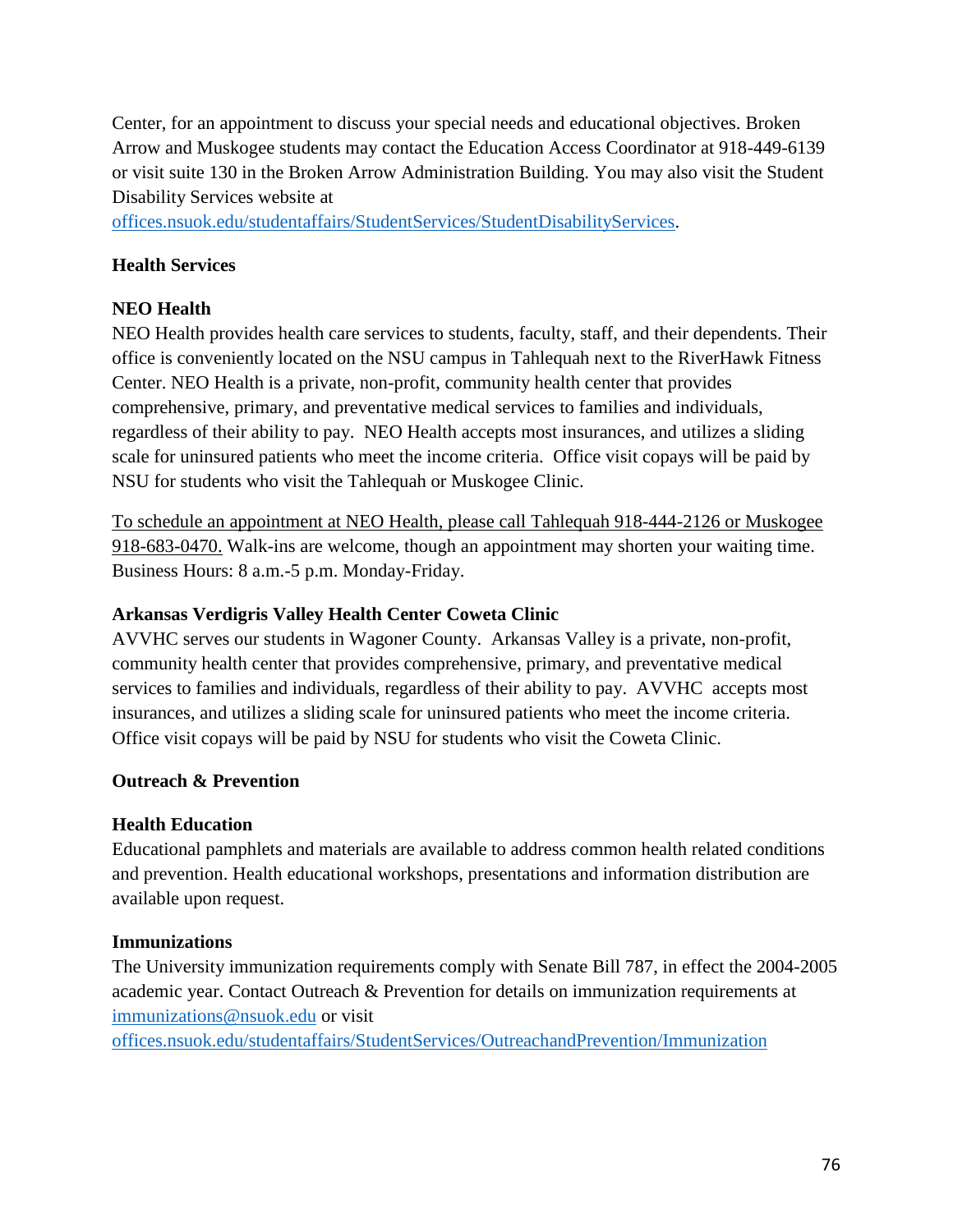Center, for an appointment to discuss your special needs and educational objectives. Broken Arrow and Muskogee students may contact the Education Access Coordinator at 918-449-6139 or visit suite 130 in the Broken Arrow Administration Building. You may also visit the Student Disability Services website at offices.nsuok.edu/studentaffairs/StudentServices/StudentDisabilityServices.

**Health Services**

**NEO Health**

NEO Health provides health care services to students, faculty, staff, and their dependents. Their office is conveniently located on the NSU campus in Tahlequah next to the RiverHawk Fitness Center. NEO Health is a private, non-profit, community health center that provides comprehensive, primary, and preventative medical services to families and individuals, regardless of their ability to pay. NEO Health accepts most insurances, and utilizes a sliding scale for uninsured patients who meet the income criteria. Office visit copays will be paid by NSU for students who visit the Tahlequah or Muskogee Clinic.

To schedule an appointment at NEO Health, please call Tahlequah 918-444-2126 or Muskogee 918-683-0470. Walk-ins are welcome, though an appointment may shorten your waiting time. Business Hours: 8 a.m.-5 p.m. Monday-Friday.

**Arkansas Verdigris Valley Health Center Coweta Clinic**

AVVHC serves our students in Wagoner County. Arkansas Valley is a private, non-profit, community health center that provides comprehensive, primary, and preventative medical services to families and individuals, regardless of their ability to pay. AVVHC accepts most insurances, and utilizes a sliding scale for uninsured patients who meet the income criteria. Office visit copays will be paid by NSU for students who visit the Coweta Clinic.

**Outreach & Prevention**

**Health Education**

Educational pamphlets and materials are available to address common health related conditions and prevention. Health educational workshops, presentations and information distribution are available upon request.

**Immunizations**

The University immunization requirements comply with Senate Bill 787, in effect the 2004-2005 academic year. Contact Outreach & Prevention for details on immunization requirements at immunizations@nsuok.edu or visit offices.nsuok.edu/studentaffairs/StudentServices/OutreachandPrevention/Immunization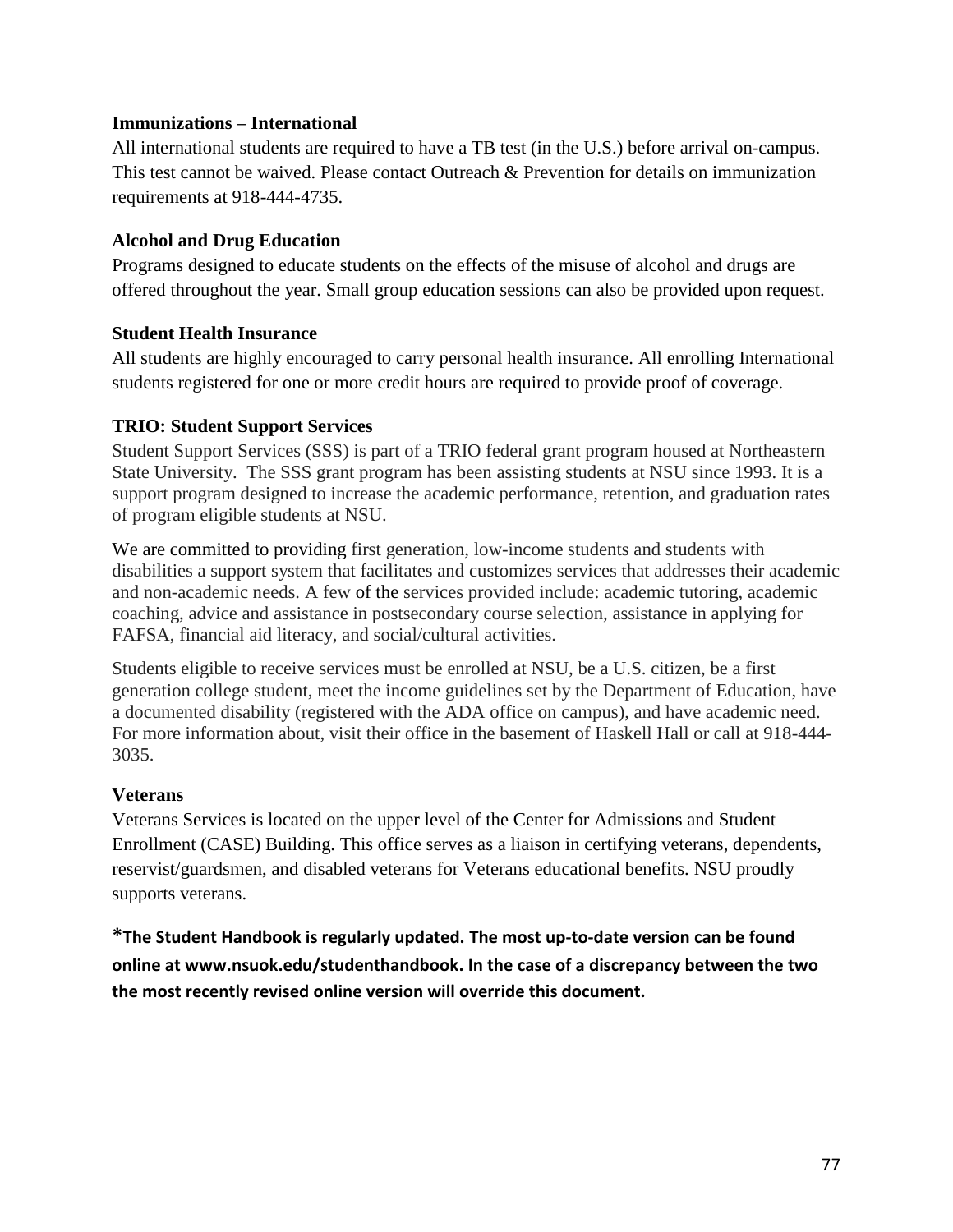### Immunizations – International

All international students are required to have a TB test (in the U.S.) before arrival on-campus. This test cannot be waived. Please contact Outreach & Prevention for details on immunization requirements at 918-444-4735.

### Alcohol and Drug Education

Programs designed to educate students on the effects of the misuse of alcohol and drugs are offered throughout the year. Small group education sessions can also be provided upon request.

### Student Health Insurance

All students are highly encouraged to carry personal health insurance. All enrolling International students registered for one or more credit hours are required to provide proof of coverage.

### TRIO: Student Support Services

Student Support Services (SSS) is part of a TRIO federal grant program housed at Northeastern State University. The SSS grant program has been assisting students at NSU since 1993. It is a support program designed to increase the academic performance, retention, and graduation rates of program eligible students at NSU.

We are committed to providing first generation, low-income students and students with disabilities a support system that facilitates and customizes services that addresses their academic and non-academic needs. A few of the services provided include: academic tutoring, academic coaching, advice and assistance in postsecondary course selection, assistance in applying for FAFSA, financial aid literacy, and social/cultural activities.

Students eligible to receive services must be enrolled at NSU, be a U.S. citizen, be a first generation college student, meet the income guidelines set by the Department of Education, have a documented disability (registered with the ADA office on campus), and have academic need. For more information about, visit their office in the basement of Haskell Hall or call at 918-444-3035.

### Veterans

Veterans Services is located on the upper level of the Center for Admissions and Student Enrollment (CASE) Building. This office serves as a liaison in certifying veterans, dependents, reservist/guardsmen, and disabled veterans for Veterans educational benefits. NSU proudly supports veterans.

**\*The Student Handbook is regularly updated. The most up-to-date version can be found online at www.nsuok.edu/studenthandbook. In the case of a discrepancy between the two the most recently revised online version will override this document.**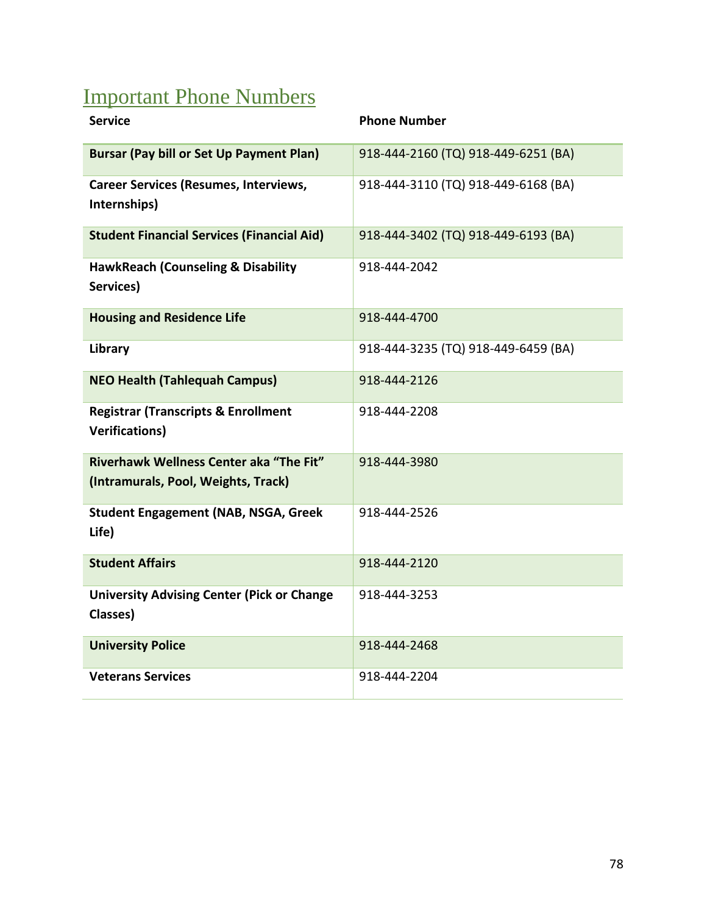## Important Phone Numbers

| Service | Phone Number |
|---|---|
| **Bursar (Pay bill or Set Up Payment Plan)** | 918-444-2160 (TQ) 918-449-6251 (BA) |
| **Career Services (Resumes, Interviews, Internships)** | 918-444-3110 (TQ) 918-449-6168 (BA) |
| **Student Financial Services (Financial Aid)** | 918-444-3402 (TQ) 918-449-6193 (BA) |
| **HawkReach (Counseling & Disability Services)** | 918-444-2042 |
| **Housing and Residence Life** | 918-444-4700 |
| **Library** | 918-444-3235 (TQ) 918-449-6459 (BA) |
| **NEO Health (Tahlequah Campus)** | 918-444-2126 |
| **Registrar (Transcripts & Enrollment Verifications)** | 918-444-2208 |
| **Riverhawk Wellness Center aka "The Fit" (Intramurals, Pool, Weights, Track)** | 918-444-3980 |
| **Student Engagement (NAB, NSGA, Greek Life)** | 918-444-2526 |
| **Student Affairs** | 918-444-2120 |
| **University Advising Center (Pick or Change Classes)** | 918-444-3253 |
| **University Police** | 918-444-2468 |
| **Veterans Services** | 918-444-2204 |